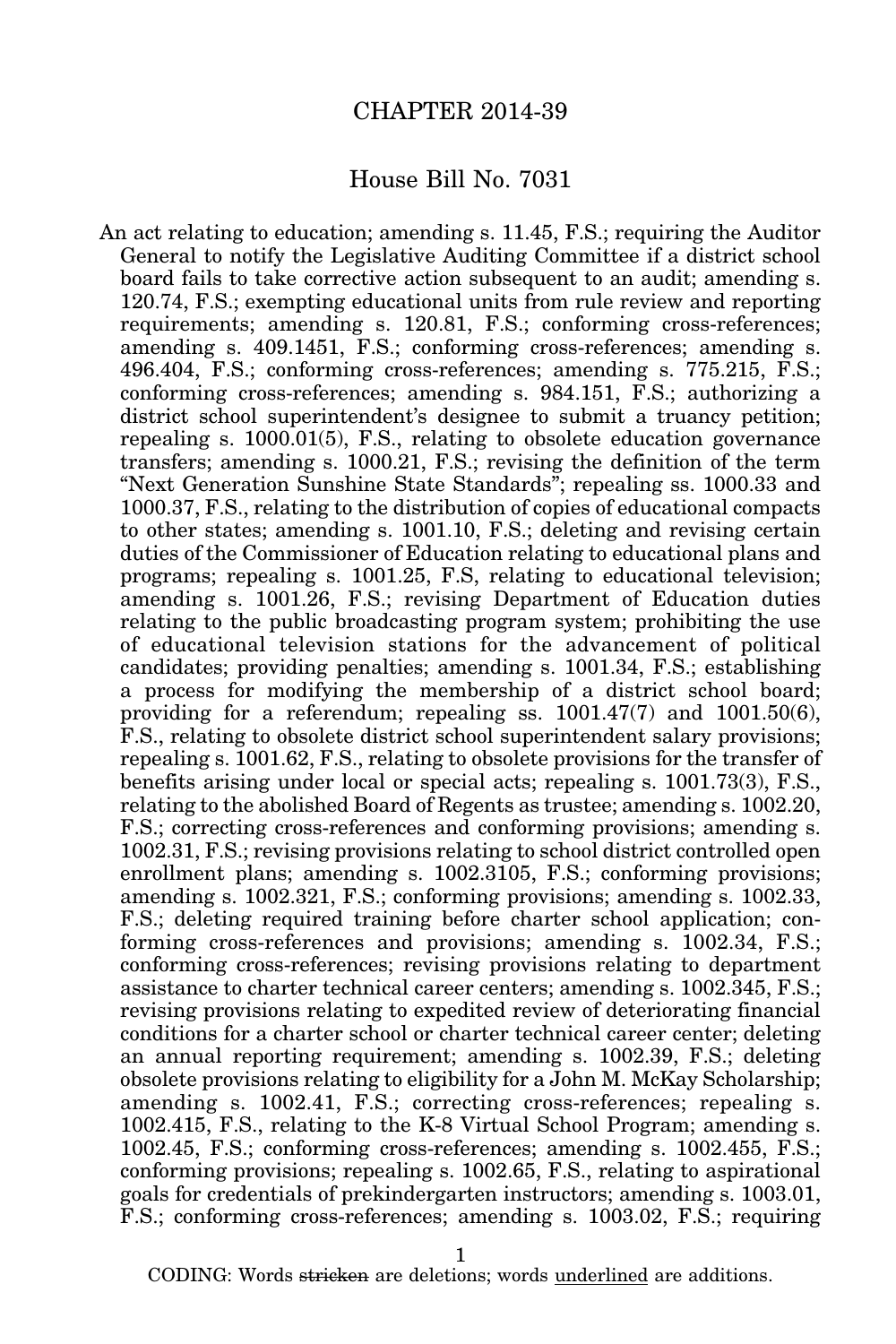# CHAPTER 2014-39

## House Bill No. 7031

An act relating to education; amending s. 11.45, F.S.; requiring the Auditor General to notify the Legislative Auditing Committee if a district school board fails to take corrective action subsequent to an audit; amending s. 120.74, F.S.; exempting educational units from rule review and reporting requirements; amending s. 120.81, F.S.; conforming cross-references; amending s. 409.1451, F.S.; conforming cross-references; amending s. 496.404, F.S.; conforming cross-references; amending s. 775.215, F.S.; conforming cross-references; amending s. 984.151, F.S.; authorizing a district school superintendent's designee to submit a truancy petition; repealing s. 1000.01(5), F.S., relating to obsolete education governance transfers; amending s. 1000.21, F.S.; revising the definition of the term "Next Generation Sunshine State Standards"; repealing ss. 1000.33 and 1000.37, F.S., relating to the distribution of copies of educational compacts to other states; amending s. 1001.10, F.S.; deleting and revising certain duties of the Commissioner of Education relating to educational plans and programs; repealing s. 1001.25, F.S, relating to educational television; amending s. 1001.26, F.S.; revising Department of Education duties relating to the public broadcasting program system; prohibiting the use of educational television stations for the advancement of political candidates; providing penalties; amending s. 1001.34, F.S.; establishing a process for modifying the membership of a district school board; providing for a referendum; repealing ss. 1001.47(7) and 1001.50(6), F.S., relating to obsolete district school superintendent salary provisions; repealing s. 1001.62, F.S., relating to obsolete provisions for the transfer of benefits arising under local or special acts; repealing s. 1001.73(3), F.S., relating to the abolished Board of Regents as trustee; amending s. 1002.20, F.S.; correcting cross-references and conforming provisions; amending s. 1002.31, F.S.; revising provisions relating to school district controlled open enrollment plans; amending s. 1002.3105, F.S.; conforming provisions; amending s. 1002.321, F.S.; conforming provisions; amending s. 1002.33, F.S.; deleting required training before charter school application; conforming cross-references and provisions; amending s. 1002.34, F.S.; conforming cross-references; revising provisions relating to department assistance to charter technical career centers; amending s. 1002.345, F.S.; revising provisions relating to expedited review of deteriorating financial conditions for a charter school or charter technical career center; deleting an annual reporting requirement; amending s. 1002.39, F.S.; deleting obsolete provisions relating to eligibility for a John M. McKay Scholarship; amending s. 1002.41, F.S.; correcting cross-references; repealing s. 1002.415, F.S., relating to the K-8 Virtual School Program; amending s. 1002.45, F.S.; conforming cross-references; amending s. 1002.455, F.S.; conforming provisions; repealing s. 1002.65, F.S., relating to aspirational goals for credentials of prekindergarten instructors; amending s. 1003.01, F.S.; conforming cross-references; amending s. 1003.02, F.S.; requiring

CODING: Words ~~stricken~~ are deletions; words <u>underlined</u> are additions.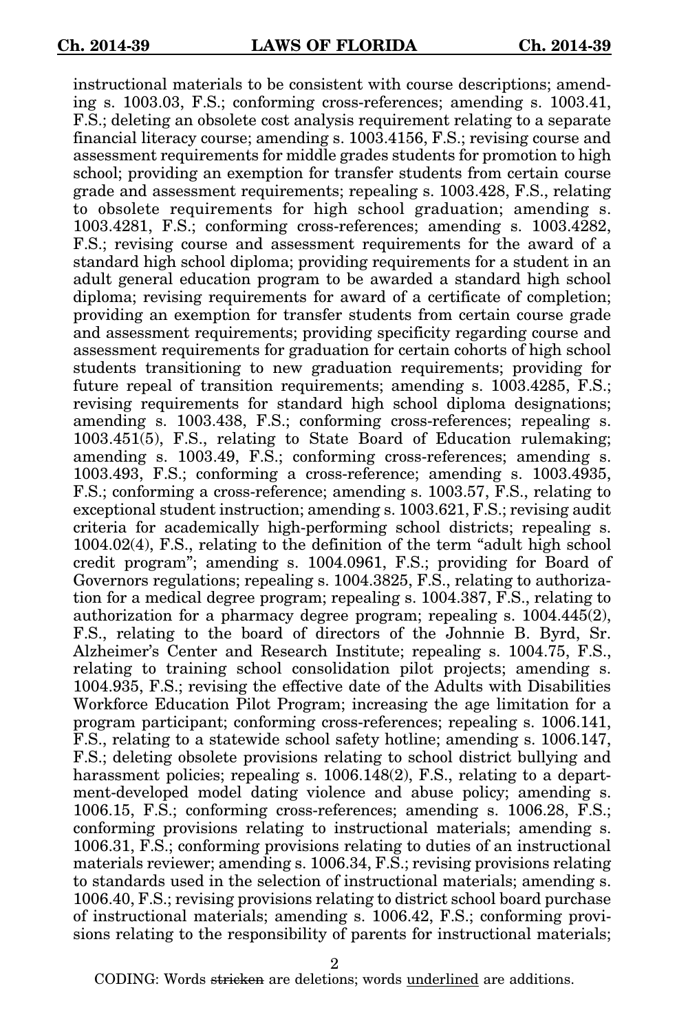instructional materials to be consistent with course descriptions; amending s. 1003.03, F.S.; conforming cross-references; amending s. 1003.41, F.S.; deleting an obsolete cost analysis requirement relating to a separate financial literacy course; amending s. 1003.4156, F.S.; revising course and assessment requirements for middle grades students for promotion to high school; providing an exemption for transfer students from certain course grade and assessment requirements; repealing s. 1003.428, F.S., relating to obsolete requirements for high school graduation; amending s. 1003.4281, F.S.; conforming cross-references; amending s. 1003.4282, F.S.; revising course and assessment requirements for the award of a standard high school diploma; providing requirements for a student in an adult general education program to be awarded a standard high school diploma; revising requirements for award of a certificate of completion; providing an exemption for transfer students from certain course grade and assessment requirements; providing specificity regarding course and assessment requirements for graduation for certain cohorts of high school students transitioning to new graduation requirements; providing for future repeal of transition requirements; amending s. 1003.4285, F.S.; revising requirements for standard high school diploma designations; amending s. 1003.438, F.S.; conforming cross-references; repealing s. 1003.451(5), F.S., relating to State Board of Education rulemaking; amending s. 1003.49, F.S.; conforming cross-references; amending s. 1003.493, F.S.; conforming a cross-reference; amending s. 1003.4935, F.S.; conforming a cross-reference; amending s. 1003.57, F.S., relating to exceptional student instruction; amending s. 1003.621, F.S.; revising audit criteria for academically high-performing school districts; repealing s. 1004.02(4), F.S., relating to the definition of the term "adult high school credit program"; amending s. 1004.0961, F.S.; providing for Board of Governors regulations; repealing s. 1004.3825, F.S., relating to authorization for a medical degree program; repealing s. 1004.387, F.S., relating to authorization for a pharmacy degree program; repealing s. 1004.445(2), F.S., relating to the board of directors of the Johnnie B. Byrd, Sr. Alzheimer's Center and Research Institute; repealing s. 1004.75, F.S., relating to training school consolidation pilot projects; amending s. 1004.935, F.S.; revising the effective date of the Adults with Disabilities Workforce Education Pilot Program; increasing the age limitation for a program participant; conforming cross-references; repealing s. 1006.141, F.S., relating to a statewide school safety hotline; amending s. 1006.147, F.S.; deleting obsolete provisions relating to school district bullying and harassment policies; repealing s. 1006.148(2), F.S., relating to a department-developed model dating violence and abuse policy; amending s. 1006.15, F.S.; conforming cross-references; amending s. 1006.28, F.S.; conforming provisions relating to instructional materials; amending s. 1006.31, F.S.; conforming provisions relating to duties of an instructional materials reviewer; amending s. 1006.34, F.S.; revising provisions relating to standards used in the selection of instructional materials; amending s. 1006.40, F.S.; revising provisions relating to district school board purchase of instructional materials; amending s. 1006.42, F.S.; conforming provisions relating to the responsibility of parents for instructional materials;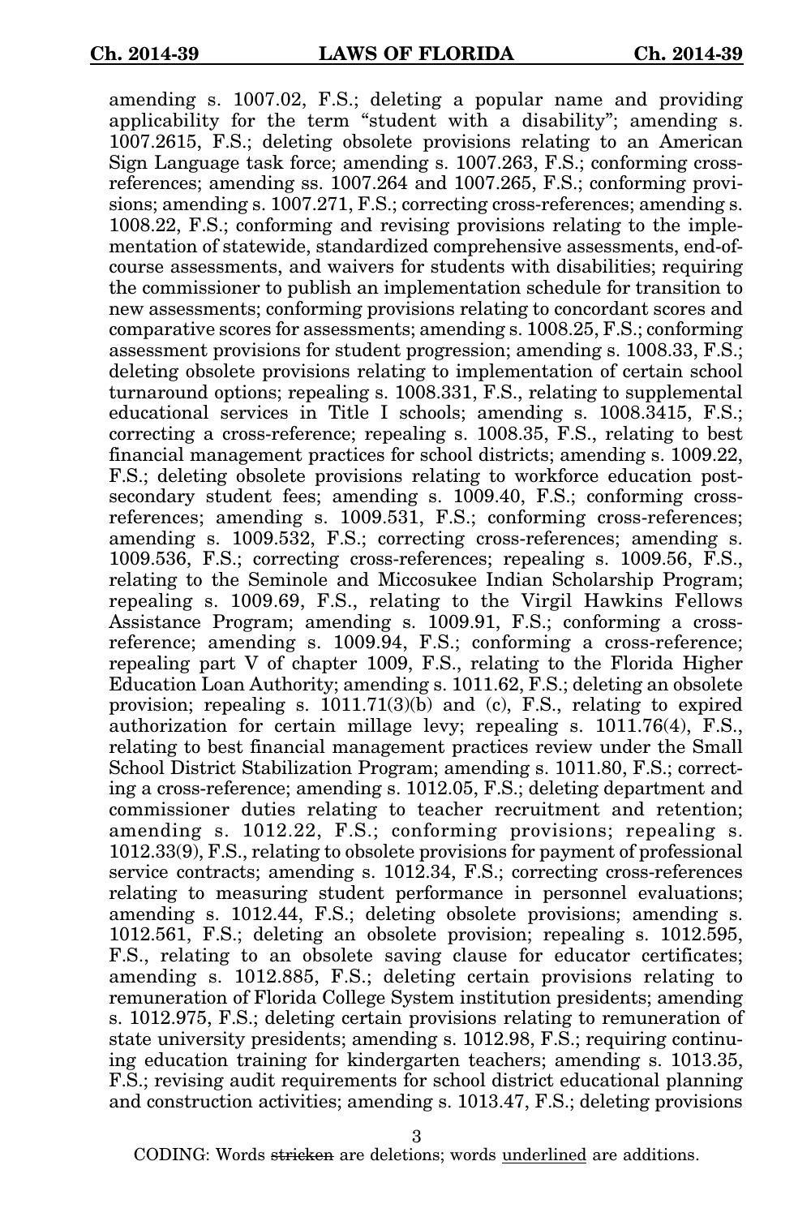amending s. 1007.02, F.S.; deleting a popular name and providing applicability for the term "student with a disability"; amending s. 1007.2615, F.S.; deleting obsolete provisions relating to an American Sign Language task force; amending s. 1007.263, F.S.; conforming cross-references; amending ss. 1007.264 and 1007.265, F.S.; conforming provisions; amending s. 1007.271, F.S.; correcting cross-references; amending s. 1008.22, F.S.; conforming and revising provisions relating to the implementation of statewide, standardized comprehensive assessments, end-of-course assessments, and waivers for students with disabilities; requiring the commissioner to publish an implementation schedule for transition to new assessments; conforming provisions relating to concordant scores and comparative scores for assessments; amending s. 1008.25, F.S.; conforming assessment provisions for student progression; amending s. 1008.33, F.S.; deleting obsolete provisions relating to implementation of certain school turnaround options; repealing s. 1008.331, F.S., relating to supplemental educational services in Title I schools; amending s. 1008.3415, F.S.; correcting a cross-reference; repealing s. 1008.35, F.S., relating to best financial management practices for school districts; amending s. 1009.22, F.S.; deleting obsolete provisions relating to workforce education post-secondary student fees; amending s. 1009.40, F.S.; conforming cross-references; amending s. 1009.531, F.S.; conforming cross-references; amending s. 1009.532, F.S.; correcting cross-references; amending s. 1009.536, F.S.; correcting cross-references; repealing s. 1009.56, F.S., relating to the Seminole and Miccosukee Indian Scholarship Program; repealing s. 1009.69, F.S., relating to the Virgil Hawkins Fellows Assistance Program; amending s. 1009.91, F.S.; conforming a cross-reference; amending s. 1009.94, F.S.; conforming a cross-reference; repealing part V of chapter 1009, F.S., relating to the Florida Higher Education Loan Authority; amending s. 1011.62, F.S.; deleting an obsolete provision; repealing s. 1011.71(3)(b) and (c), F.S., relating to expired authorization for certain millage levy; repealing s. 1011.76(4), F.S., relating to best financial management practices review under the Small School District Stabilization Program; amending s. 1011.80, F.S.; correcting a cross-reference; amending s. 1012.05, F.S.; deleting department and commissioner duties relating to teacher recruitment and retention; amending s. 1012.22, F.S.; conforming provisions; repealing s. 1012.33(9), F.S., relating to obsolete provisions for payment of professional service contracts; amending s. 1012.34, F.S.; correcting cross-references relating to measuring student performance in personnel evaluations; amending s. 1012.44, F.S.; deleting obsolete provisions; amending s. 1012.561, F.S.; deleting an obsolete provision; repealing s. 1012.595, F.S., relating to an obsolete saving clause for educator certificates; amending s. 1012.885, F.S.; deleting certain provisions relating to remuneration of Florida College System institution presidents; amending s. 1012.975, F.S.; deleting certain provisions relating to remuneration of state university presidents; amending s. 1012.98, F.S.; requiring continuing education training for kindergarten teachers; amending s. 1013.35, F.S.; revising audit requirements for school district educational planning and construction activities; amending s. 1013.47, F.S.; deleting provisions

CODING: Words ~~stricken~~ are deletions; words <u>underlined</u> are additions.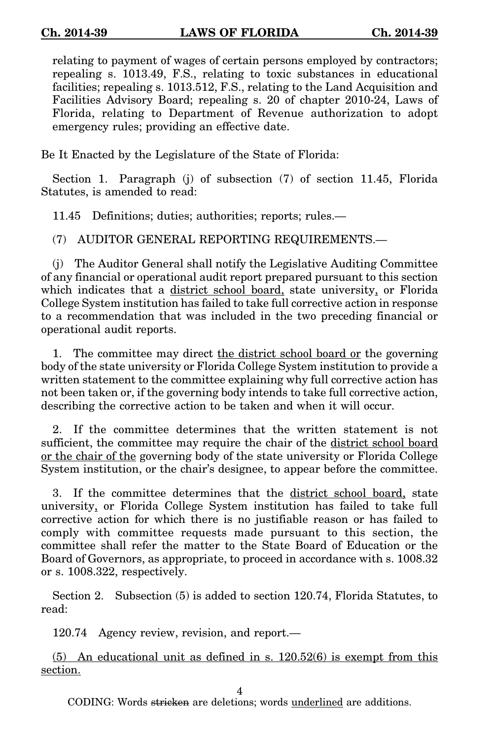relating to payment of wages of certain persons employed by contractors; repealing s. 1013.49, F.S., relating to toxic substances in educational facilities; repealing s. 1013.512, F.S., relating to the Land Acquisition and Facilities Advisory Board; repealing s. 20 of chapter 2010-24, Laws of Florida, relating to Department of Revenue authorization to adopt emergency rules; providing an effective date.

Be It Enacted by the Legislature of the State of Florida:

Section 1. Paragraph (j) of subsection (7) of section 11.45, Florida Statutes, is amended to read:

11.45 Definitions; duties; authorities; reports; rules.—

(7) AUDITOR GENERAL REPORTING REQUIREMENTS.—

(j) The Auditor General shall notify the Legislative Auditing Committee of any financial or operational audit report prepared pursuant to this section which indicates that a <u>district school board,</u> state university<u>,</u> or Florida College System institution has failed to take full corrective action in response to a recommendation that was included in the two preceding financial or operational audit reports.

1. The committee may direct <u>the district school board or</u> the governing body of the state university or Florida College System institution to provide a written statement to the committee explaining why full corrective action has not been taken or, if the governing body intends to take full corrective action, describing the corrective action to be taken and when it will occur.

2. If the committee determines that the written statement is not sufficient, the committee may require the chair of the <u>district school board or the chair of the</u> governing body of the state university or Florida College System institution, or the chair's designee, to appear before the committee.

3. If the committee determines that the <u>district school board,</u> state university<u>,</u> or Florida College System institution has failed to take full corrective action for which there is no justifiable reason or has failed to comply with committee requests made pursuant to this section, the committee shall refer the matter to the State Board of Education or the Board of Governors, as appropriate, to proceed in accordance with s. 1008.32 or s. 1008.322, respectively.

Section 2. Subsection (5) is added to section 120.74, Florida Statutes, to read:

120.74 Agency review, revision, and report.—

<u>(5) An educational unit as defined in s. 120.52(6) is exempt from this section.</u>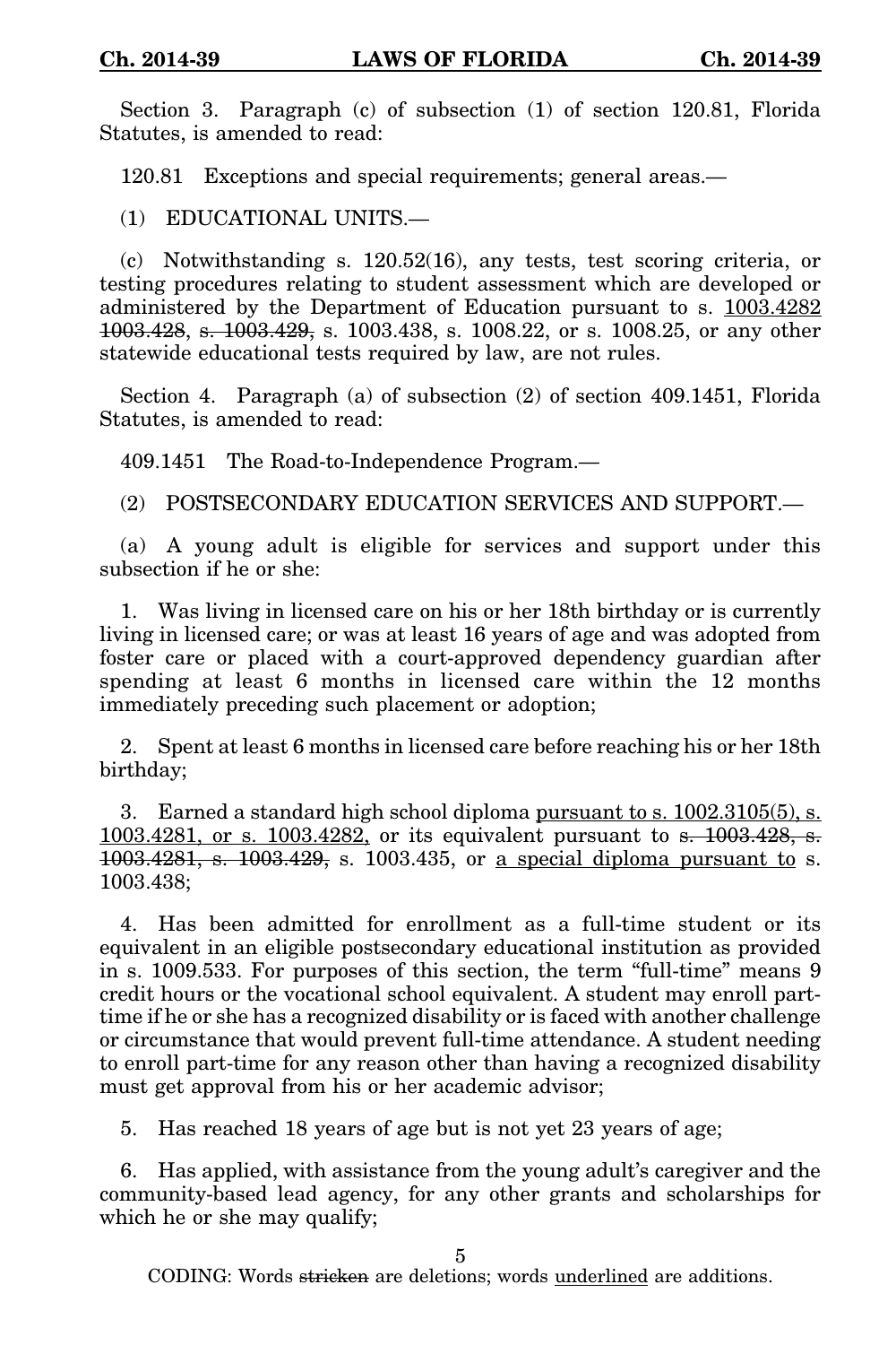Section 3. Paragraph (c) of subsection (1) of section 120.81, Florida Statutes, is amended to read:

120.81 Exceptions and special requirements; general areas.—

(1) EDUCATIONAL UNITS.—

(c) Notwithstanding s. 120.52(16), any tests, test scoring criteria, or testing procedures relating to student assessment which are developed or administered by the Department of Education pursuant to s. <u>1003.4282</u> ~~1003.428~~, ~~s. 1003.429,~~ s. 1003.438, s. 1008.22, or s. 1008.25, or any other statewide educational tests required by law, are not rules.

Section 4. Paragraph (a) of subsection (2) of section 409.1451, Florida Statutes, is amended to read:

409.1451 The Road-to-Independence Program.—

(2) POSTSECONDARY EDUCATION SERVICES AND SUPPORT.—

(a) A young adult is eligible for services and support under this subsection if he or she:

1. Was living in licensed care on his or her 18th birthday or is currently living in licensed care; or was at least 16 years of age and was adopted from foster care or placed with a court-approved dependency guardian after spending at least 6 months in licensed care within the 12 months immediately preceding such placement or adoption;

2. Spent at least 6 months in licensed care before reaching his or her 18th birthday;

3. Earned a standard high school diploma <u>pursuant to s. 1002.3105(5), s. 1003.4281, or s. 1003.4282,</u> or its equivalent pursuant to ~~s. 1003.428, s. 1003.4281, s. 1003.429,~~ s. 1003.435, or <u>a special diploma pursuant to</u> s. 1003.438;

4. Has been admitted for enrollment as a full-time student or its equivalent in an eligible postsecondary educational institution as provided in s. 1009.533. For purposes of this section, the term "full-time" means 9 credit hours or the vocational school equivalent. A student may enroll part-time if he or she has a recognized disability or is faced with another challenge or circumstance that would prevent full-time attendance. A student needing to enroll part-time for any reason other than having a recognized disability must get approval from his or her academic advisor;

5. Has reached 18 years of age but is not yet 23 years of age;

6. Has applied, with assistance from the young adult's caregiver and the community-based lead agency, for any other grants and scholarships for which he or she may qualify;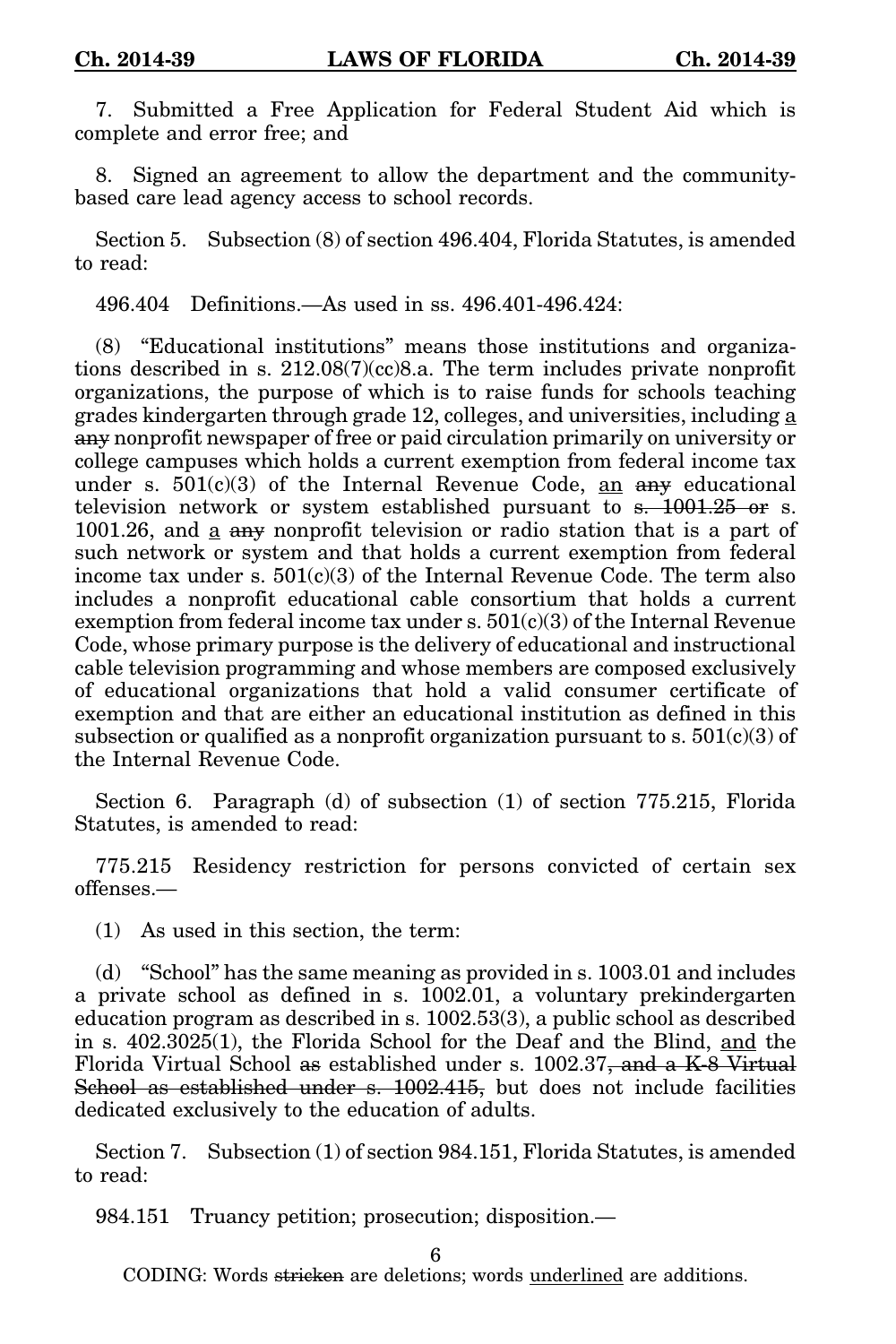7. Submitted a Free Application for Federal Student Aid which is complete and error free; and

8. Signed an agreement to allow the department and the community-based care lead agency access to school records.

Section 5. Subsection (8) of section 496.404, Florida Statutes, is amended to read:

496.404 Definitions.—As used in ss. 496.401-496.424:

(8) "Educational institutions" means those institutions and organizations described in s. 212.08(7)(cc)8.a. The term includes private nonprofit organizations, the purpose of which is to raise funds for schools teaching grades kindergarten through grade 12, colleges, and universities, including <u>a</u> ~~any~~ nonprofit newspaper of free or paid circulation primarily on university or college campuses which holds a current exemption from federal income tax under s. 501(c)(3) of the Internal Revenue Code, <u>an</u> ~~any~~ educational television network or system established pursuant to ~~s. 1001.25 or~~ s. 1001.26, and <u>a</u> ~~any~~ nonprofit television or radio station that is a part of such network or system and that holds a current exemption from federal income tax under s. 501(c)(3) of the Internal Revenue Code. The term also includes a nonprofit educational cable consortium that holds a current exemption from federal income tax under s. 501(c)(3) of the Internal Revenue Code, whose primary purpose is the delivery of educational and instructional cable television programming and whose members are composed exclusively of educational organizations that hold a valid consumer certificate of exemption and that are either an educational institution as defined in this subsection or qualified as a nonprofit organization pursuant to s. 501(c)(3) of the Internal Revenue Code.

Section 6. Paragraph (d) of subsection (1) of section 775.215, Florida Statutes, is amended to read:

775.215 Residency restriction for persons convicted of certain sex offenses.—

(1) As used in this section, the term:

(d) "School" has the same meaning as provided in s. 1003.01 and includes a private school as defined in s. 1002.01, a voluntary prekindergarten education program as described in s. 1002.53(3), a public school as described in s. 402.3025(1), the Florida School for the Deaf and the Blind, <u>and</u> the Florida Virtual School ~~as~~ established under s. 1002.37~~, and a K-8 Virtual School as established under s. 1002.415,~~ but does not include facilities dedicated exclusively to the education of adults.

Section 7. Subsection (1) of section 984.151, Florida Statutes, is amended to read:

984.151 Truancy petition; prosecution; disposition.—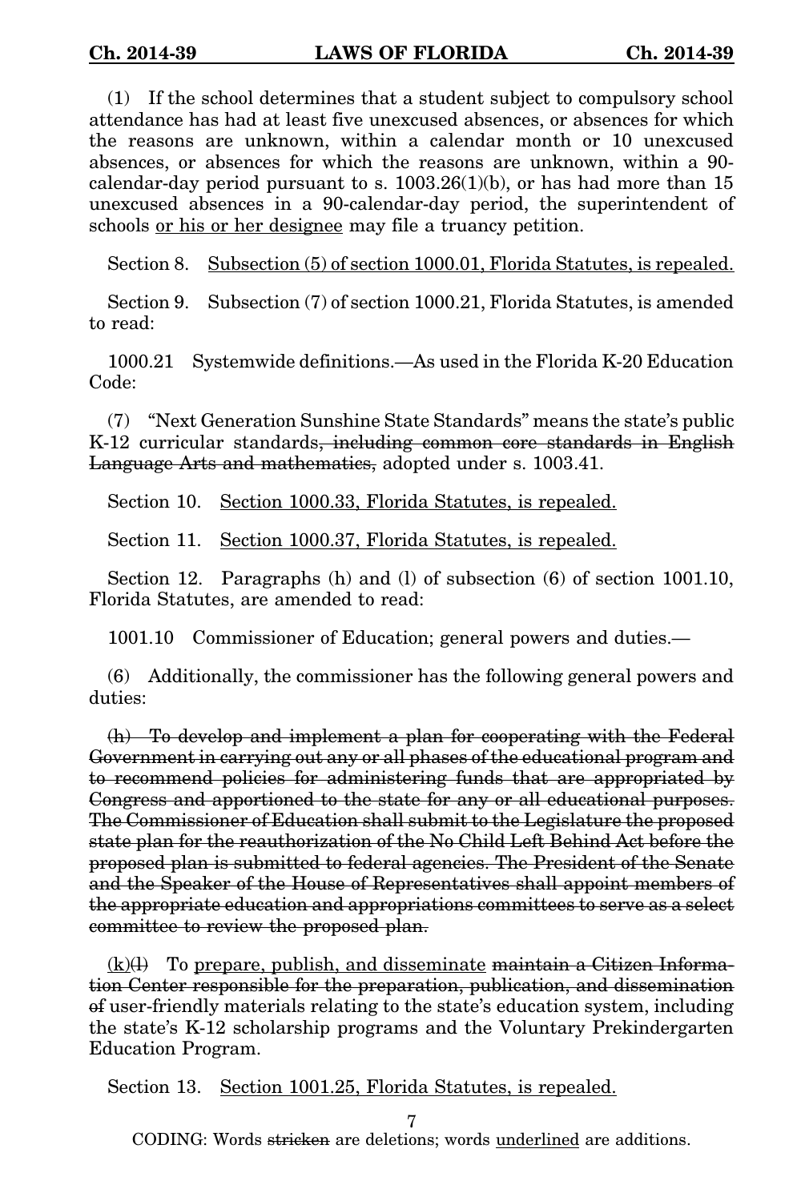(1) If the school determines that a student subject to compulsory school attendance has had at least five unexcused absences, or absences for which the reasons are unknown, within a calendar month or 10 unexcused absences, or absences for which the reasons are unknown, within a 90-calendar-day period pursuant to s. 1003.26(1)(b), or has had more than 15 unexcused absences in a 90-calendar-day period, the superintendent of schools <u>or his or her designee</u> may file a truancy petition.

Section 8. <u>Subsection (5) of section 1000.01, Florida Statutes, is repealed.</u>

Section 9. Subsection (7) of section 1000.21, Florida Statutes, is amended to read:

1000.21 Systemwide definitions.—As used in the Florida K-20 Education Code:

(7) "Next Generation Sunshine State Standards" means the state's public K-12 curricular standards~~, including common core standards in English Language Arts and mathematics,~~ adopted under s. 1003.41.

Section 10. <u>Section 1000.33, Florida Statutes, is repealed.</u>

Section 11. <u>Section 1000.37, Florida Statutes, is repealed.</u>

Section 12. Paragraphs (h) and (l) of subsection (6) of section 1001.10, Florida Statutes, are amended to read:

1001.10 Commissioner of Education; general powers and duties.—

(6) Additionally, the commissioner has the following general powers and duties:

~~(h) To develop and implement a plan for cooperating with the Federal Government in carrying out any or all phases of the educational program and to recommend policies for administering funds that are appropriated by Congress and apportioned to the state for any or all educational purposes. The Commissioner of Education shall submit to the Legislature the proposed state plan for the reauthorization of the No Child Left Behind Act before the proposed plan is submitted to federal agencies. The President of the Senate and the Speaker of the House of Representatives shall appoint members of the appropriate education and appropriations committees to serve as a select committee to review the proposed plan.~~

<u>(k)</u>~~(l)~~ To <u>prepare, publish, and disseminate</u> ~~maintain a Citizen Information Center responsible for the preparation, publication, and dissemination of~~ user-friendly materials relating to the state's education system, including the state's K-12 scholarship programs and the Voluntary Prekindergarten Education Program.

Section 13. <u>Section 1001.25, Florida Statutes, is repealed.</u>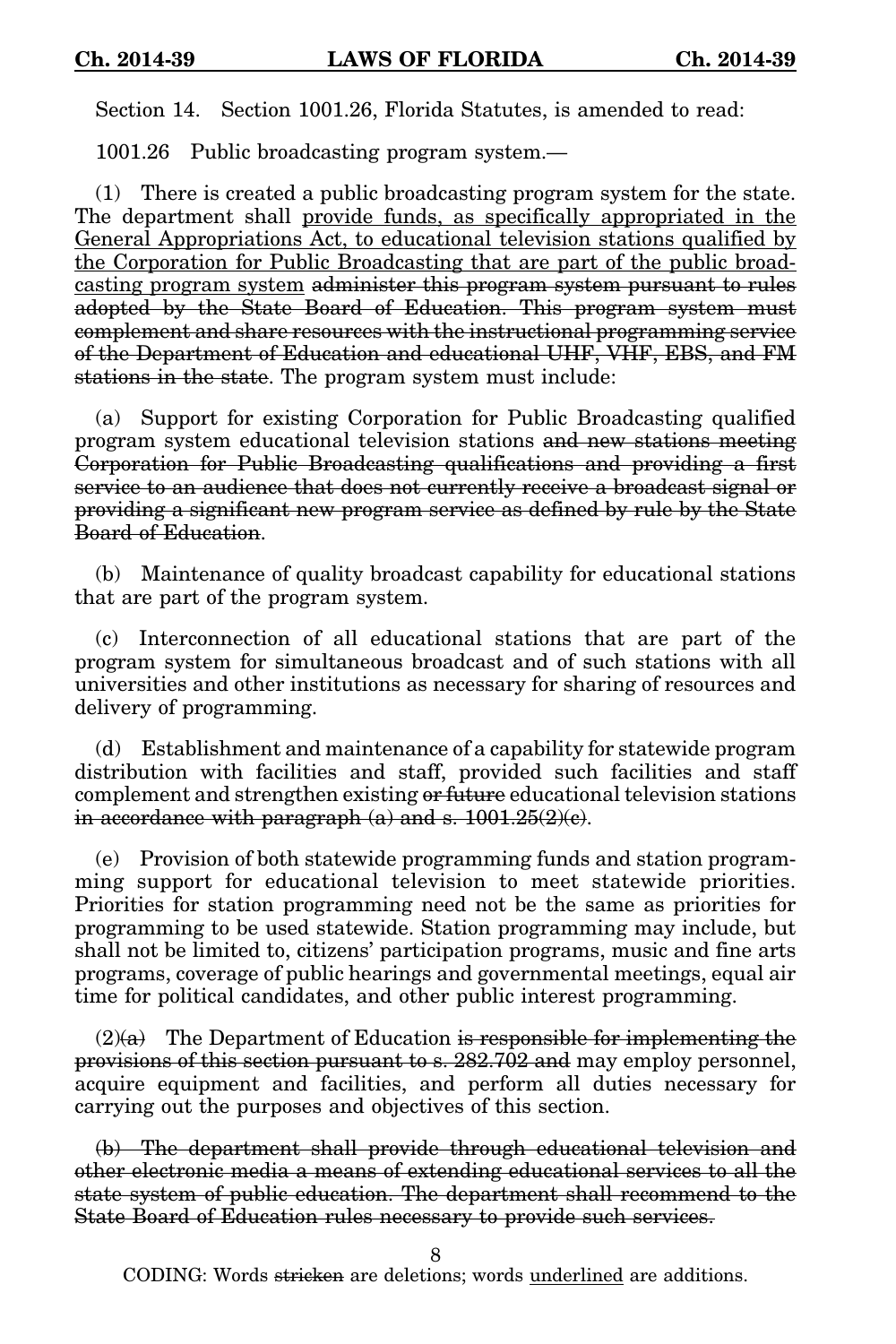Section 14. Section 1001.26, Florida Statutes, is amended to read:

1001.26 Public broadcasting program system.—

(1) There is created a public broadcasting program system for the state. The department shall <u>provide funds, as specifically appropriated in the General Appropriations Act, to educational television stations qualified by the Corporation for Public Broadcasting that are part of the public broadcasting program system</u> ~~administer this program system pursuant to rules adopted by the State Board of Education. This program system must complement and share resources with the instructional programming service of the Department of Education and educational UHF, VHF, EBS, and FM stations in the state~~. The program system must include:

(a) Support for existing Corporation for Public Broadcasting qualified program system educational television stations ~~and new stations meeting Corporation for Public Broadcasting qualifications and providing a first service to an audience that does not currently receive a broadcast signal or providing a significant new program service as defined by rule by the State Board of Education~~.

(b) Maintenance of quality broadcast capability for educational stations that are part of the program system.

(c) Interconnection of all educational stations that are part of the program system for simultaneous broadcast and of such stations with all universities and other institutions as necessary for sharing of resources and delivery of programming.

(d) Establishment and maintenance of a capability for statewide program distribution with facilities and staff, provided such facilities and staff complement and strengthen existing ~~or future~~ educational television stations ~~in accordance with paragraph (a) and s. 1001.25(2)(c)~~.

(e) Provision of both statewide programming funds and station programming support for educational television to meet statewide priorities. Priorities for station programming need not be the same as priorities for programming to be used statewide. Station programming may include, but shall not be limited to, citizens' participation programs, music and fine arts programs, coverage of public hearings and governmental meetings, equal air time for political candidates, and other public interest programming.

(2)~~(a)~~ The Department of Education ~~is responsible for implementing the provisions of this section pursuant to s. 282.702 and~~ may employ personnel, acquire equipment and facilities, and perform all duties necessary for carrying out the purposes and objectives of this section.

~~(b) The department shall provide through educational television and other electronic media a means of extending educational services to all the state system of public education. The department shall recommend to the State Board of Education rules necessary to provide such services.~~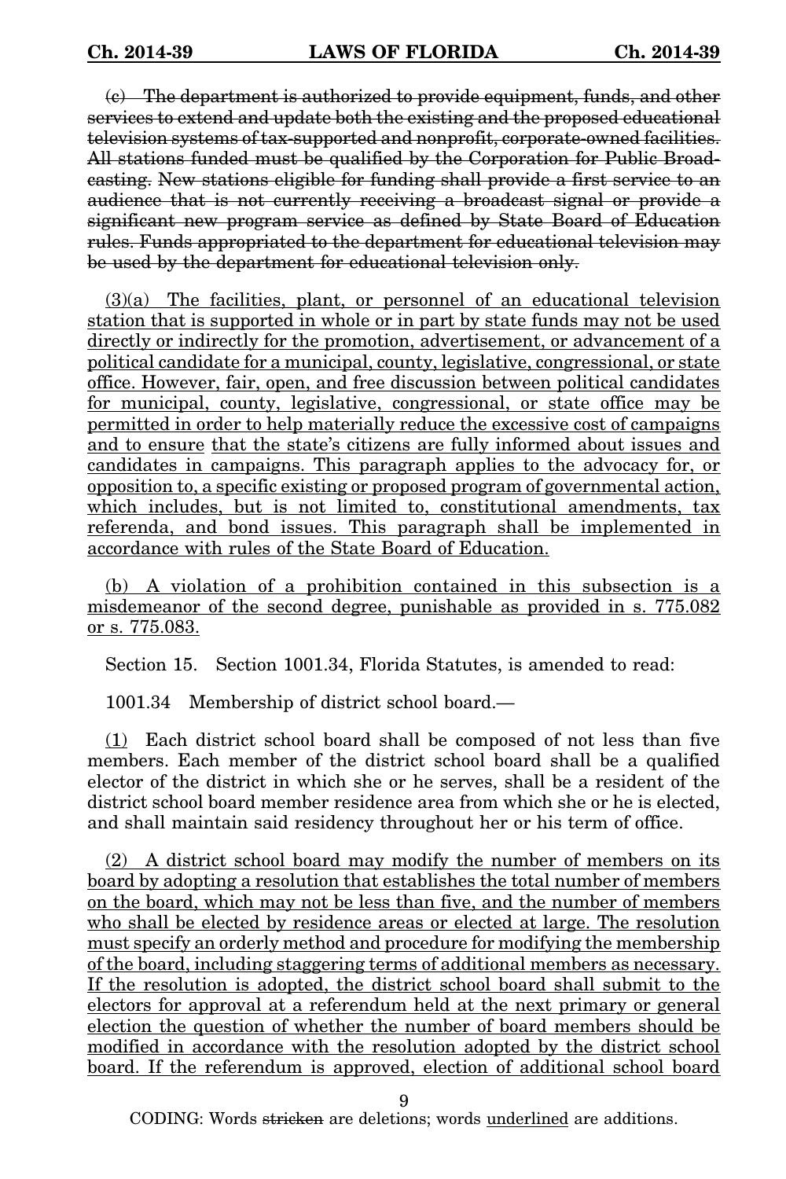~~(c) The department is authorized to provide equipment, funds, and other services to extend and update both the existing and the proposed educational television systems of tax-supported and nonprofit, corporate-owned facilities. All stations funded must be qualified by the Corporation for Public Broadcasting. New stations eligible for funding shall provide a first service to an audience that is not currently receiving a broadcast signal or provide a significant new program service as defined by State Board of Education rules. Funds appropriated to the department for educational television may be used by the department for educational television only.~~

<u>(3)(a) The facilities, plant, or personnel of an educational television station that is supported in whole or in part by state funds may not be used directly or indirectly for the promotion, advertisement, or advancement of a political candidate for a municipal, county, legislative, congressional, or state office. However, fair, open, and free discussion between political candidates for municipal, county, legislative, congressional, or state office may be permitted in order to help materially reduce the excessive cost of campaigns and to ensure that the state's citizens are fully informed about issues and candidates in campaigns. This paragraph applies to the advocacy for, or opposition to, a specific existing or proposed program of governmental action, which includes, but is not limited to, constitutional amendments, tax referenda, and bond issues. This paragraph shall be implemented in accordance with rules of the State Board of Education.</u>

<u>(b) A violation of a prohibition contained in this subsection is a misdemeanor of the second degree, punishable as provided in s. 775.082 or s. 775.083.</u>

Section 15. Section 1001.34, Florida Statutes, is amended to read:

1001.34 Membership of district school board.—

<u>(1)</u> Each district school board shall be composed of not less than five members. Each member of the district school board shall be a qualified elector of the district in which she or he serves, shall be a resident of the district school board member residence area from which she or he is elected, and shall maintain said residency throughout her or his term of office.

<u>(2) A district school board may modify the number of members on its board by adopting a resolution that establishes the total number of members on the board, which may not be less than five, and the number of members who shall be elected by residence areas or elected at large. The resolution must specify an orderly method and procedure for modifying the membership of the board, including staggering terms of additional members as necessary. If the resolution is adopted, the district school board shall submit to the electors for approval at a referendum held at the next primary or general election the question of whether the number of board members should be modified in accordance with the resolution adopted by the district school board. If the referendum is approved, election of additional school board</u>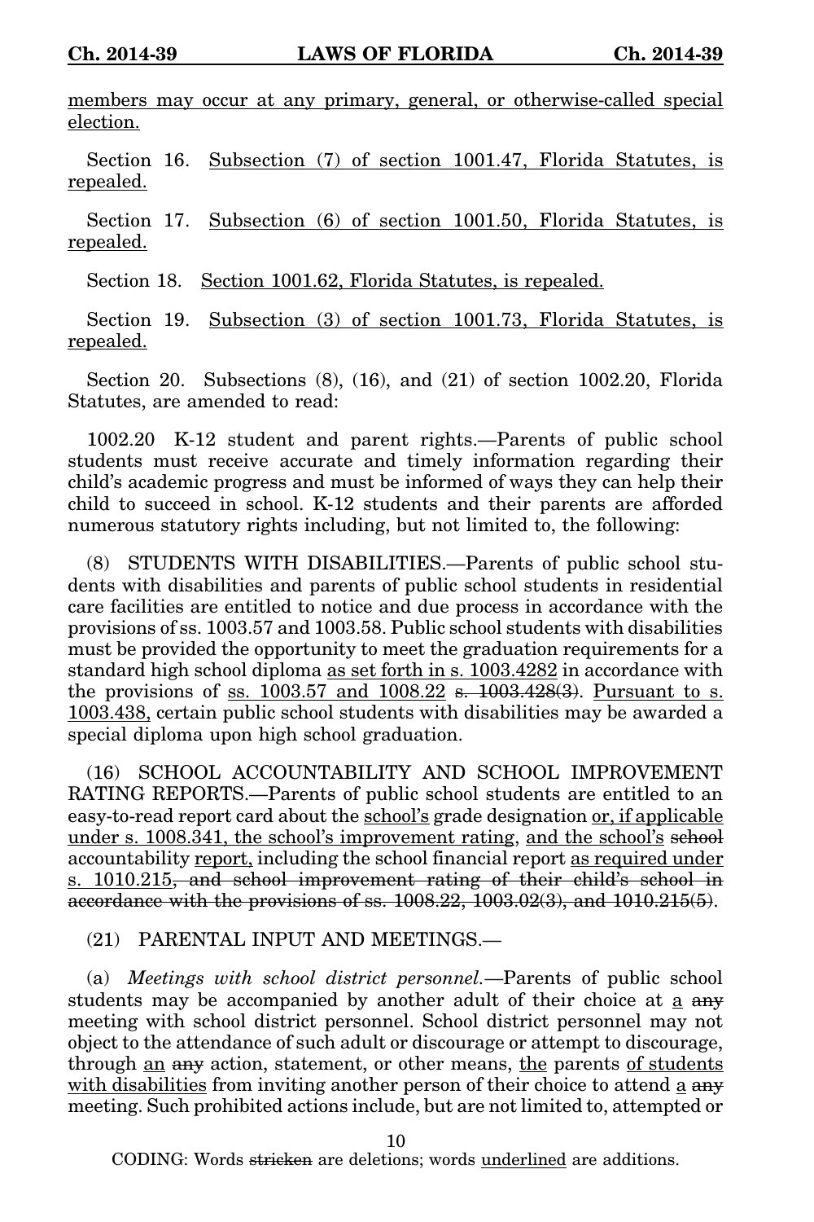<u>members may occur at any primary, general, or otherwise-called special election.</u>

Section 16. <u>Subsection (7) of section 1001.47, Florida Statutes, is repealed.</u>

Section 17. <u>Subsection (6) of section 1001.50, Florida Statutes, is repealed.</u>

Section 18. <u>Section 1001.62, Florida Statutes, is repealed.</u>

Section 19. <u>Subsection (3) of section 1001.73, Florida Statutes, is repealed.</u>

Section 20. Subsections (8), (16), and (21) of section 1002.20, Florida Statutes, are amended to read:

1002.20 K-12 student and parent rights.—Parents of public school students must receive accurate and timely information regarding their child's academic progress and must be informed of ways they can help their child to succeed in school. K-12 students and their parents are afforded numerous statutory rights including, but not limited to, the following:

(8) STUDENTS WITH DISABILITIES.—Parents of public school students with disabilities and parents of public school students in residential care facilities are entitled to notice and due process in accordance with the provisions of ss. 1003.57 and 1003.58. Public school students with disabilities must be provided the opportunity to meet the graduation requirements for a standard high school diploma <u>as set forth in s. 1003.4282</u> in accordance with the provisions of <u>ss. 1003.57 and 1008.22</u> ~~s. 1003.428(3)~~. <u>Pursuant to s. 1003.438,</u> certain public school students with disabilities may be awarded a special diploma upon high school graduation.

(16) SCHOOL ACCOUNTABILITY AND SCHOOL IMPROVEMENT RATING REPORTS.—Parents of public school students are entitled to an easy-to-read report card about the <u>school's</u> grade designation <u>or, if applicable under s. 1008.341, the school's improvement rating</u>, <u>and the school's</u> ~~school~~ accountability <u>report,</u> including the school financial report <u>as required under s. 1010.215</u>~~, and school improvement rating of their child's school in accordance with the provisions of ss. 1008.22, 1003.02(3), and 1010.215(5)~~.

(21) PARENTAL INPUT AND MEETINGS.—

(a) *Meetings with school district personnel.*—Parents of public school students may be accompanied by another adult of their choice at <u>a</u> ~~any~~ meeting with school district personnel. School district personnel may not object to the attendance of such adult or discourage or attempt to discourage, through <u>an</u> ~~any~~ action, statement, or other means, <u>the</u> parents <u>of students with disabilities</u> from inviting another person of their choice to attend <u>a</u> ~~any~~ meeting. Such prohibited actions include, but are not limited to, attempted or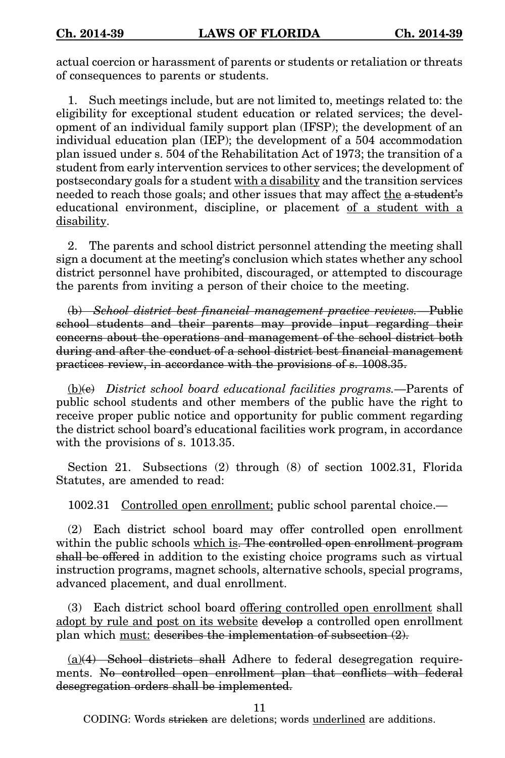actual coercion or harassment of parents or students or retaliation or threats of consequences to parents or students.

1. Such meetings include, but are not limited to, meetings related to: the eligibility for exceptional student education or related services; the development of an individual family support plan (IFSP); the development of an individual education plan (IEP); the development of a 504 accommodation plan issued under s. 504 of the Rehabilitation Act of 1973; the transition of a student from early intervention services to other services; the development of postsecondary goals for a student <u>with a disability</u> and the transition services needed to reach those goals; and other issues that may affect <u>the</u> ~~a student's~~ educational environment, discipline, or placement <u>of a student with a disability</u>.

2. The parents and school district personnel attending the meeting shall sign a document at the meeting's conclusion which states whether any school district personnel have prohibited, discouraged, or attempted to discourage the parents from inviting a person of their choice to the meeting.

~~(b) *School district best financial management practice reviews.*—Public school students and their parents may provide input regarding their concerns about the operations and management of the school district both during and after the conduct of a school district best financial management practices review, in accordance with the provisions of s. 1008.35.~~

<u>(b)</u>~~(c)~~ *District school board educational facilities programs.*—Parents of public school students and other members of the public have the right to receive proper public notice and opportunity for public comment regarding the district school board's educational facilities work program, in accordance with the provisions of s. 1013.35.

Section 21. Subsections (2) through (8) of section 1002.31, Florida Statutes, are amended to read:

1002.31 <u>Controlled open enrollment;</u> public school parental choice.—

(2) Each district school board may offer controlled open enrollment within the public schools <u>which is</u>~~. The controlled open enrollment program shall be offered~~ in addition to the existing choice programs such as virtual instruction programs, magnet schools, alternative schools, special programs, advanced placement, and dual enrollment.

(3) Each district school board <u>offering controlled open enrollment</u> shall <u>adopt by rule and post on its website</u> ~~develop~~ a controlled open enrollment plan which <u>must:</u> ~~describes the implementation of subsection (2).~~

<u>(a)</u>~~(4) School districts shall~~ Adhere to federal desegregation requirements. ~~No controlled open enrollment plan that conflicts with federal desegregation orders shall be implemented.~~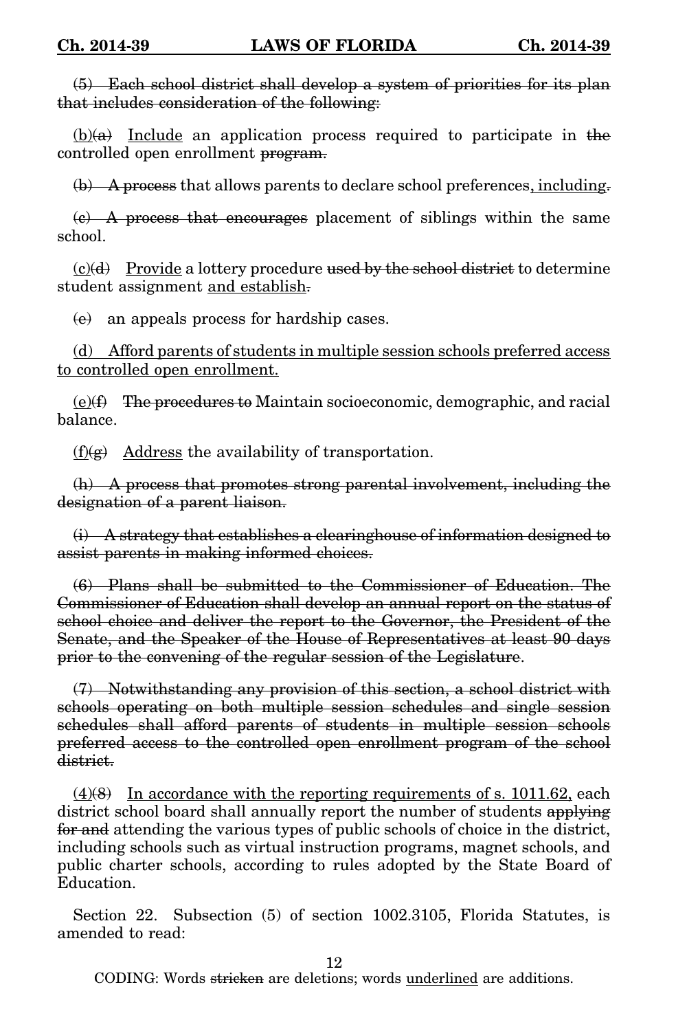~~(5) Each school district shall develop a system of priorities for its plan that includes consideration of the following:~~

<u>(b)</u>~~(a)~~ <u>Include</u> an application process required to participate in ~~the~~ controlled open enrollment ~~program.~~

~~(b) A process~~ that allows parents to declare school preferences<u>, including</u>~~.~~

~~(c) A process that encourages~~ placement of siblings within the same school.

<u>(c)</u>~~(d)~~ <u>Provide</u> a lottery procedure ~~used by the school district~~ to determine student assignment <u>and establish</u>~~.~~

~~(e)~~ an appeals process for hardship cases.

<u>(d) Afford parents of students in multiple session schools preferred access to controlled open enrollment.</u>

<u>(e)</u>~~(f)~~ ~~The procedures to~~ Maintain socioeconomic, demographic, and racial balance.

<u>(f)</u>~~(g)~~ <u>Address</u> the availability of transportation.

~~(h) A process that promotes strong parental involvement, including the designation of a parent liaison.~~

~~(i) A strategy that establishes a clearinghouse of information designed to assist parents in making informed choices.~~

~~(6) Plans shall be submitted to the Commissioner of Education. The Commissioner of Education shall develop an annual report on the status of school choice and deliver the report to the Governor, the President of the Senate, and the Speaker of the House of Representatives at least 90 days prior to the convening of the regular session of the Legislature~~.

~~(7) Notwithstanding any provision of this section, a school district with schools operating on both multiple session schedules and single session schedules shall afford parents of students in multiple session schools preferred access to the controlled open enrollment program of the school district.~~

<u>(4)</u>~~(8)~~ <u>In accordance with the reporting requirements of s. 1011.62,</u> each district school board shall annually report the number of students ~~applying for and~~ attending the various types of public schools of choice in the district, including schools such as virtual instruction programs, magnet schools, and public charter schools, according to rules adopted by the State Board of Education.

Section 22. Subsection (5) of section 1002.3105, Florida Statutes, is amended to read: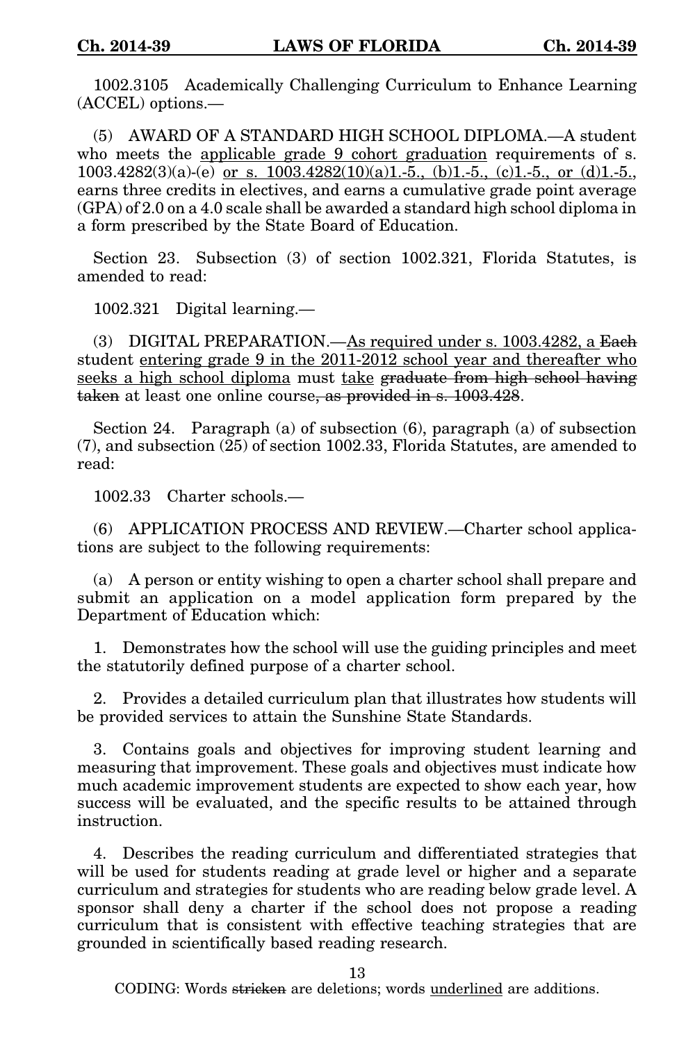1002.3105 Academically Challenging Curriculum to Enhance Learning (ACCEL) options.—

(5) AWARD OF A STANDARD HIGH SCHOOL DIPLOMA.—A student who meets the <u>applicable grade 9 cohort graduation</u> requirements of s. 1003.4282(3)(a)-(e) <u>or s. 1003.4282(10)(a)1.-5., (b)1.-5., (c)1.-5., or (d)1.-5.</u>, earns three credits in electives, and earns a cumulative grade point average (GPA) of 2.0 on a 4.0 scale shall be awarded a standard high school diploma in a form prescribed by the State Board of Education.

Section 23. Subsection (3) of section 1002.321, Florida Statutes, is amended to read:

1002.321 Digital learning.—

(3) DIGITAL PREPARATION.—<u>As required under s. 1003.4282, a</u> ~~Each~~ student <u>entering grade 9 in the 2011-2012 school year and thereafter who seeks a high school diploma</u> must <u>take</u> ~~graduate from high school having taken~~ at least one online course~~, as provided in s. 1003.428~~.

Section 24. Paragraph (a) of subsection (6), paragraph (a) of subsection (7), and subsection (25) of section 1002.33, Florida Statutes, are amended to read:

1002.33 Charter schools.—

(6) APPLICATION PROCESS AND REVIEW.—Charter school applications are subject to the following requirements:

(a) A person or entity wishing to open a charter school shall prepare and submit an application on a model application form prepared by the Department of Education which:

1. Demonstrates how the school will use the guiding principles and meet the statutorily defined purpose of a charter school.

2. Provides a detailed curriculum plan that illustrates how students will be provided services to attain the Sunshine State Standards.

3. Contains goals and objectives for improving student learning and measuring that improvement. These goals and objectives must indicate how much academic improvement students are expected to show each year, how success will be evaluated, and the specific results to be attained through instruction.

4. Describes the reading curriculum and differentiated strategies that will be used for students reading at grade level or higher and a separate curriculum and strategies for students who are reading below grade level. A sponsor shall deny a charter if the school does not propose a reading curriculum that is consistent with effective teaching strategies that are grounded in scientifically based reading research.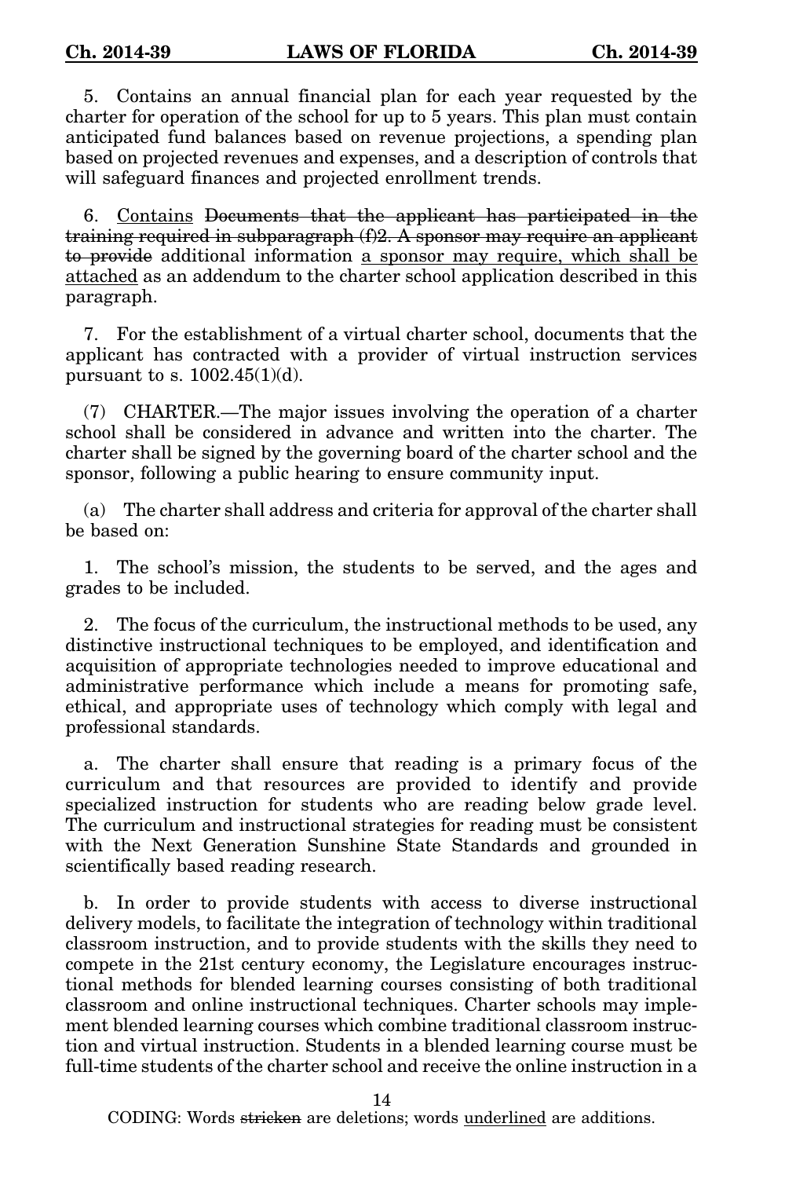5. Contains an annual financial plan for each year requested by the charter for operation of the school for up to 5 years. This plan must contain anticipated fund balances based on revenue projections, a spending plan based on projected revenues and expenses, and a description of controls that will safeguard finances and projected enrollment trends.

6. <u>Contains</u> ~~Documents that the applicant has participated in the training required in subparagraph (f)2. A sponsor may require an applicant to provide~~ additional information <u>a sponsor may require, which shall be attached</u> as an addendum to the charter school application described in this paragraph.

7. For the establishment of a virtual charter school, documents that the applicant has contracted with a provider of virtual instruction services pursuant to s. 1002.45(1)(d).

(7) CHARTER.—The major issues involving the operation of a charter school shall be considered in advance and written into the charter. The charter shall be signed by the governing board of the charter school and the sponsor, following a public hearing to ensure community input.

(a) The charter shall address and criteria for approval of the charter shall be based on:

1. The school's mission, the students to be served, and the ages and grades to be included.

2. The focus of the curriculum, the instructional methods to be used, any distinctive instructional techniques to be employed, and identification and acquisition of appropriate technologies needed to improve educational and administrative performance which include a means for promoting safe, ethical, and appropriate uses of technology which comply with legal and professional standards.

a. The charter shall ensure that reading is a primary focus of the curriculum and that resources are provided to identify and provide specialized instruction for students who are reading below grade level. The curriculum and instructional strategies for reading must be consistent with the Next Generation Sunshine State Standards and grounded in scientifically based reading research.

b. In order to provide students with access to diverse instructional delivery models, to facilitate the integration of technology within traditional classroom instruction, and to provide students with the skills they need to compete in the 21st century economy, the Legislature encourages instructional methods for blended learning courses consisting of both traditional classroom and online instructional techniques. Charter schools may implement blended learning courses which combine traditional classroom instruction and virtual instruction. Students in a blended learning course must be full-time students of the charter school and receive the online instruction in a

CODING: Words ~~stricken~~ are deletions; words <u>underlined</u> are additions.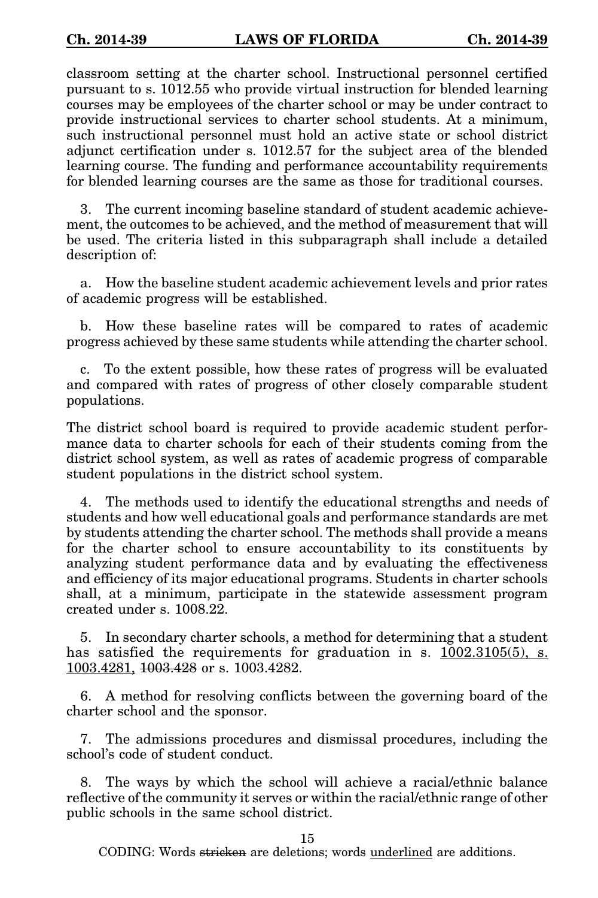classroom setting at the charter school. Instructional personnel certified pursuant to s. 1012.55 who provide virtual instruction for blended learning courses may be employees of the charter school or may be under contract to provide instructional services to charter school students. At a minimum, such instructional personnel must hold an active state or school district adjunct certification under s. 1012.57 for the subject area of the blended learning course. The funding and performance accountability requirements for blended learning courses are the same as those for traditional courses.

3. The current incoming baseline standard of student academic achievement, the outcomes to be achieved, and the method of measurement that will be used. The criteria listed in this subparagraph shall include a detailed description of:

a. How the baseline student academic achievement levels and prior rates of academic progress will be established.

b. How these baseline rates will be compared to rates of academic progress achieved by these same students while attending the charter school.

c. To the extent possible, how these rates of progress will be evaluated and compared with rates of progress of other closely comparable student populations.

The district school board is required to provide academic student performance data to charter schools for each of their students coming from the district school system, as well as rates of academic progress of comparable student populations in the district school system.

4. The methods used to identify the educational strengths and needs of students and how well educational goals and performance standards are met by students attending the charter school. The methods shall provide a means for the charter school to ensure accountability to its constituents by analyzing student performance data and by evaluating the effectiveness and efficiency of its major educational programs. Students in charter schools shall, at a minimum, participate in the statewide assessment program created under s. 1008.22.

5. In secondary charter schools, a method for determining that a student has satisfied the requirements for graduation in s. <u>1002.3105(5), s. 1003.4281,</u> ~~1003.428~~ or s. 1003.4282.

6. A method for resolving conflicts between the governing board of the charter school and the sponsor.

7. The admissions procedures and dismissal procedures, including the school's code of student conduct.

8. The ways by which the school will achieve a racial/ethnic balance reflective of the community it serves or within the racial/ethnic range of other public schools in the same school district.

CODING: Words ~~stricken~~ are deletions; words <u>underlined</u> are additions.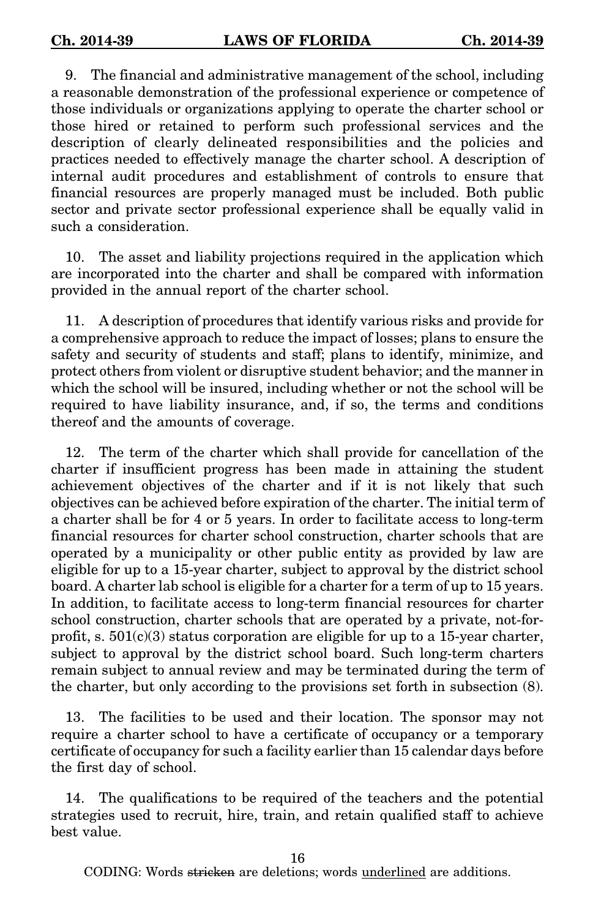9. The financial and administrative management of the school, including a reasonable demonstration of the professional experience or competence of those individuals or organizations applying to operate the charter school or those hired or retained to perform such professional services and the description of clearly delineated responsibilities and the policies and practices needed to effectively manage the charter school. A description of internal audit procedures and establishment of controls to ensure that financial resources are properly managed must be included. Both public sector and private sector professional experience shall be equally valid in such a consideration.

10. The asset and liability projections required in the application which are incorporated into the charter and shall be compared with information provided in the annual report of the charter school.

11. A description of procedures that identify various risks and provide for a comprehensive approach to reduce the impact of losses; plans to ensure the safety and security of students and staff; plans to identify, minimize, and protect others from violent or disruptive student behavior; and the manner in which the school will be insured, including whether or not the school will be required to have liability insurance, and, if so, the terms and conditions thereof and the amounts of coverage.

12. The term of the charter which shall provide for cancellation of the charter if insufficient progress has been made in attaining the student achievement objectives of the charter and if it is not likely that such objectives can be achieved before expiration of the charter. The initial term of a charter shall be for 4 or 5 years. In order to facilitate access to long-term financial resources for charter school construction, charter schools that are operated by a municipality or other public entity as provided by law are eligible for up to a 15-year charter, subject to approval by the district school board. A charter lab school is eligible for a charter for a term of up to 15 years. In addition, to facilitate access to long-term financial resources for charter school construction, charter schools that are operated by a private, not-for-profit, s. 501(c)(3) status corporation are eligible for up to a 15-year charter, subject to approval by the district school board. Such long-term charters remain subject to annual review and may be terminated during the term of the charter, but only according to the provisions set forth in subsection (8).

13. The facilities to be used and their location. The sponsor may not require a charter school to have a certificate of occupancy or a temporary certificate of occupancy for such a facility earlier than 15 calendar days before the first day of school.

14. The qualifications to be required of the teachers and the potential strategies used to recruit, hire, train, and retain qualified staff to achieve best value.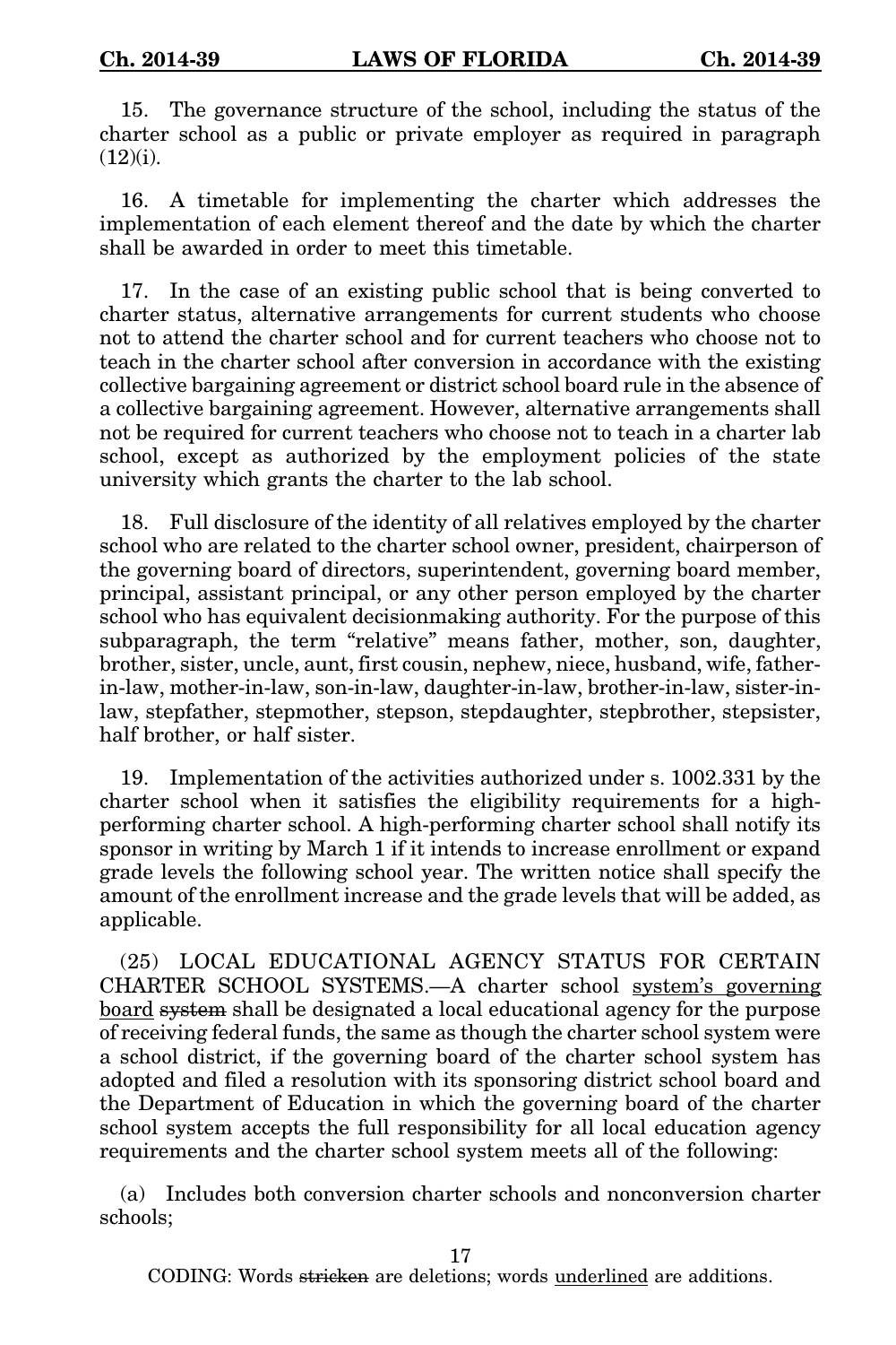15. The governance structure of the school, including the status of the charter school as a public or private employer as required in paragraph (12)(i).

16. A timetable for implementing the charter which addresses the implementation of each element thereof and the date by which the charter shall be awarded in order to meet this timetable.

17. In the case of an existing public school that is being converted to charter status, alternative arrangements for current students who choose not to attend the charter school and for current teachers who choose not to teach in the charter school after conversion in accordance with the existing collective bargaining agreement or district school board rule in the absence of a collective bargaining agreement. However, alternative arrangements shall not be required for current teachers who choose not to teach in a charter lab school, except as authorized by the employment policies of the state university which grants the charter to the lab school.

18. Full disclosure of the identity of all relatives employed by the charter school who are related to the charter school owner, president, chairperson of the governing board of directors, superintendent, governing board member, principal, assistant principal, or any other person employed by the charter school who has equivalent decisionmaking authority. For the purpose of this subparagraph, the term "relative" means father, mother, son, daughter, brother, sister, uncle, aunt, first cousin, nephew, niece, husband, wife, father-in-law, mother-in-law, son-in-law, daughter-in-law, brother-in-law, sister-in-law, stepfather, stepmother, stepson, stepdaughter, stepbrother, stepsister, half brother, or half sister.

19. Implementation of the activities authorized under s. 1002.331 by the charter school when it satisfies the eligibility requirements for a high-performing charter school. A high-performing charter school shall notify its sponsor in writing by March 1 if it intends to increase enrollment or expand grade levels the following school year. The written notice shall specify the amount of the enrollment increase and the grade levels that will be added, as applicable.

(25) LOCAL EDUCATIONAL AGENCY STATUS FOR CERTAIN CHARTER SCHOOL SYSTEMS.—A charter school <u>system's governing board</u> ~~system~~ shall be designated a local educational agency for the purpose of receiving federal funds, the same as though the charter school system were a school district, if the governing board of the charter school system has adopted and filed a resolution with its sponsoring district school board and the Department of Education in which the governing board of the charter school system accepts the full responsibility for all local education agency requirements and the charter school system meets all of the following:

(a) Includes both conversion charter schools and nonconversion charter schools;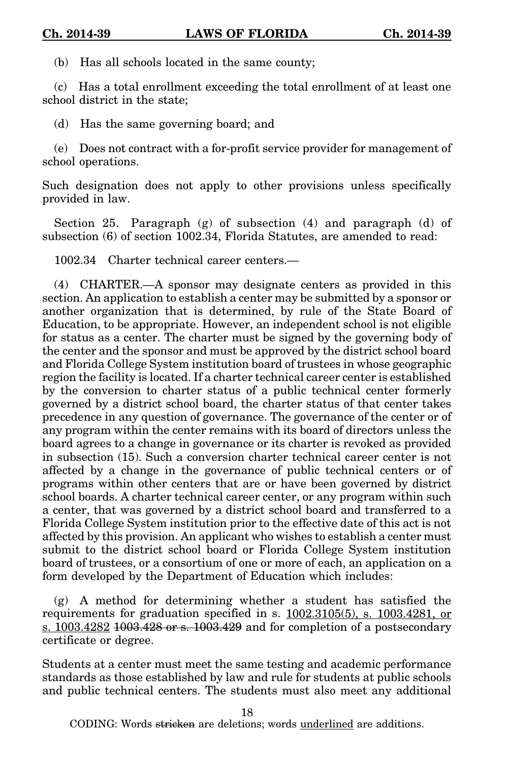(b) Has all schools located in the same county;

(c) Has a total enrollment exceeding the total enrollment of at least one school district in the state;

(d) Has the same governing board; and

(e) Does not contract with a for-profit service provider for management of school operations.

Such designation does not apply to other provisions unless specifically provided in law.

Section 25. Paragraph (g) of subsection (4) and paragraph (d) of subsection (6) of section 1002.34, Florida Statutes, are amended to read:

1002.34 Charter technical career centers.—

(4) CHARTER.—A sponsor may designate centers as provided in this section. An application to establish a center may be submitted by a sponsor or another organization that is determined, by rule of the State Board of Education, to be appropriate. However, an independent school is not eligible for status as a center. The charter must be signed by the governing body of the center and the sponsor and must be approved by the district school board and Florida College System institution board of trustees in whose geographic region the facility is located. If a charter technical career center is established by the conversion to charter status of a public technical center formerly governed by a district school board, the charter status of that center takes precedence in any question of governance. The governance of the center or of any program within the center remains with its board of directors unless the board agrees to a change in governance or its charter is revoked as provided in subsection (15). Such a conversion charter technical career center is not affected by a change in the governance of public technical centers or of programs within other centers that are or have been governed by district school boards. A charter technical career center, or any program within such a center, that was governed by a district school board and transferred to a Florida College System institution prior to the effective date of this act is not affected by this provision. An applicant who wishes to establish a center must submit to the district school board or Florida College System institution board of trustees, or a consortium of one or more of each, an application on a form developed by the Department of Education which includes:

(g) A method for determining whether a student has satisfied the requirements for graduation specified in s. <u>1002.3105(5), s. 1003.4281, or s. 1003.4282</u> ~~1003.428 or s. 1003.429~~ and for completion of a postsecondary certificate or degree.

Students at a center must meet the same testing and academic performance standards as those established by law and rule for students at public schools and public technical centers. The students must also meet any additional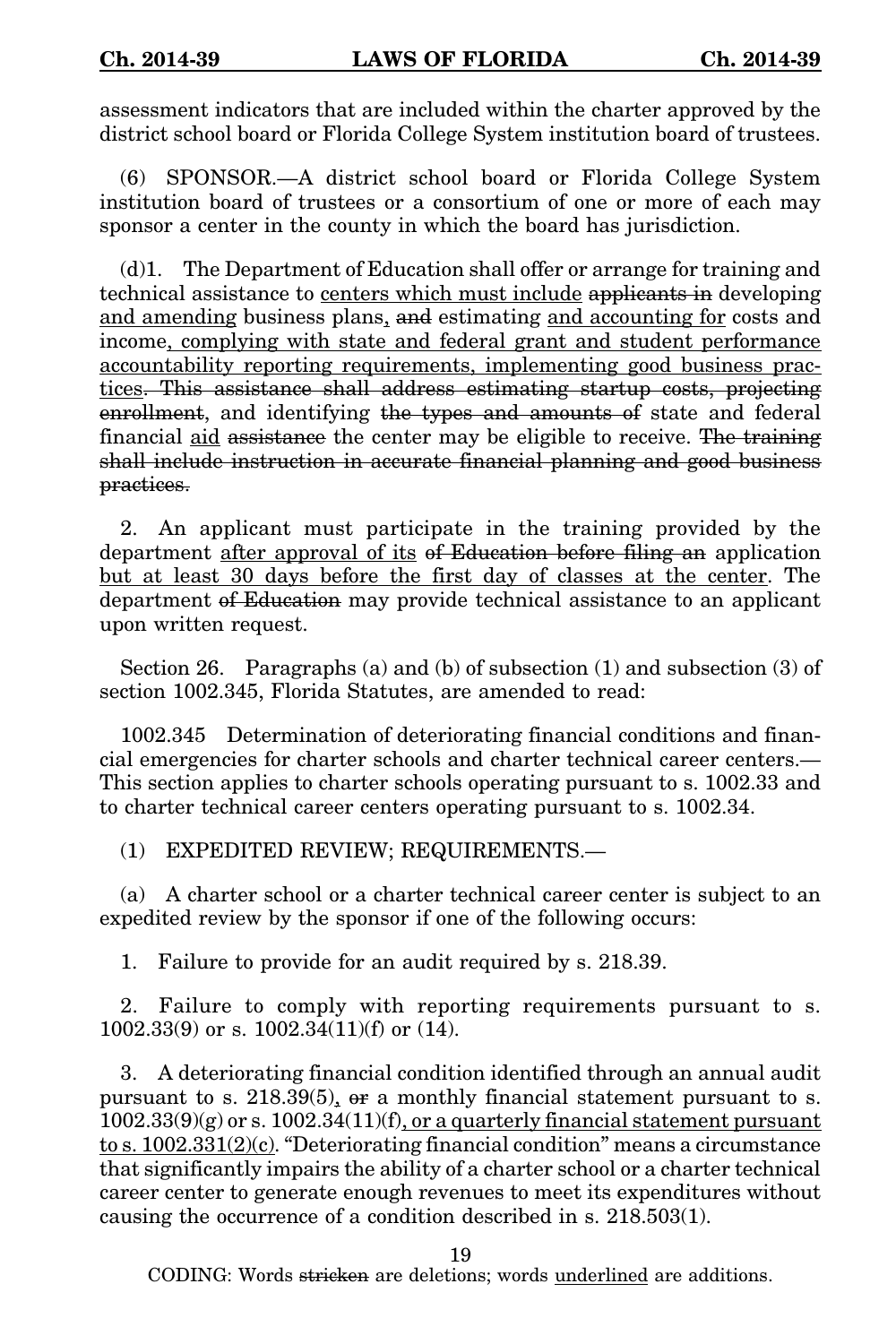assessment indicators that are included within the charter approved by the district school board or Florida College System institution board of trustees.

(6) SPONSOR.—A district school board or Florida College System institution board of trustees or a consortium of one or more of each may sponsor a center in the county in which the board has jurisdiction.

(d)1. The Department of Education shall offer or arrange for training and technical assistance to <u>centers which must include</u> ~~applicants in~~ developing <u>and amending</u> business plans<u>,</u> ~~and~~ estimating <u>and accounting for</u> costs and income<u>, complying with state and federal grant and student performance accountability reporting requirements, implementing good business practices</u>~~. This assistance shall address estimating startup costs, projecting enrollment~~, and identifying ~~the types and amounts of~~ state and federal financial <u>aid</u> ~~assistance~~ the center may be eligible to receive. ~~The training shall include instruction in accurate financial planning and good business practices.~~

2. An applicant must participate in the training provided by the department <u>after approval of its</u> ~~of Education before filing an~~ application <u>but at least 30 days before the first day of classes at the center</u>. The department ~~of Education~~ may provide technical assistance to an applicant upon written request.

Section 26. Paragraphs (a) and (b) of subsection (1) and subsection (3) of section 1002.345, Florida Statutes, are amended to read:

1002.345 Determination of deteriorating financial conditions and financial emergencies for charter schools and charter technical career centers.—This section applies to charter schools operating pursuant to s. 1002.33 and to charter technical career centers operating pursuant to s. 1002.34.

(1) EXPEDITED REVIEW; REQUIREMENTS.—

(a) A charter school or a charter technical career center is subject to an expedited review by the sponsor if one of the following occurs:

1. Failure to provide for an audit required by s. 218.39.

2. Failure to comply with reporting requirements pursuant to s. 1002.33(9) or s. 1002.34(11)(f) or (14).

3. A deteriorating financial condition identified through an annual audit pursuant to s. 218.39(5)<u>,</u> ~~or~~ a monthly financial statement pursuant to s. 1002.33(9)(g) or s. 1002.34(11)(f)<u>, or a quarterly financial statement pursuant to s. 1002.331(2)(c)</u>. "Deteriorating financial condition" means a circumstance that significantly impairs the ability of a charter school or a charter technical career center to generate enough revenues to meet its expenditures without causing the occurrence of a condition described in s. 218.503(1).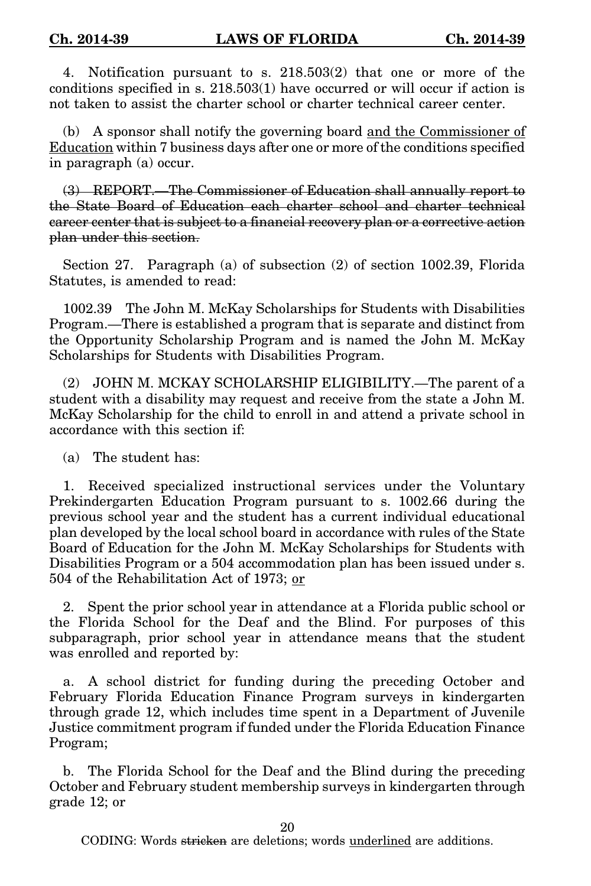4. Notification pursuant to s. 218.503(2) that one or more of the conditions specified in s. 218.503(1) have occurred or will occur if action is not taken to assist the charter school or charter technical career center.

(b) A sponsor shall notify the governing board <u>and the Commissioner of Education</u> within 7 business days after one or more of the conditions specified in paragraph (a) occur.

~~(3) REPORT.—The Commissioner of Education shall annually report to the State Board of Education each charter school and charter technical career center that is subject to a financial recovery plan or a corrective action plan under this section.~~

Section 27. Paragraph (a) of subsection (2) of section 1002.39, Florida Statutes, is amended to read:

1002.39 The John M. McKay Scholarships for Students with Disabilities Program.—There is established a program that is separate and distinct from the Opportunity Scholarship Program and is named the John M. McKay Scholarships for Students with Disabilities Program.

(2) JOHN M. MCKAY SCHOLARSHIP ELIGIBILITY.—The parent of a student with a disability may request and receive from the state a John M. McKay Scholarship for the child to enroll in and attend a private school in accordance with this section if:

(a) The student has:

1. Received specialized instructional services under the Voluntary Prekindergarten Education Program pursuant to s. 1002.66 during the previous school year and the student has a current individual educational plan developed by the local school board in accordance with rules of the State Board of Education for the John M. McKay Scholarships for Students with Disabilities Program or a 504 accommodation plan has been issued under s. 504 of the Rehabilitation Act of 1973; <u>or</u>

2. Spent the prior school year in attendance at a Florida public school or the Florida School for the Deaf and the Blind. For purposes of this subparagraph, prior school year in attendance means that the student was enrolled and reported by:

a. A school district for funding during the preceding October and February Florida Education Finance Program surveys in kindergarten through grade 12, which includes time spent in a Department of Juvenile Justice commitment program if funded under the Florida Education Finance Program;

b. The Florida School for the Deaf and the Blind during the preceding October and February student membership surveys in kindergarten through grade 12; or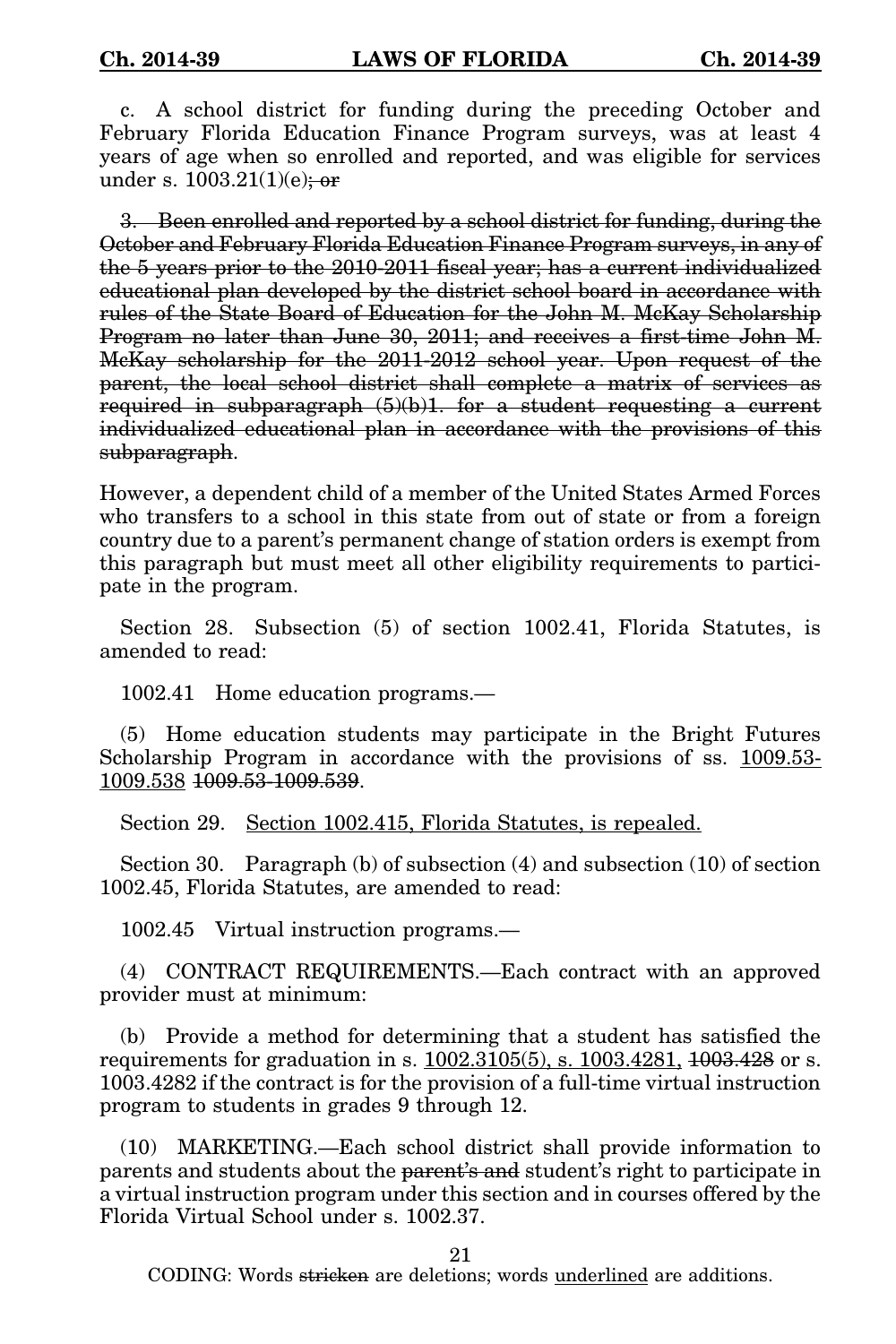c. A school district for funding during the preceding October and February Florida Education Finance Program surveys, was at least 4 years of age when so enrolled and reported, and was eligible for services under s. 1003.21(1)(e)~~; or~~

~~3. Been enrolled and reported by a school district for funding, during the October and February Florida Education Finance Program surveys, in any of the 5 years prior to the 2010-2011 fiscal year; has a current individualized educational plan developed by the district school board in accordance with rules of the State Board of Education for the John M. McKay Scholarship Program no later than June 30, 2011; and receives a first-time John M. McKay scholarship for the 2011-2012 school year. Upon request of the parent, the local school district shall complete a matrix of services as required in subparagraph (5)(b)1. for a student requesting a current individualized educational plan in accordance with the provisions of this subparagraph~~.

However, a dependent child of a member of the United States Armed Forces who transfers to a school in this state from out of state or from a foreign country due to a parent's permanent change of station orders is exempt from this paragraph but must meet all other eligibility requirements to participate in the program.

Section 28. Subsection (5) of section 1002.41, Florida Statutes, is amended to read:

1002.41 Home education programs.—

(5) Home education students may participate in the Bright Futures Scholarship Program in accordance with the provisions of ss. <u>1009.53-1009.538</u> ~~1009.53-1009.539~~.

Section 29. <u>Section 1002.415, Florida Statutes, is repealed.</u>

Section 30. Paragraph (b) of subsection (4) and subsection (10) of section 1002.45, Florida Statutes, are amended to read:

1002.45 Virtual instruction programs.—

(4) CONTRACT REQUIREMENTS.—Each contract with an approved provider must at minimum:

(b) Provide a method for determining that a student has satisfied the requirements for graduation in s. <u>1002.3105(5), s. 1003.4281,</u> ~~1003.428~~ or s. 1003.4282 if the contract is for the provision of a full-time virtual instruction program to students in grades 9 through 12.

(10) MARKETING.—Each school district shall provide information to parents and students about the ~~parent's and~~ student's right to participate in a virtual instruction program under this section and in courses offered by the Florida Virtual School under s. 1002.37.

CODING: Words ~~stricken~~ are deletions; words <u>underlined</u> are additions.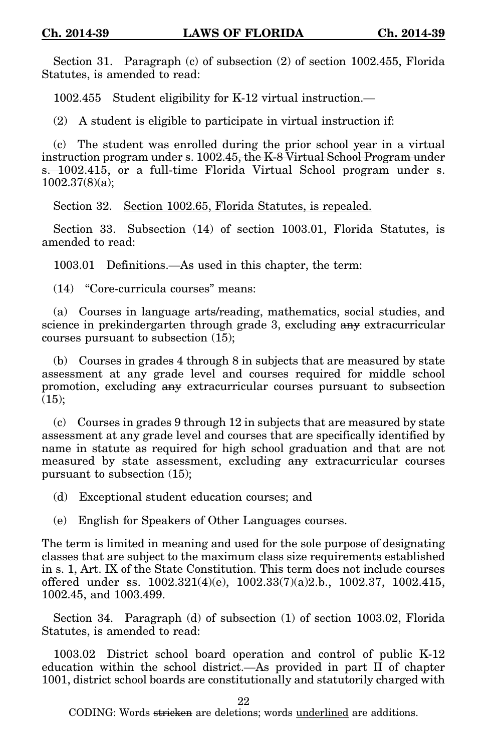Section 31. Paragraph (c) of subsection (2) of section 1002.455, Florida Statutes, is amended to read:

1002.455 Student eligibility for K-12 virtual instruction.—

(2) A student is eligible to participate in virtual instruction if:

(c) The student was enrolled during the prior school year in a virtual instruction program under s. 1002.45~~, the K-8 Virtual School Program under s. 1002.415,~~ or a full-time Florida Virtual School program under s. 1002.37(8)(a);

Section 32. <u>Section 1002.65, Florida Statutes, is repealed.</u>

Section 33. Subsection (14) of section 1003.01, Florida Statutes, is amended to read:

1003.01 Definitions.—As used in this chapter, the term:

(14) "Core-curricula courses" means:

(a) Courses in language arts/reading, mathematics, social studies, and science in prekindergarten through grade 3, excluding ~~any~~ extracurricular courses pursuant to subsection (15);

(b) Courses in grades 4 through 8 in subjects that are measured by state assessment at any grade level and courses required for middle school promotion, excluding ~~any~~ extracurricular courses pursuant to subsection (15);

(c) Courses in grades 9 through 12 in subjects that are measured by state assessment at any grade level and courses that are specifically identified by name in statute as required for high school graduation and that are not measured by state assessment, excluding ~~any~~ extracurricular courses pursuant to subsection (15);

(d) Exceptional student education courses; and

(e) English for Speakers of Other Languages courses.

The term is limited in meaning and used for the sole purpose of designating classes that are subject to the maximum class size requirements established in s. 1, Art. IX of the State Constitution. This term does not include courses offered under ss. 1002.321(4)(e), 1002.33(7)(a)2.b., 1002.37, ~~1002.415,~~ 1002.45, and 1003.499.

Section 34. Paragraph (d) of subsection (1) of section 1003.02, Florida Statutes, is amended to read:

1003.02 District school board operation and control of public K-12 education within the school district.—As provided in part II of chapter 1001, district school boards are constitutionally and statutorily charged with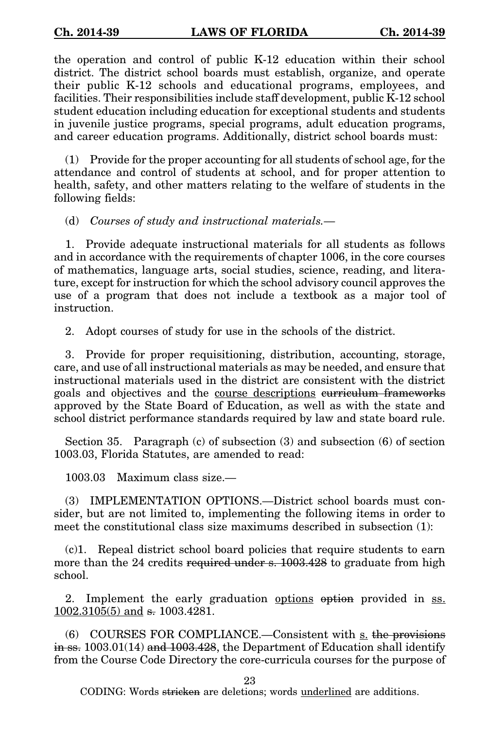the operation and control of public K-12 education within their school district. The district school boards must establish, organize, and operate their public K-12 schools and educational programs, employees, and facilities. Their responsibilities include staff development, public K-12 school student education including education for exceptional students and students in juvenile justice programs, special programs, adult education programs, and career education programs. Additionally, district school boards must:

(1) Provide for the proper accounting for all students of school age, for the attendance and control of students at school, and for proper attention to health, safety, and other matters relating to the welfare of students in the following fields:

(d) *Courses of study and instructional materials.*—

1. Provide adequate instructional materials for all students as follows and in accordance with the requirements of chapter 1006, in the core courses of mathematics, language arts, social studies, science, reading, and literature, except for instruction for which the school advisory council approves the use of a program that does not include a textbook as a major tool of instruction.

2. Adopt courses of study for use in the schools of the district.

3. Provide for proper requisitioning, distribution, accounting, storage, care, and use of all instructional materials as may be needed, and ensure that instructional materials used in the district are consistent with the district goals and objectives and the <u>course descriptions</u> ~~curriculum frameworks~~ approved by the State Board of Education, as well as with the state and school district performance standards required by law and state board rule.

Section 35. Paragraph (c) of subsection (3) and subsection (6) of section 1003.03, Florida Statutes, are amended to read:

1003.03 Maximum class size.—

(3) IMPLEMENTATION OPTIONS.—District school boards must consider, but are not limited to, implementing the following items in order to meet the constitutional class size maximums described in subsection (1):

(c)1. Repeal district school board policies that require students to earn more than the 24 credits ~~required under s. 1003.428~~ to graduate from high school.

2. Implement the early graduation <u>options</u> ~~option~~ provided in <u>ss. 1002.3105(5) and</u> ~~s.~~ 1003.4281.

(6) COURSES FOR COMPLIANCE.—Consistent with <u>s.</u> ~~the provisions in ss.~~ 1003.01(14) ~~and 1003.428~~, the Department of Education shall identify from the Course Code Directory the core-curricula courses for the purpose of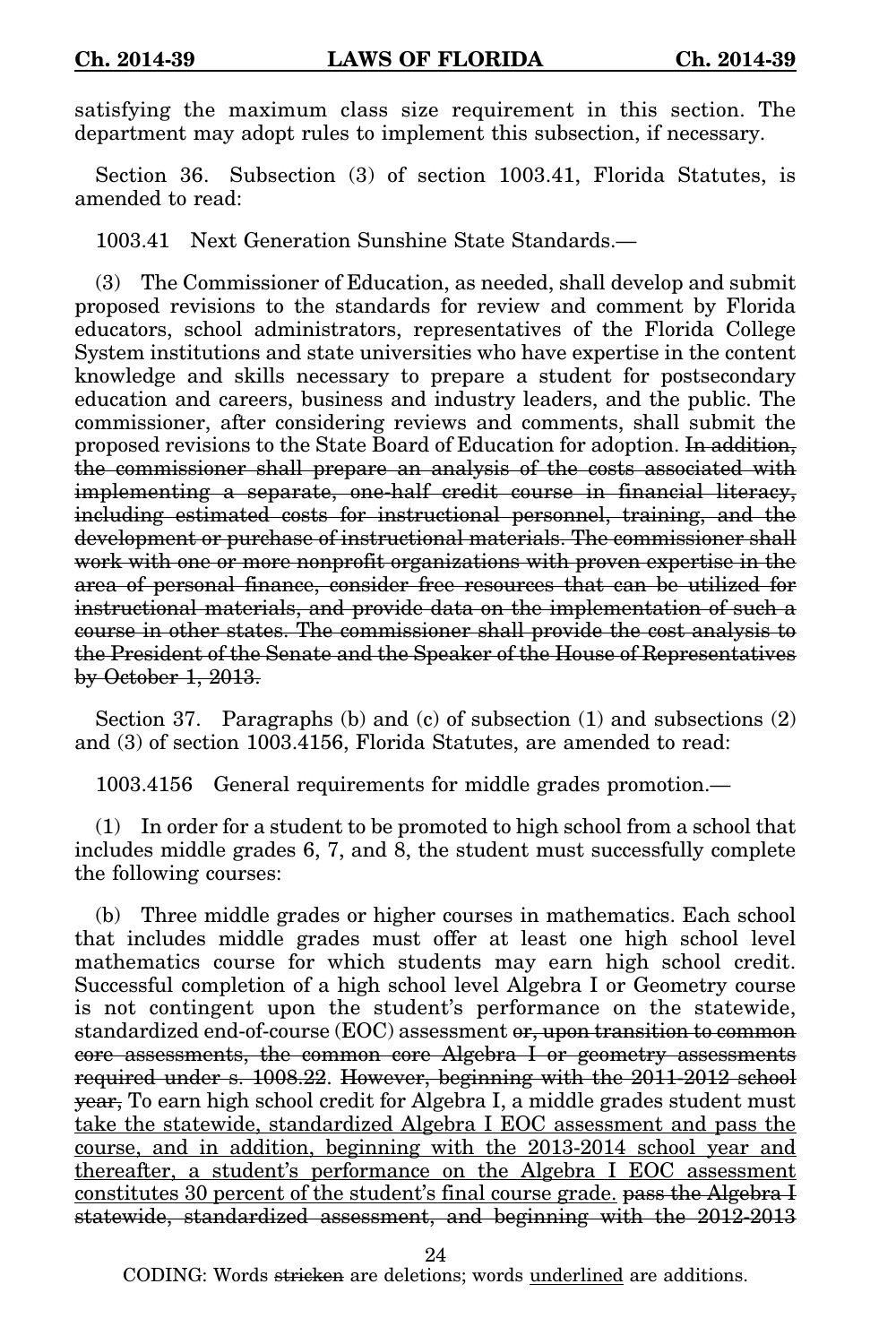satisfying the maximum class size requirement in this section. The department may adopt rules to implement this subsection, if necessary.

Section 36. Subsection (3) of section 1003.41, Florida Statutes, is amended to read:

1003.41 Next Generation Sunshine State Standards.—

(3) The Commissioner of Education, as needed, shall develop and submit proposed revisions to the standards for review and comment by Florida educators, school administrators, representatives of the Florida College System institutions and state universities who have expertise in the content knowledge and skills necessary to prepare a student for postsecondary education and careers, business and industry leaders, and the public. The commissioner, after considering reviews and comments, shall submit the proposed revisions to the State Board of Education for adoption. ~~In addition, the commissioner shall prepare an analysis of the costs associated with implementing a separate, one-half credit course in financial literacy, including estimated costs for instructional personnel, training, and the development or purchase of instructional materials. The commissioner shall work with one or more nonprofit organizations with proven expertise in the area of personal finance, consider free resources that can be utilized for instructional materials, and provide data on the implementation of such a course in other states. The commissioner shall provide the cost analysis to the President of the Senate and the Speaker of the House of Representatives by October 1, 2013.~~

Section 37. Paragraphs (b) and (c) of subsection (1) and subsections (2) and (3) of section 1003.4156, Florida Statutes, are amended to read:

1003.4156 General requirements for middle grades promotion.—

(1) In order for a student to be promoted to high school from a school that includes middle grades 6, 7, and 8, the student must successfully complete the following courses:

(b) Three middle grades or higher courses in mathematics. Each school that includes middle grades must offer at least one high school level mathematics course for which students may earn high school credit. Successful completion of a high school level Algebra I or Geometry course is not contingent upon the student's performance on the statewide, standardized end-of-course (EOC) assessment ~~or, upon transition to common core assessments, the common core Algebra I or geometry assessments required under s. 1008.22~~. ~~However, beginning with the 2011-2012 school year,~~ To earn high school credit for Algebra I, a middle grades student must <u>take the statewide, standardized Algebra I EOC assessment and pass the course, and in addition, beginning with the 2013-2014 school year and thereafter, a student's performance on the Algebra I EOC assessment constitutes 30 percent of the student's final course grade.</u> ~~pass the Algebra I statewide, standardized assessment, and beginning with the 2012-2013~~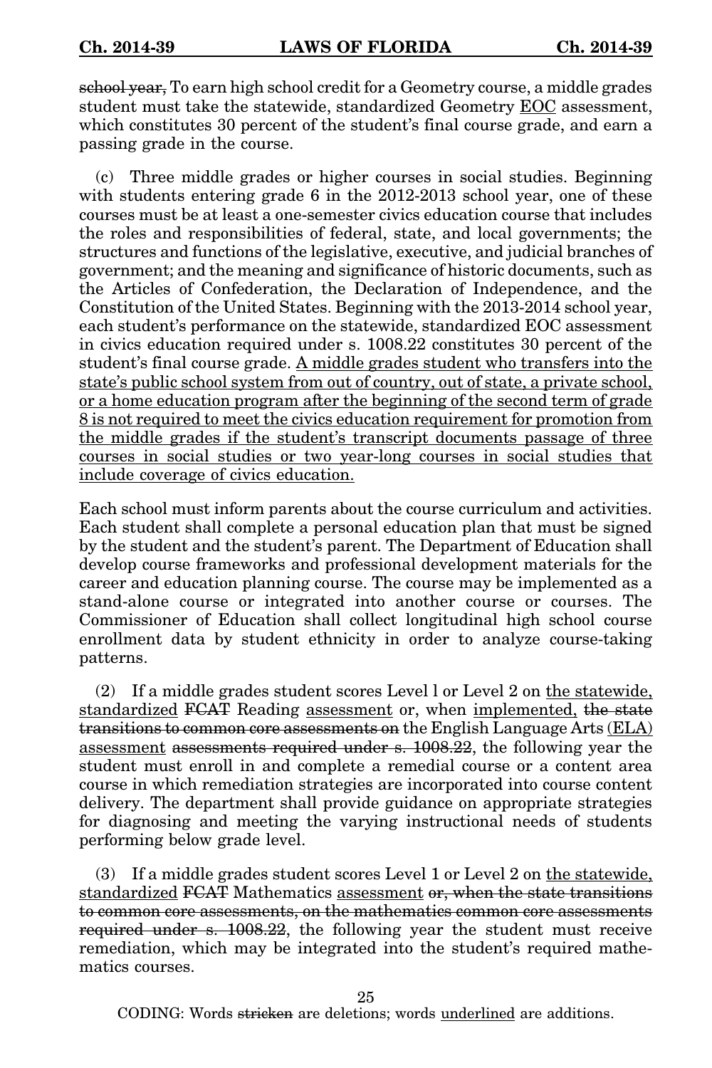~~school year,~~ To earn high school credit for a Geometry course, a middle grades student must take the statewide, standardized Geometry <u>EOC</u> assessment, which constitutes 30 percent of the student's final course grade, and earn a passing grade in the course.

(c) Three middle grades or higher courses in social studies. Beginning with students entering grade 6 in the 2012-2013 school year, one of these courses must be at least a one-semester civics education course that includes the roles and responsibilities of federal, state, and local governments; the structures and functions of the legislative, executive, and judicial branches of government; and the meaning and significance of historic documents, such as the Articles of Confederation, the Declaration of Independence, and the Constitution of the United States. Beginning with the 2013-2014 school year, each student's performance on the statewide, standardized EOC assessment in civics education required under s. 1008.22 constitutes 30 percent of the student's final course grade. <u>A middle grades student who transfers into the state's public school system from out of country, out of state, a private school, or a home education program after the beginning of the second term of grade 8 is not required to meet the civics education requirement for promotion from the middle grades if the student's transcript documents passage of three courses in social studies or two year-long courses in social studies that include coverage of civics education.</u>

Each school must inform parents about the course curriculum and activities. Each student shall complete a personal education plan that must be signed by the student and the student's parent. The Department of Education shall develop course frameworks and professional development materials for the career and education planning course. The course may be implemented as a stand-alone course or integrated into another course or courses. The Commissioner of Education shall collect longitudinal high school course enrollment data by student ethnicity in order to analyze course-taking patterns.

(2) If a middle grades student scores Level l or Level 2 on <u>the statewide, standardized</u> ~~FCAT~~ Reading <u>assessment</u> or, when <u>implemented,</u> ~~the state transitions to common core assessments on~~ the English Language Arts <u>(ELA) assessment</u> ~~assessments required under s. 1008.22~~, the following year the student must enroll in and complete a remedial course or a content area course in which remediation strategies are incorporated into course content delivery. The department shall provide guidance on appropriate strategies for diagnosing and meeting the varying instructional needs of students performing below grade level.

(3) If a middle grades student scores Level 1 or Level 2 on <u>the statewide, standardized</u> ~~FCAT~~ Mathematics <u>assessment</u> ~~or, when the state transitions to common core assessments, on the mathematics common core assessments required under s. 1008.22~~, the following year the student must receive remediation, which may be integrated into the student's required mathematics courses.

CODING: Words ~~stricken~~ are deletions; words <u>underlined</u> are additions.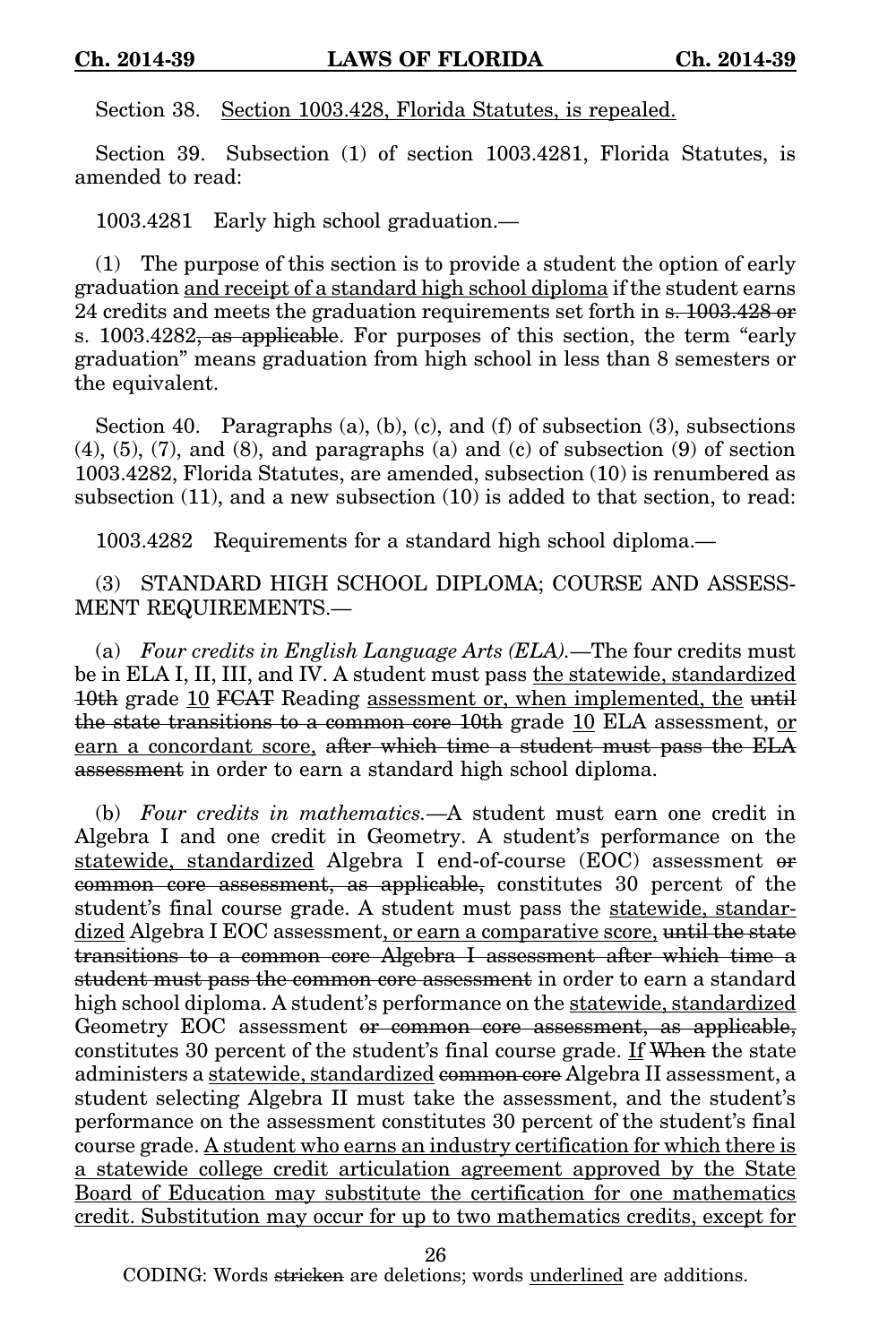Section 38. <u>Section 1003.428, Florida Statutes, is repealed.</u>

Section 39. Subsection (1) of section 1003.4281, Florida Statutes, is amended to read:

1003.4281 Early high school graduation.—

(1) The purpose of this section is to provide a student the option of early graduation <u>and receipt of a standard high school diploma</u> if the student earns 24 credits and meets the graduation requirements set forth in ~~s. 1003.428 or~~ s. 1003.4282~~, as applicable~~. For purposes of this section, the term "early graduation" means graduation from high school in less than 8 semesters or the equivalent.

Section 40. Paragraphs (a), (b), (c), and (f) of subsection (3), subsections (4), (5), (7), and (8), and paragraphs (a) and (c) of subsection (9) of section 1003.4282, Florida Statutes, are amended, subsection (10) is renumbered as subsection (11), and a new subsection (10) is added to that section, to read:

1003.4282 Requirements for a standard high school diploma.—

(3) STANDARD HIGH SCHOOL DIPLOMA; COURSE AND ASSESSMENT REQUIREMENTS.—

(a) *Four credits in English Language Arts (ELA).*—The four credits must be in ELA I, II, III, and IV. A student must pass <u>the statewide, standardized</u> ~~10th~~ grade <u>10</u> ~~FCAT~~ Reading <u>assessment or, when implemented, the</u> ~~until the state transitions to a common core 10th~~ grade <u>10</u> ELA assessment, <u>or earn a concordant score,</u> ~~after which time a student must pass the ELA assessment~~ in order to earn a standard high school diploma.

(b) *Four credits in mathematics.*—A student must earn one credit in Algebra I and one credit in Geometry. A student's performance on the <u>statewide, standardized</u> Algebra I end-of-course (EOC) assessment ~~or common core assessment, as applicable,~~ constitutes 30 percent of the student's final course grade. A student must pass the <u>statewide, standardized</u> Algebra I EOC assessment<u>, or earn a comparative score,</u> ~~until the state transitions to a common core Algebra I assessment after which time a student must pass the common core assessment~~ in order to earn a standard high school diploma. A student's performance on the <u>statewide, standardized</u> Geometry EOC assessment ~~or common core assessment, as applicable,~~ constitutes 30 percent of the student's final course grade. <u>If</u> ~~When~~ the state administers a <u>statewide, standardized</u> ~~common core~~ Algebra II assessment, a student selecting Algebra II must take the assessment, and the student's performance on the assessment constitutes 30 percent of the student's final course grade. <u>A student who earns an industry certification for which there is a statewide college credit articulation agreement approved by the State Board of Education may substitute the certification for one mathematics credit. Substitution may occur for up to two mathematics credits, except for</u>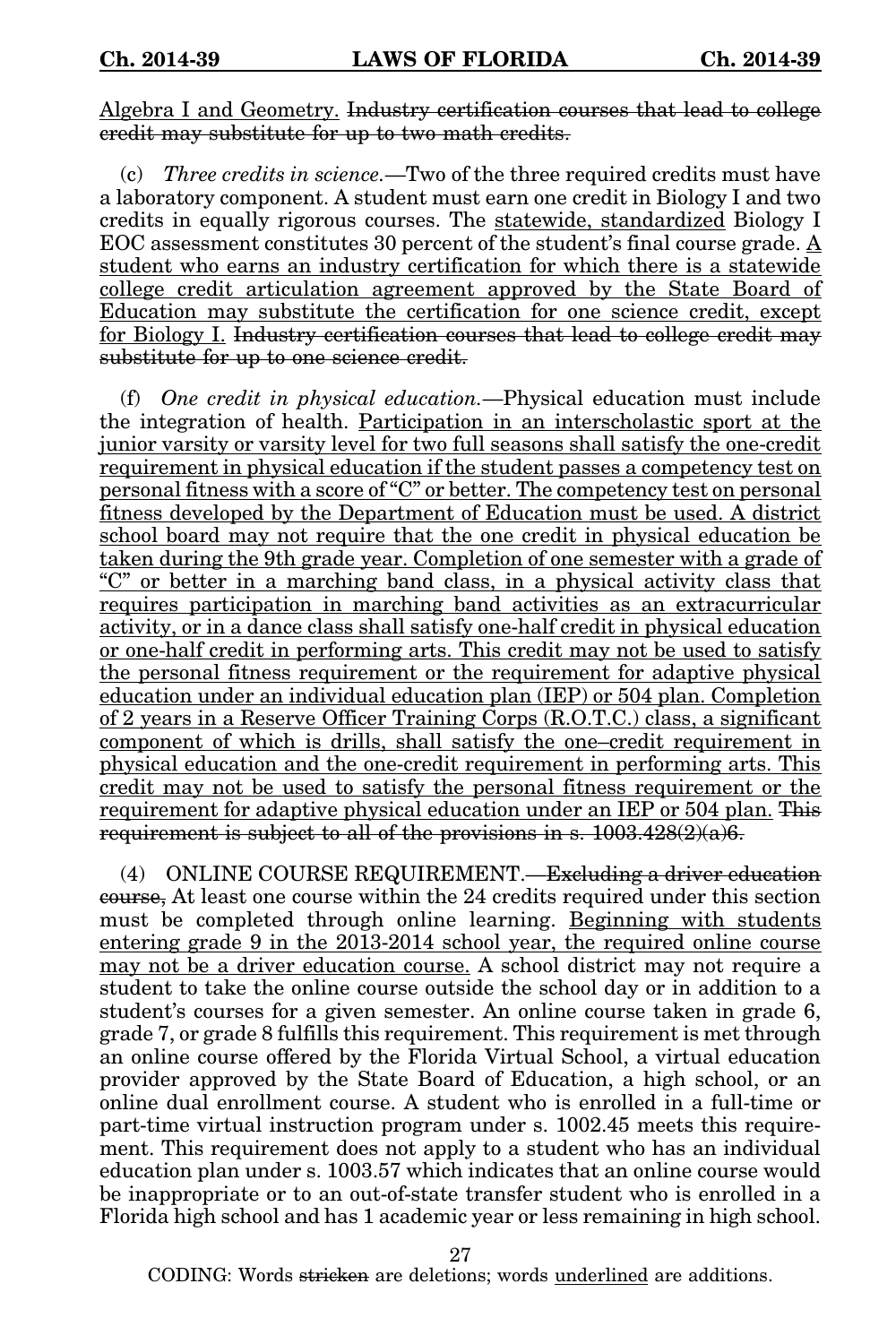<u>Algebra I and Geometry.</u> ~~Industry certification courses that lead to college credit may substitute for up to two math credits.~~

(c) *Three credits in science.*—Two of the three required credits must have a laboratory component. A student must earn one credit in Biology I and two credits in equally rigorous courses. The <u>statewide, standardized</u> Biology I EOC assessment constitutes 30 percent of the student's final course grade. <u>A student who earns an industry certification for which there is a statewide college credit articulation agreement approved by the State Board of Education may substitute the certification for one science credit, except for Biology I.</u> ~~Industry certification courses that lead to college credit may substitute for up to one science credit.~~

(f) *One credit in physical education.*—Physical education must include the integration of health. <u>Participation in an interscholastic sport at the junior varsity or varsity level for two full seasons shall satisfy the one-credit requirement in physical education if the student passes a competency test on personal fitness with a score of "C" or better. The competency test on personal fitness developed by the Department of Education must be used. A district school board may not require that the one credit in physical education be taken during the 9th grade year. Completion of one semester with a grade of "C" or better in a marching band class, in a physical activity class that requires participation in marching band activities as an extracurricular activity, or in a dance class shall satisfy one-half credit in physical education or one-half credit in performing arts. This credit may not be used to satisfy the personal fitness requirement or the requirement for adaptive physical education under an individual education plan (IEP) or 504 plan. Completion of 2 years in a Reserve Officer Training Corps (R.O.T.C.) class, a significant component of which is drills, shall satisfy the one–credit requirement in physical education and the one-credit requirement in performing arts. This credit may not be used to satisfy the personal fitness requirement or the requirement for adaptive physical education under an IEP or 504 plan.</u> ~~This requirement is subject to all of the provisions in s. 1003.428(2)(a)6.~~

(4) ONLINE COURSE REQUIREMENT.—~~Excluding a driver education course,~~ At least one course within the 24 credits required under this section must be completed through online learning. <u>Beginning with students entering grade 9 in the 2013-2014 school year, the required online course may not be a driver education course.</u> A school district may not require a student to take the online course outside the school day or in addition to a student's courses for a given semester. An online course taken in grade 6, grade 7, or grade 8 fulfills this requirement. This requirement is met through an online course offered by the Florida Virtual School, a virtual education provider approved by the State Board of Education, a high school, or an online dual enrollment course. A student who is enrolled in a full-time or part-time virtual instruction program under s. 1002.45 meets this requirement. This requirement does not apply to a student who has an individual education plan under s. 1003.57 which indicates that an online course would be inappropriate or to an out-of-state transfer student who is enrolled in a Florida high school and has 1 academic year or less remaining in high school.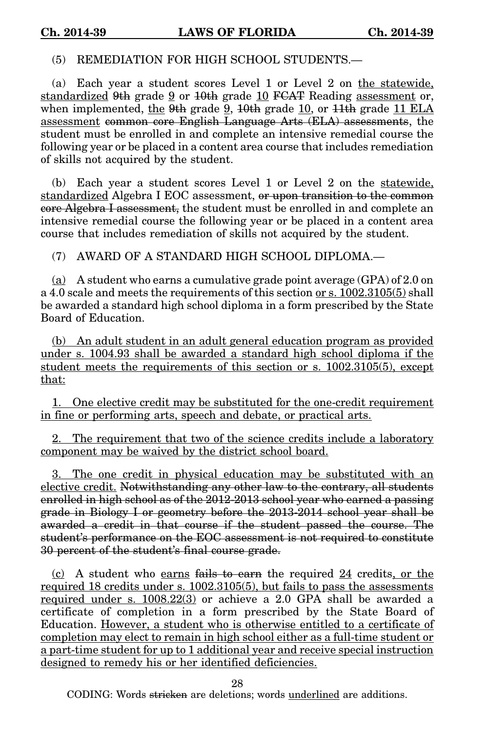(5) REMEDIATION FOR HIGH SCHOOL STUDENTS.—

(a) Each year a student scores Level 1 or Level 2 on <u>the statewide, standardized</u> ~~9th~~ grade <u>9</u> or ~~10th~~ grade <u>10</u> ~~FCAT~~ Reading <u>assessment</u> or, when implemented, <u>the</u> ~~9th~~ grade <u>9</u>, ~~10th~~ grade <u>10</u>, or ~~11th~~ grade <u>11 ELA assessment</u> ~~common core English Language Arts (ELA) assessments~~, the student must be enrolled in and complete an intensive remedial course the following year or be placed in a content area course that includes remediation of skills not acquired by the student.

(b) Each year a student scores Level 1 or Level 2 on the <u>statewide, standardized</u> Algebra I EOC assessment, ~~or upon transition to the common core Algebra I assessment,~~ the student must be enrolled in and complete an intensive remedial course the following year or be placed in a content area course that includes remediation of skills not acquired by the student.

(7) AWARD OF A STANDARD HIGH SCHOOL DIPLOMA.—

<u>(a)</u> A student who earns a cumulative grade point average (GPA) of 2.0 on a 4.0 scale and meets the requirements of this section <u>or s. 1002.3105(5)</u> shall be awarded a standard high school diploma in a form prescribed by the State Board of Education.

<u>(b) An adult student in an adult general education program as provided under s. 1004.93 shall be awarded a standard high school diploma if the student meets the requirements of this section or s. 1002.3105(5), except that:</u>

<u>1. One elective credit may be substituted for the one-credit requirement in fine or performing arts, speech and debate, or practical arts.</u>

<u>2. The requirement that two of the science credits include a laboratory component may be waived by the district school board.</u>

<u>3. The one credit in physical education may be substituted with an elective credit.</u> ~~Notwithstanding any other law to the contrary, all students enrolled in high school as of the 2012-2013 school year who earned a passing grade in Biology I or geometry before the 2013-2014 school year shall be awarded a credit in that course if the student passed the course. The student's performance on the EOC assessment is not required to constitute 30 percent of the student's final course grade.~~

<u>(c)</u> A student who <u>earns</u> ~~fails to earn~~ the required <u>24</u> credits<u>, or the required 18 credits under s. 1002.3105(5), but fails to pass the assessments required under s. 1008.22(3)</u> or achieve a 2.0 GPA shall be awarded a certificate of completion in a form prescribed by the State Board of Education. <u>However, a student who is otherwise entitled to a certificate of completion may elect to remain in high school either as a full-time student or a part-time student for up to 1 additional year and receive special instruction designed to remedy his or her identified deficiencies.</u>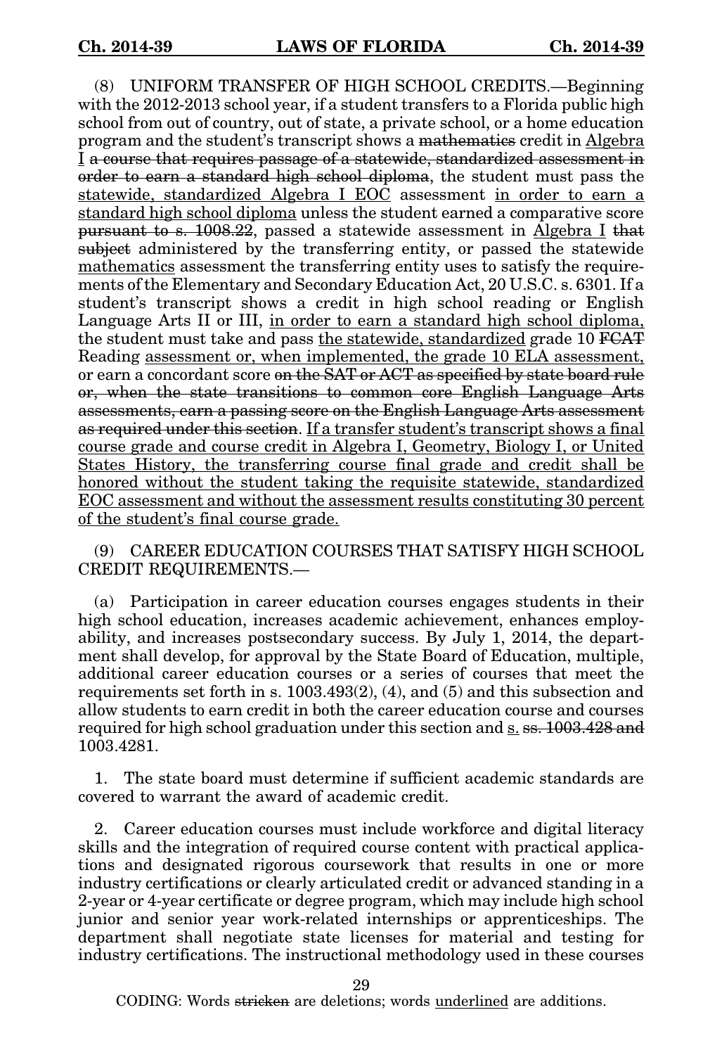(8) UNIFORM TRANSFER OF HIGH SCHOOL CREDITS.—Beginning with the 2012-2013 school year, if a student transfers to a Florida public high school from out of country, out of state, a private school, or a home education program and the student's transcript shows a ~~mathematics~~ credit in <u>Algebra I</u> ~~a course that requires passage of a statewide, standardized assessment in order to earn a standard high school diploma~~, the student must pass the <u>statewide, standardized Algebra I EOC</u> assessment <u>in order to earn a standard high school diploma</u> unless the student earned a comparative score ~~pursuant to s. 1008.22~~, passed a statewide assessment in <u>Algebra I</u> ~~that subject~~ administered by the transferring entity, or passed the statewide <u>mathematics</u> assessment the transferring entity uses to satisfy the requirements of the Elementary and Secondary Education Act, 20 U.S.C. s. 6301. If a student's transcript shows a credit in high school reading or English Language Arts II or III, <u>in order to earn a standard high school diploma,</u> the student must take and pass <u>the statewide, standardized</u> grade 10 ~~FCAT~~ Reading <u>assessment or, when implemented, the grade 10 ELA assessment,</u> or earn a concordant score ~~on the SAT or ACT as specified by state board rule or, when the state transitions to common core English Language Arts assessments, earn a passing score on the English Language Arts assessment as required under this section~~. <u>If a transfer student's transcript shows a final course grade and course credit in Algebra I, Geometry, Biology I, or United States History, the transferring course final grade and credit shall be honored without the student taking the requisite statewide, standardized EOC assessment and without the assessment results constituting 30 percent of the student's final course grade.</u>

(9) CAREER EDUCATION COURSES THAT SATISFY HIGH SCHOOL CREDIT REQUIREMENTS.—

(a) Participation in career education courses engages students in their high school education, increases academic achievement, enhances employability, and increases postsecondary success. By July 1, 2014, the department shall develop, for approval by the State Board of Education, multiple, additional career education courses or a series of courses that meet the requirements set forth in s. 1003.493(2), (4), and (5) and this subsection and allow students to earn credit in both the career education course and courses required for high school graduation under this section and <u>s.</u> ~~ss. 1003.428 and~~ 1003.4281.

1. The state board must determine if sufficient academic standards are covered to warrant the award of academic credit.

2. Career education courses must include workforce and digital literacy skills and the integration of required course content with practical applications and designated rigorous coursework that results in one or more industry certifications or clearly articulated credit or advanced standing in a 2-year or 4-year certificate or degree program, which may include high school junior and senior year work-related internships or apprenticeships. The department shall negotiate state licenses for material and testing for industry certifications. The instructional methodology used in these courses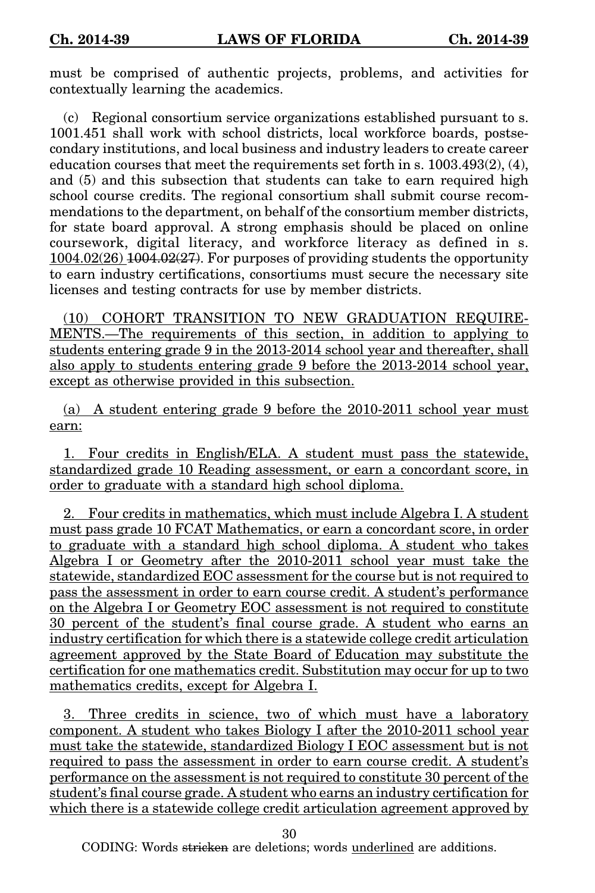must be comprised of authentic projects, problems, and activities for contextually learning the academics.

(c) Regional consortium service organizations established pursuant to s. 1001.451 shall work with school districts, local workforce boards, postsecondary institutions, and local business and industry leaders to create career education courses that meet the requirements set forth in s. 1003.493(2), (4), and (5) and this subsection that students can take to earn required high school course credits. The regional consortium shall submit course recommendations to the department, on behalf of the consortium member districts, for state board approval. A strong emphasis should be placed on online coursework, digital literacy, and workforce literacy as defined in s. <u>1004.02(26)</u> ~~1004.02(27)~~. For purposes of providing students the opportunity to earn industry certifications, consortiums must secure the necessary site licenses and testing contracts for use by member districts.

<u>(10) COHORT TRANSITION TO NEW GRADUATION REQUIREMENTS.—The requirements of this section, in addition to applying to students entering grade 9 in the 2013-2014 school year and thereafter, shall also apply to students entering grade 9 before the 2013-2014 school year, except as otherwise provided in this subsection.</u>

<u>(a) A student entering grade 9 before the 2010-2011 school year must earn:</u>

<u>1. Four credits in English/ELA. A student must pass the statewide, standardized grade 10 Reading assessment, or earn a concordant score, in order to graduate with a standard high school diploma.</u>

<u>2. Four credits in mathematics, which must include Algebra I. A student must pass grade 10 FCAT Mathematics, or earn a concordant score, in order to graduate with a standard high school diploma. A student who takes Algebra I or Geometry after the 2010-2011 school year must take the statewide, standardized EOC assessment for the course but is not required to pass the assessment in order to earn course credit. A student's performance on the Algebra I or Geometry EOC assessment is not required to constitute 30 percent of the student's final course grade. A student who earns an industry certification for which there is a statewide college credit articulation agreement approved by the State Board of Education may substitute the certification for one mathematics credit. Substitution may occur for up to two mathematics credits, except for Algebra I.</u>

<u>3. Three credits in science, two of which must have a laboratory component. A student who takes Biology I after the 2010-2011 school year must take the statewide, standardized Biology I EOC assessment but is not required to pass the assessment in order to earn course credit. A student's performance on the assessment is not required to constitute 30 percent of the student's final course grade. A student who earns an industry certification for which there is a statewide college credit articulation agreement approved by</u>

CODING: Words ~~stricken~~ are deletions; words <u>underlined</u> are additions.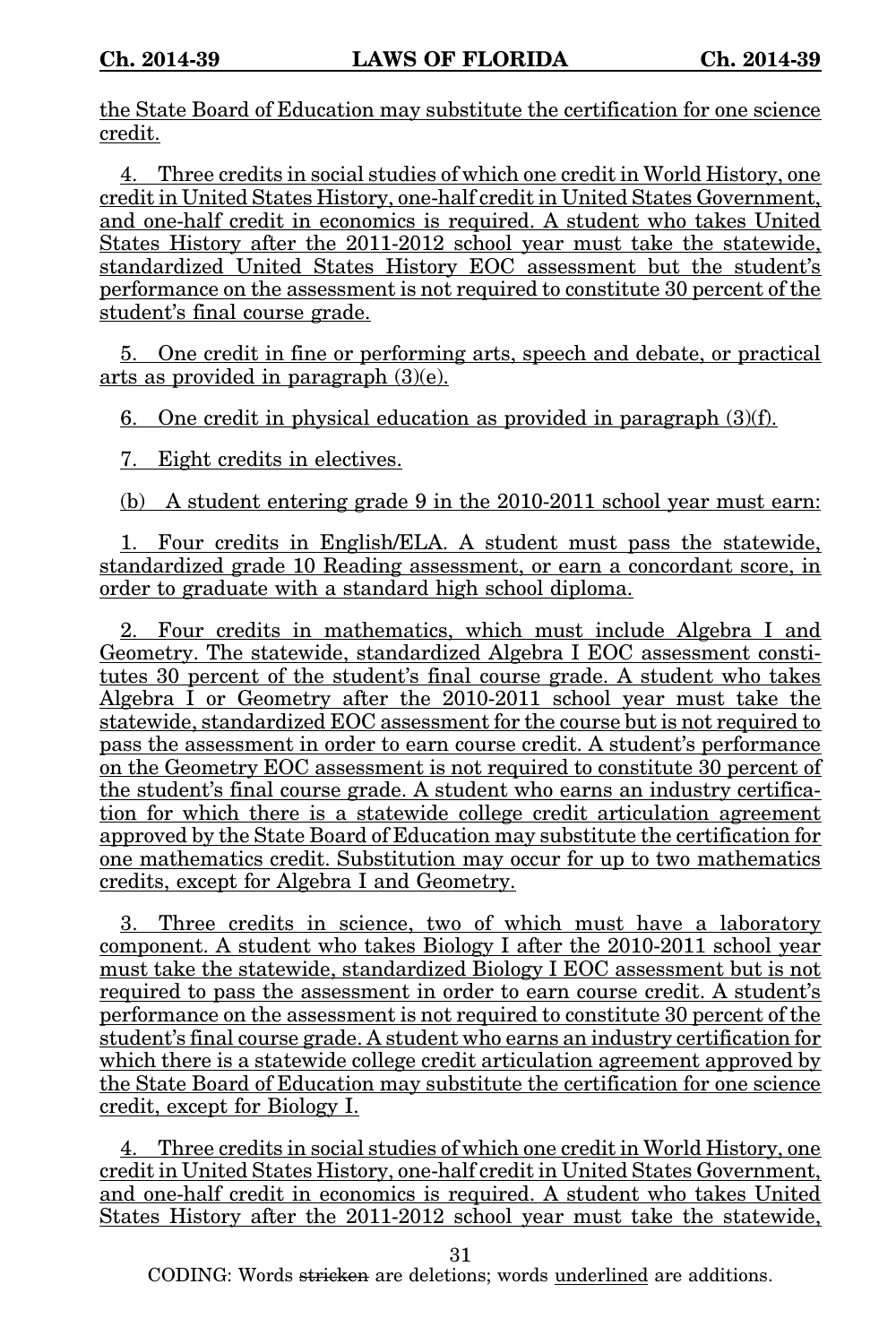the State Board of Education may substitute the certification for one science credit.

4. Three credits in social studies of which one credit in World History, one credit in United States History, one-half credit in United States Government, and one-half credit in economics is required. A student who takes United States History after the 2011-2012 school year must take the statewide, standardized United States History EOC assessment but the student's performance on the assessment is not required to constitute 30 percent of the student's final course grade.

5. One credit in fine or performing arts, speech and debate, or practical arts as provided in paragraph (3)(e).

6. One credit in physical education as provided in paragraph (3)(f).

7. Eight credits in electives.

(b) A student entering grade 9 in the 2010-2011 school year must earn:

1. Four credits in English/ELA. A student must pass the statewide, standardized grade 10 Reading assessment, or earn a concordant score, in order to graduate with a standard high school diploma.

2. Four credits in mathematics, which must include Algebra I and Geometry. The statewide, standardized Algebra I EOC assessment constitutes 30 percent of the student's final course grade. A student who takes Algebra I or Geometry after the 2010-2011 school year must take the statewide, standardized EOC assessment for the course but is not required to pass the assessment in order to earn course credit. A student's performance on the Geometry EOC assessment is not required to constitute 30 percent of the student's final course grade. A student who earns an industry certification for which there is a statewide college credit articulation agreement approved by the State Board of Education may substitute the certification for one mathematics credit. Substitution may occur for up to two mathematics credits, except for Algebra I and Geometry.

3. Three credits in science, two of which must have a laboratory component. A student who takes Biology I after the 2010-2011 school year must take the statewide, standardized Biology I EOC assessment but is not required to pass the assessment in order to earn course credit. A student's performance on the assessment is not required to constitute 30 percent of the student's final course grade. A student who earns an industry certification for which there is a statewide college credit articulation agreement approved by the State Board of Education may substitute the certification for one science credit, except for Biology I.

4. Three credits in social studies of which one credit in World History, one credit in United States History, one-half credit in United States Government, and one-half credit in economics is required. A student who takes United States History after the 2011-2012 school year must take the statewide,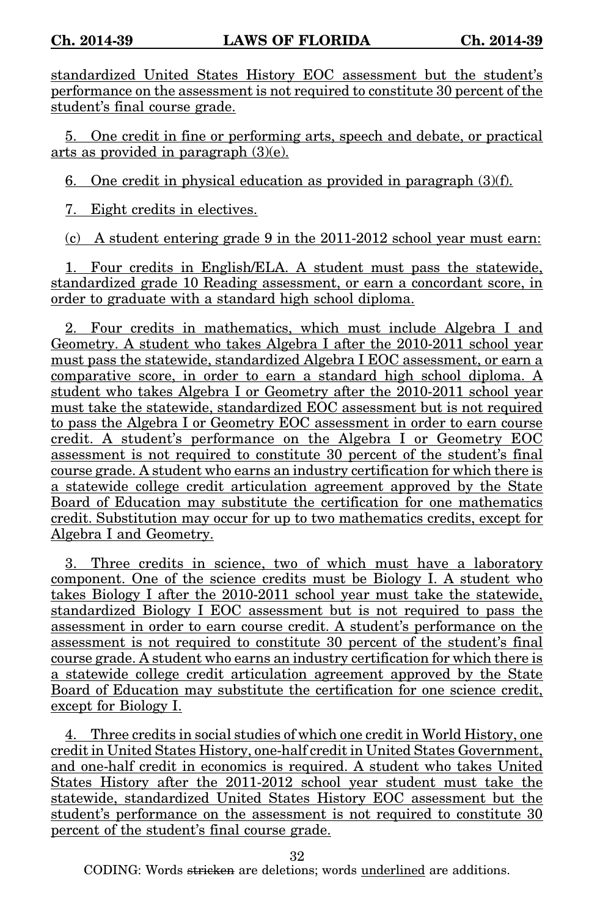standardized United States History EOC assessment but the student's performance on the assessment is not required to constitute 30 percent of the student's final course grade.

5. One credit in fine or performing arts, speech and debate, or practical arts as provided in paragraph (3)(e).

6. One credit in physical education as provided in paragraph (3)(f).

7. Eight credits in electives.

(c) A student entering grade 9 in the 2011-2012 school year must earn:

1. Four credits in English/ELA. A student must pass the statewide, standardized grade 10 Reading assessment, or earn a concordant score, in order to graduate with a standard high school diploma.

2. Four credits in mathematics, which must include Algebra I and Geometry. A student who takes Algebra I after the 2010-2011 school year must pass the statewide, standardized Algebra I EOC assessment, or earn a comparative score, in order to earn a standard high school diploma. A student who takes Algebra I or Geometry after the 2010-2011 school year must take the statewide, standardized EOC assessment but is not required to pass the Algebra I or Geometry EOC assessment in order to earn course credit. A student's performance on the Algebra I or Geometry EOC assessment is not required to constitute 30 percent of the student's final course grade. A student who earns an industry certification for which there is a statewide college credit articulation agreement approved by the State Board of Education may substitute the certification for one mathematics credit. Substitution may occur for up to two mathematics credits, except for Algebra I and Geometry.

3. Three credits in science, two of which must have a laboratory component. One of the science credits must be Biology I. A student who takes Biology I after the 2010-2011 school year must take the statewide, standardized Biology I EOC assessment but is not required to pass the assessment in order to earn course credit. A student's performance on the assessment is not required to constitute 30 percent of the student's final course grade. A student who earns an industry certification for which there is a statewide college credit articulation agreement approved by the State Board of Education may substitute the certification for one science credit, except for Biology I.

4. Three credits in social studies of which one credit in World History, one credit in United States History, one-half credit in United States Government, and one-half credit in economics is required. A student who takes United States History after the 2011-2012 school year student must take the statewide, standardized United States History EOC assessment but the student's performance on the assessment is not required to constitute 30 percent of the student's final course grade.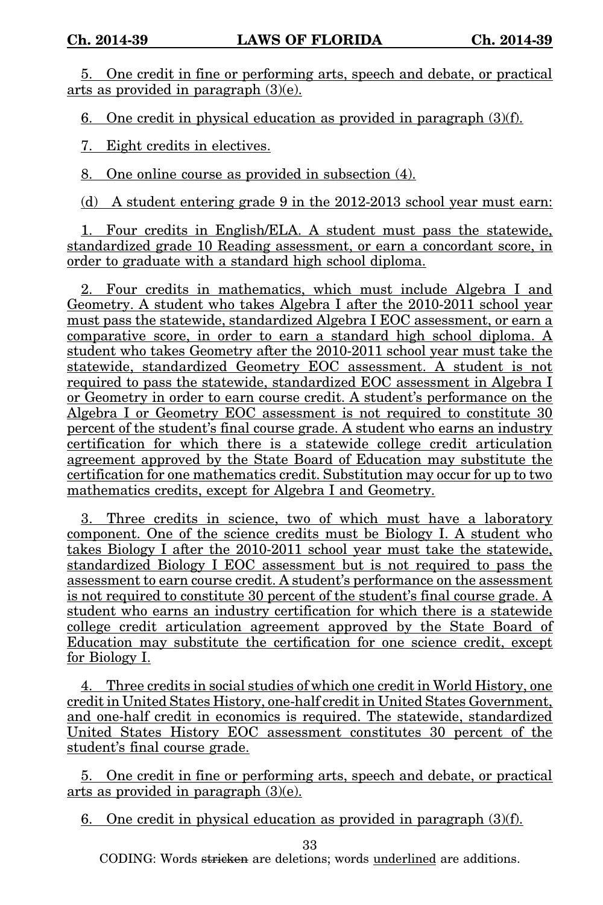5. One credit in fine or performing arts, speech and debate, or practical arts as provided in paragraph (3)(e).

6. One credit in physical education as provided in paragraph (3)(f).

7. Eight credits in electives.

8. One online course as provided in subsection (4).

(d) A student entering grade 9 in the 2012-2013 school year must earn:

1. Four credits in English/ELA. A student must pass the statewide, standardized grade 10 Reading assessment, or earn a concordant score, in order to graduate with a standard high school diploma.

2. Four credits in mathematics, which must include Algebra I and Geometry. A student who takes Algebra I after the 2010-2011 school year must pass the statewide, standardized Algebra I EOC assessment, or earn a comparative score, in order to earn a standard high school diploma. A student who takes Geometry after the 2010-2011 school year must take the statewide, standardized Geometry EOC assessment. A student is not required to pass the statewide, standardized EOC assessment in Algebra I or Geometry in order to earn course credit. A student's performance on the Algebra I or Geometry EOC assessment is not required to constitute 30 percent of the student's final course grade. A student who earns an industry certification for which there is a statewide college credit articulation agreement approved by the State Board of Education may substitute the certification for one mathematics credit. Substitution may occur for up to two mathematics credits, except for Algebra I and Geometry.

3. Three credits in science, two of which must have a laboratory component. One of the science credits must be Biology I. A student who takes Biology I after the 2010-2011 school year must take the statewide, standardized Biology I EOC assessment but is not required to pass the assessment to earn course credit. A student's performance on the assessment is not required to constitute 30 percent of the student's final course grade. A student who earns an industry certification for which there is a statewide college credit articulation agreement approved by the State Board of Education may substitute the certification for one science credit, except for Biology I.

4. Three credits in social studies of which one credit in World History, one credit in United States History, one-half credit in United States Government, and one-half credit in economics is required. The statewide, standardized United States History EOC assessment constitutes 30 percent of the student's final course grade.

5. One credit in fine or performing arts, speech and debate, or practical arts as provided in paragraph (3)(e).

6. One credit in physical education as provided in paragraph (3)(f).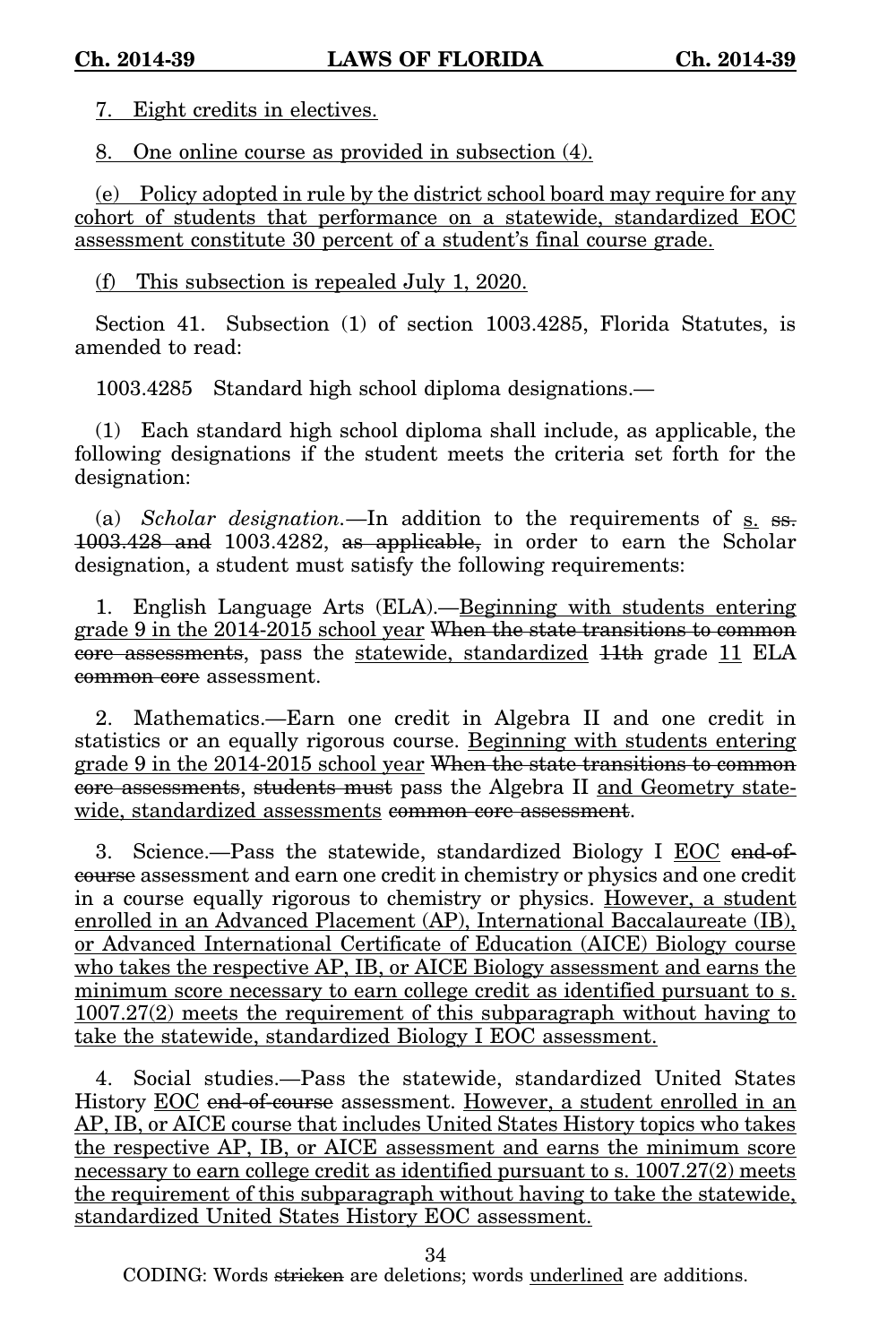7. Eight credits in electives.

8. One online course as provided in subsection (4).

(e) Policy adopted in rule by the district school board may require for any cohort of students that performance on a statewide, standardized EOC assessment constitute 30 percent of a student's final course grade.

(f) This subsection is repealed July 1, 2020.

Section 41. Subsection (1) of section 1003.4285, Florida Statutes, is amended to read:

1003.4285 Standard high school diploma designations.—

(1) Each standard high school diploma shall include, as applicable, the following designations if the student meets the criteria set forth for the designation:

(a) *Scholar designation.*—In addition to the requirements of s. ~~ss. 1003.428 and~~ 1003.4282, ~~as applicable,~~ in order to earn the Scholar designation, a student must satisfy the following requirements:

1. English Language Arts (ELA).—Beginning with students entering grade 9 in the 2014-2015 school year ~~When the state transitions to common core assessments~~, pass the statewide, standardized ~~11th~~ grade 11 ELA ~~common core~~ assessment.

2. Mathematics.—Earn one credit in Algebra II and one credit in statistics or an equally rigorous course. Beginning with students entering grade 9 in the 2014-2015 school year ~~When the state transitions to common core assessments~~, ~~students must~~ pass the Algebra II and Geometry statewide, standardized assessments ~~common core assessment~~.

3. Science.—Pass the statewide, standardized Biology I EOC ~~end-of-course~~ assessment and earn one credit in chemistry or physics and one credit in a course equally rigorous to chemistry or physics. However, a student enrolled in an Advanced Placement (AP), International Baccalaureate (IB), or Advanced International Certificate of Education (AICE) Biology course who takes the respective AP, IB, or AICE Biology assessment and earns the minimum score necessary to earn college credit as identified pursuant to s. 1007.27(2) meets the requirement of this subparagraph without having to take the statewide, standardized Biology I EOC assessment.

4. Social studies.—Pass the statewide, standardized United States History EOC ~~end-of-course~~ assessment. However, a student enrolled in an AP, IB, or AICE course that includes United States History topics who takes the respective AP, IB, or AICE assessment and earns the minimum score necessary to earn college credit as identified pursuant to s. 1007.27(2) meets the requirement of this subparagraph without having to take the statewide, standardized United States History EOC assessment.

CODING: Words ~~stricken~~ are deletions; words underlined are additions.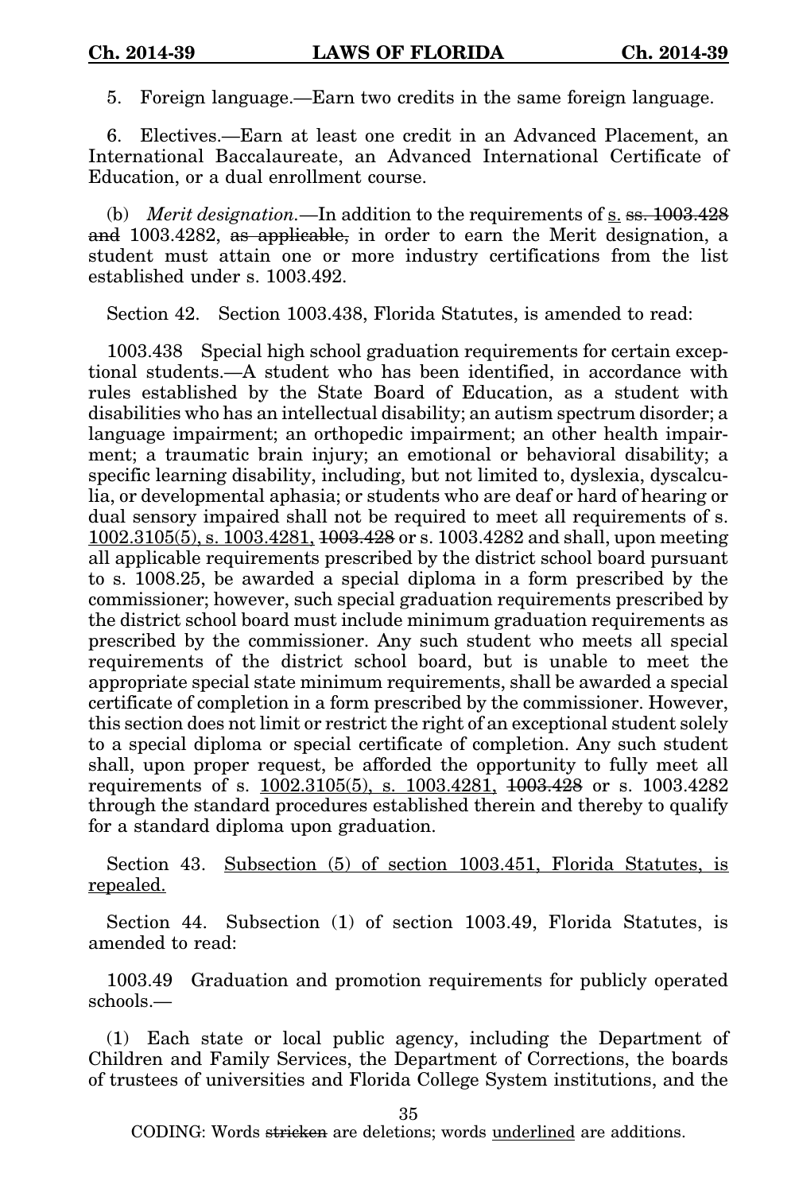5. Foreign language.—Earn two credits in the same foreign language.

6. Electives.—Earn at least one credit in an Advanced Placement, an International Baccalaureate, an Advanced International Certificate of Education, or a dual enrollment course.

(b) *Merit designation.*—In addition to the requirements of <u>s.</u> ~~ss. 1003.428 and~~ 1003.4282, ~~as applicable,~~ in order to earn the Merit designation, a student must attain one or more industry certifications from the list established under s. 1003.492.

Section 42. Section 1003.438, Florida Statutes, is amended to read:

1003.438 Special high school graduation requirements for certain exceptional students.—A student who has been identified, in accordance with rules established by the State Board of Education, as a student with disabilities who has an intellectual disability; an autism spectrum disorder; a language impairment; an orthopedic impairment; an other health impairment; a traumatic brain injury; an emotional or behavioral disability; a specific learning disability, including, but not limited to, dyslexia, dyscalculia, or developmental aphasia; or students who are deaf or hard of hearing or dual sensory impaired shall not be required to meet all requirements of s. <u>1002.3105(5), s. 1003.4281,</u> ~~1003.428~~ or s. 1003.4282 and shall, upon meeting all applicable requirements prescribed by the district school board pursuant to s. 1008.25, be awarded a special diploma in a form prescribed by the commissioner; however, such special graduation requirements prescribed by the district school board must include minimum graduation requirements as prescribed by the commissioner. Any such student who meets all special requirements of the district school board, but is unable to meet the appropriate special state minimum requirements, shall be awarded a special certificate of completion in a form prescribed by the commissioner. However, this section does not limit or restrict the right of an exceptional student solely to a special diploma or special certificate of completion. Any such student shall, upon proper request, be afforded the opportunity to fully meet all requirements of s. <u>1002.3105(5), s. 1003.4281,</u> ~~1003.428~~ or s. 1003.4282 through the standard procedures established therein and thereby to qualify for a standard diploma upon graduation.

Section 43. <u>Subsection (5) of section 1003.451, Florida Statutes, is repealed.</u>

Section 44. Subsection (1) of section 1003.49, Florida Statutes, is amended to read:

1003.49 Graduation and promotion requirements for publicly operated schools.—

(1) Each state or local public agency, including the Department of Children and Family Services, the Department of Corrections, the boards of trustees of universities and Florida College System institutions, and the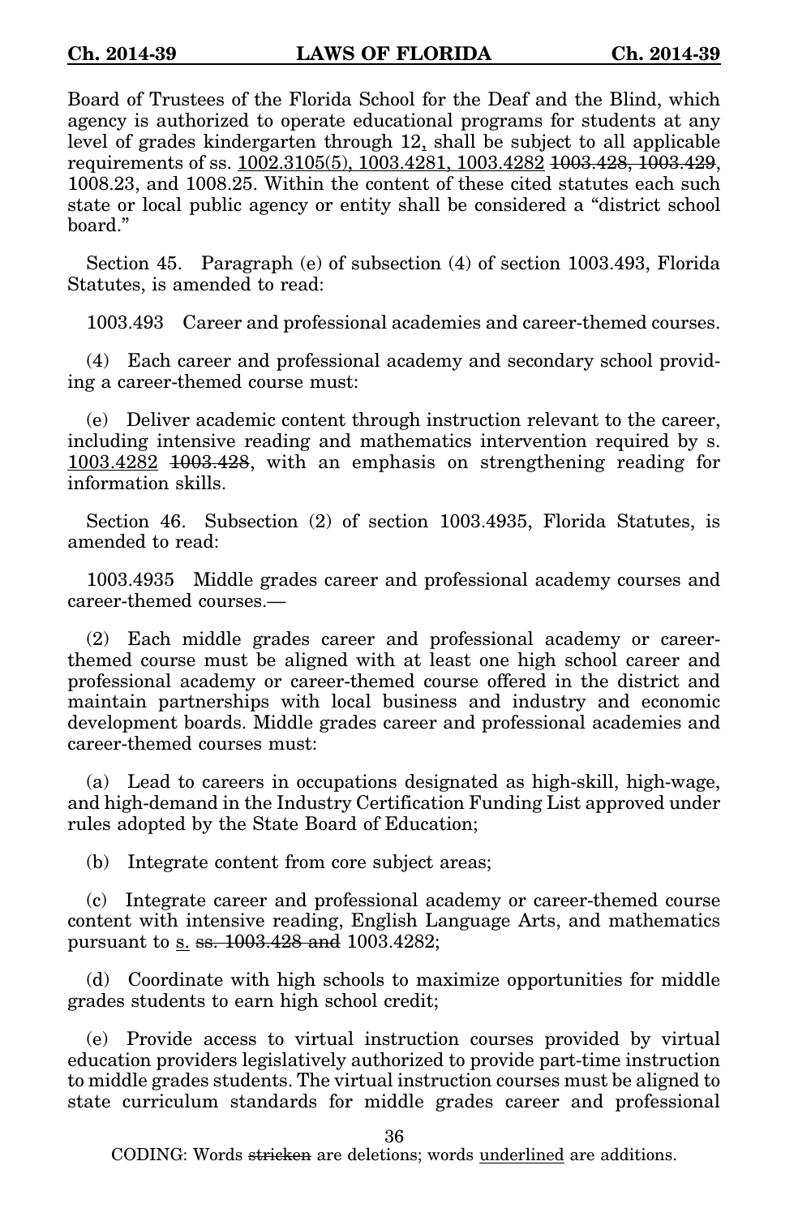Board of Trustees of the Florida School for the Deaf and the Blind, which agency is authorized to operate educational programs for students at any level of grades kindergarten through 12<u>,</u> shall be subject to all applicable requirements of ss. <u>1002.3105(5), 1003.4281, 1003.4282</u> ~~1003.428, 1003.429~~, 1008.23, and 1008.25. Within the content of these cited statutes each such state or local public agency or entity shall be considered a "district school board."

Section 45. Paragraph (e) of subsection (4) of section 1003.493, Florida Statutes, is amended to read:

1003.493 Career and professional academies and career-themed courses.

(4) Each career and professional academy and secondary school providing a career-themed course must:

(e) Deliver academic content through instruction relevant to the career, including intensive reading and mathematics intervention required by s. <u>1003.4282</u> ~~1003.428~~, with an emphasis on strengthening reading for information skills.

Section 46. Subsection (2) of section 1003.4935, Florida Statutes, is amended to read:

1003.4935 Middle grades career and professional academy courses and career-themed courses.—

(2) Each middle grades career and professional academy or career-themed course must be aligned with at least one high school career and professional academy or career-themed course offered in the district and maintain partnerships with local business and industry and economic development boards. Middle grades career and professional academies and career-themed courses must:

(a) Lead to careers in occupations designated as high-skill, high-wage, and high-demand in the Industry Certification Funding List approved under rules adopted by the State Board of Education;

(b) Integrate content from core subject areas;

(c) Integrate career and professional academy or career-themed course content with intensive reading, English Language Arts, and mathematics pursuant to <u>s.</u> ~~ss. 1003.428 and~~ 1003.4282;

(d) Coordinate with high schools to maximize opportunities for middle grades students to earn high school credit;

(e) Provide access to virtual instruction courses provided by virtual education providers legislatively authorized to provide part-time instruction to middle grades students. The virtual instruction courses must be aligned to state curriculum standards for middle grades career and professional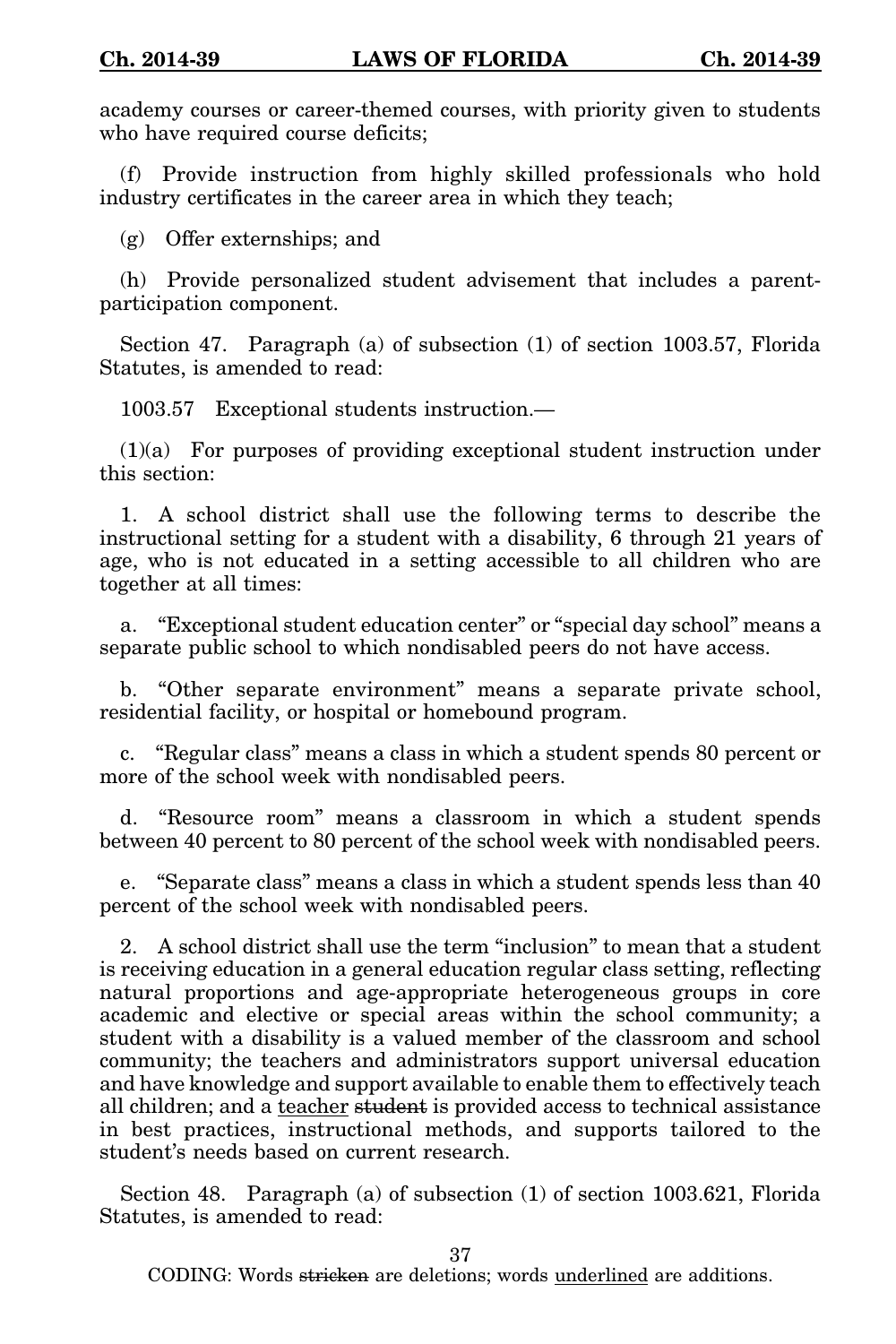academy courses or career-themed courses, with priority given to students who have required course deficits;

(f) Provide instruction from highly skilled professionals who hold industry certificates in the career area in which they teach;

(g) Offer externships; and

(h) Provide personalized student advisement that includes a parent-participation component.

Section 47. Paragraph (a) of subsection (1) of section 1003.57, Florida Statutes, is amended to read:

1003.57 Exceptional students instruction.—

(1)(a) For purposes of providing exceptional student instruction under this section:

1. A school district shall use the following terms to describe the instructional setting for a student with a disability, 6 through 21 years of age, who is not educated in a setting accessible to all children who are together at all times:

a. "Exceptional student education center" or "special day school" means a separate public school to which nondisabled peers do not have access.

b. "Other separate environment" means a separate private school, residential facility, or hospital or homebound program.

c. "Regular class" means a class in which a student spends 80 percent or more of the school week with nondisabled peers.

d. "Resource room" means a classroom in which a student spends between 40 percent to 80 percent of the school week with nondisabled peers.

e. "Separate class" means a class in which a student spends less than 40 percent of the school week with nondisabled peers.

2. A school district shall use the term "inclusion" to mean that a student is receiving education in a general education regular class setting, reflecting natural proportions and age-appropriate heterogeneous groups in core academic and elective or special areas within the school community; a student with a disability is a valued member of the classroom and school community; the teachers and administrators support universal education and have knowledge and support available to enable them to effectively teach all children; and a <u>teacher</u> ~~student~~ is provided access to technical assistance in best practices, instructional methods, and supports tailored to the student's needs based on current research.

Section 48. Paragraph (a) of subsection (1) of section 1003.621, Florida Statutes, is amended to read:

CODING: Words ~~stricken~~ are deletions; words <u>underlined</u> are additions.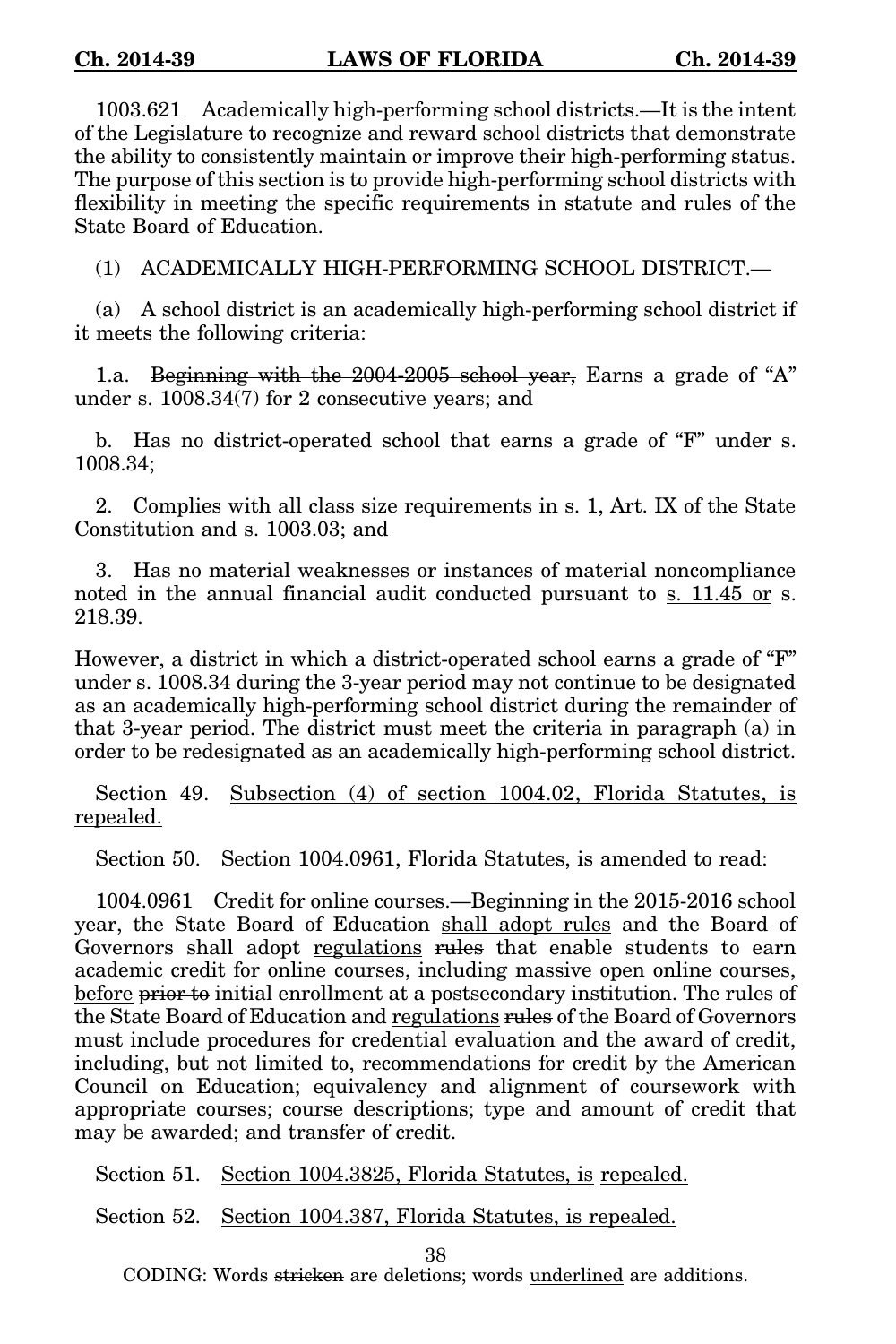1003.621 Academically high-performing school districts.—It is the intent of the Legislature to recognize and reward school districts that demonstrate the ability to consistently maintain or improve their high-performing status. The purpose of this section is to provide high-performing school districts with flexibility in meeting the specific requirements in statute and rules of the State Board of Education.

(1) ACADEMICALLY HIGH-PERFORMING SCHOOL DISTRICT.—

(a) A school district is an academically high-performing school district if it meets the following criteria:

1.a. ~~Beginning with the 2004-2005 school year,~~ Earns a grade of "A" under s. 1008.34(7) for 2 consecutive years; and

b. Has no district-operated school that earns a grade of "F" under s. 1008.34;

2. Complies with all class size requirements in s. 1, Art. IX of the State Constitution and s. 1003.03; and

3. Has no material weaknesses or instances of material noncompliance noted in the annual financial audit conducted pursuant to <u>s. 11.45 or</u> s. 218.39.

However, a district in which a district-operated school earns a grade of "F" under s. 1008.34 during the 3-year period may not continue to be designated as an academically high-performing school district during the remainder of that 3-year period. The district must meet the criteria in paragraph (a) in order to be redesignated as an academically high-performing school district.

Section 49. <u>Subsection (4) of section 1004.02, Florida Statutes, is repealed.</u>

Section 50. Section 1004.0961, Florida Statutes, is amended to read:

1004.0961 Credit for online courses.—Beginning in the 2015-2016 school year, the State Board of Education <u>shall adopt rules</u> and the Board of Governors shall adopt <u>regulations</u> ~~rules~~ that enable students to earn academic credit for online courses, including massive open online courses, <u>before</u> ~~prior to~~ initial enrollment at a postsecondary institution. The rules of the State Board of Education and <u>regulations</u> ~~rules~~ of the Board of Governors must include procedures for credential evaluation and the award of credit, including, but not limited to, recommendations for credit by the American Council on Education; equivalency and alignment of coursework with appropriate courses; course descriptions; type and amount of credit that may be awarded; and transfer of credit.

Section 51. <u>Section 1004.3825, Florida Statutes, is repealed.</u>

Section 52. <u>Section 1004.387, Florida Statutes, is repealed.</u>

CODING: Words ~~stricken~~ are deletions; words <u>underlined</u> are additions.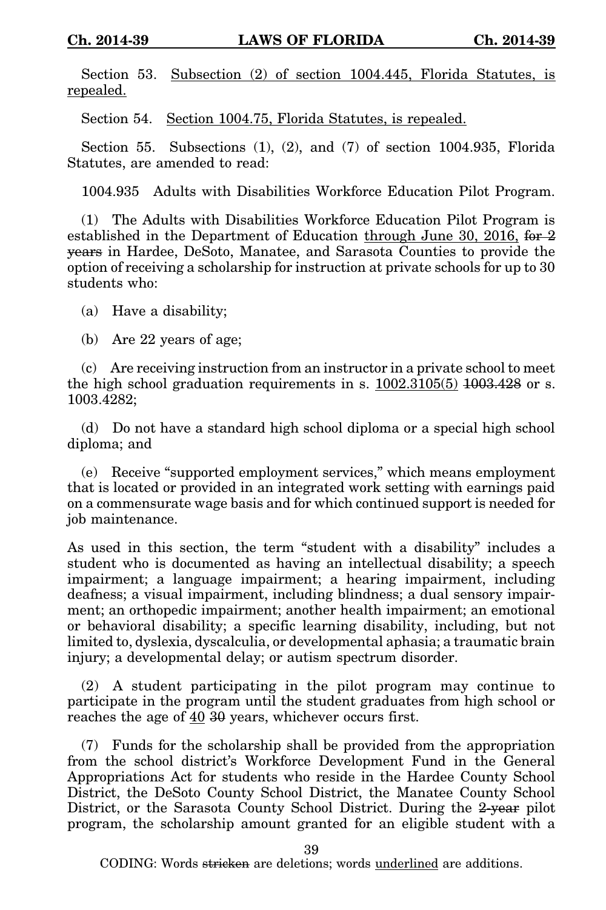Section 53. <u>Subsection (2) of section 1004.445, Florida Statutes, is repealed.</u>

Section 54. <u>Section 1004.75, Florida Statutes, is repealed.</u>

Section 55. Subsections (1), (2), and (7) of section 1004.935, Florida Statutes, are amended to read:

1004.935 Adults with Disabilities Workforce Education Pilot Program.

(1) The Adults with Disabilities Workforce Education Pilot Program is established in the Department of Education <u>through June 30, 2016,</u> ~~for 2 years~~ in Hardee, DeSoto, Manatee, and Sarasota Counties to provide the option of receiving a scholarship for instruction at private schools for up to 30 students who:

(a) Have a disability;

(b) Are 22 years of age;

(c) Are receiving instruction from an instructor in a private school to meet the high school graduation requirements in s. <u>1002.3105(5)</u> ~~1003.428~~ or s. 1003.4282;

(d) Do not have a standard high school diploma or a special high school diploma; and

(e) Receive "supported employment services," which means employment that is located or provided in an integrated work setting with earnings paid on a commensurate wage basis and for which continued support is needed for job maintenance.

As used in this section, the term "student with a disability" includes a student who is documented as having an intellectual disability; a speech impairment; a language impairment; a hearing impairment, including deafness; a visual impairment, including blindness; a dual sensory impairment; an orthopedic impairment; another health impairment; an emotional or behavioral disability; a specific learning disability, including, but not limited to, dyslexia, dyscalculia, or developmental aphasia; a traumatic brain injury; a developmental delay; or autism spectrum disorder.

(2) A student participating in the pilot program may continue to participate in the program until the student graduates from high school or reaches the age of <u>40</u> ~~30~~ years, whichever occurs first.

(7) Funds for the scholarship shall be provided from the appropriation from the school district's Workforce Development Fund in the General Appropriations Act for students who reside in the Hardee County School District, the DeSoto County School District, the Manatee County School District, or the Sarasota County School District. During the ~~2-year~~ pilot program, the scholarship amount granted for an eligible student with a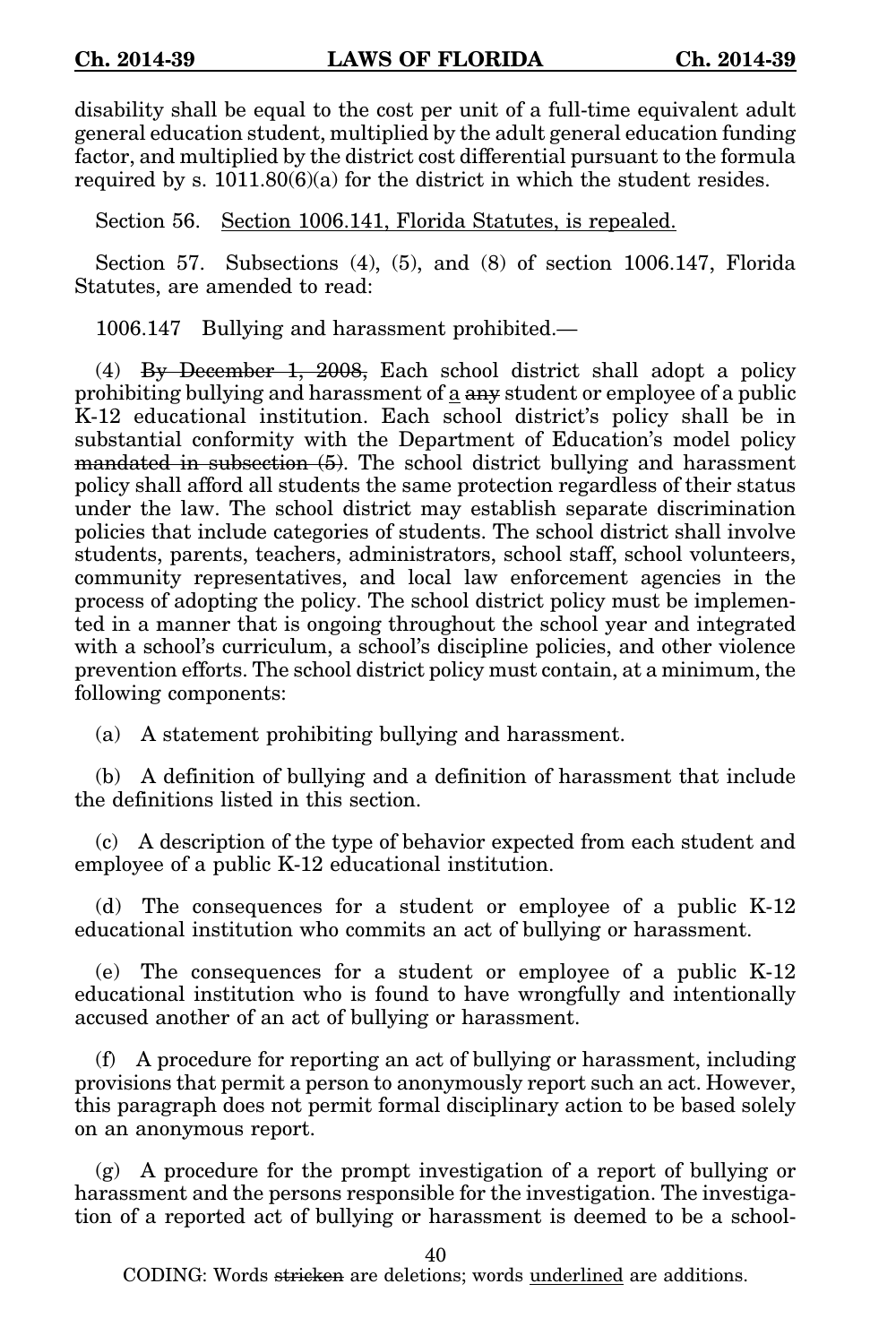disability shall be equal to the cost per unit of a full-time equivalent adult general education student, multiplied by the adult general education funding factor, and multiplied by the district cost differential pursuant to the formula required by s. 1011.80(6)(a) for the district in which the student resides.

Section 56. <u>Section 1006.141, Florida Statutes, is repealed.</u>

Section 57. Subsections (4), (5), and (8) of section 1006.147, Florida Statutes, are amended to read:

1006.147 Bullying and harassment prohibited.—

(4) ~~By December 1, 2008,~~ Each school district shall adopt a policy prohibiting bullying and harassment of <u>a</u> ~~any~~ student or employee of a public K-12 educational institution. Each school district's policy shall be in substantial conformity with the Department of Education's model policy ~~mandated in subsection (5)~~. The school district bullying and harassment policy shall afford all students the same protection regardless of their status under the law. The school district may establish separate discrimination policies that include categories of students. The school district shall involve students, parents, teachers, administrators, school staff, school volunteers, community representatives, and local law enforcement agencies in the process of adopting the policy. The school district policy must be implemented in a manner that is ongoing throughout the school year and integrated with a school's curriculum, a school's discipline policies, and other violence prevention efforts. The school district policy must contain, at a minimum, the following components:

(a) A statement prohibiting bullying and harassment.

(b) A definition of bullying and a definition of harassment that include the definitions listed in this section.

(c) A description of the type of behavior expected from each student and employee of a public K-12 educational institution.

(d) The consequences for a student or employee of a public K-12 educational institution who commits an act of bullying or harassment.

(e) The consequences for a student or employee of a public K-12 educational institution who is found to have wrongfully and intentionally accused another of an act of bullying or harassment.

(f) A procedure for reporting an act of bullying or harassment, including provisions that permit a person to anonymously report such an act. However, this paragraph does not permit formal disciplinary action to be based solely on an anonymous report.

(g) A procedure for the prompt investigation of a report of bullying or harassment and the persons responsible for the investigation. The investigation of a reported act of bullying or harassment is deemed to be a school-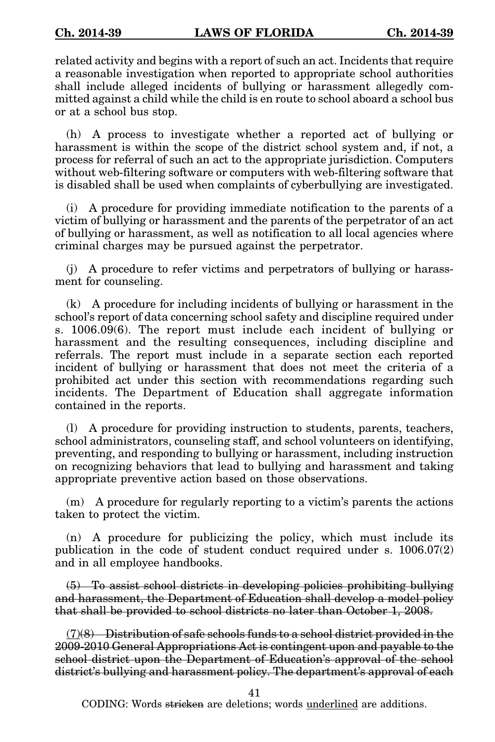related activity and begins with a report of such an act. Incidents that require a reasonable investigation when reported to appropriate school authorities shall include alleged incidents of bullying or harassment allegedly committed against a child while the child is en route to school aboard a school bus or at a school bus stop.

(h) A process to investigate whether a reported act of bullying or harassment is within the scope of the district school system and, if not, a process for referral of such an act to the appropriate jurisdiction. Computers without web-filtering software or computers with web-filtering software that is disabled shall be used when complaints of cyberbullying are investigated.

(i) A procedure for providing immediate notification to the parents of a victim of bullying or harassment and the parents of the perpetrator of an act of bullying or harassment, as well as notification to all local agencies where criminal charges may be pursued against the perpetrator.

(j) A procedure to refer victims and perpetrators of bullying or harassment for counseling.

(k) A procedure for including incidents of bullying or harassment in the school's report of data concerning school safety and discipline required under s. 1006.09(6). The report must include each incident of bullying or harassment and the resulting consequences, including discipline and referrals. The report must include in a separate section each reported incident of bullying or harassment that does not meet the criteria of a prohibited act under this section with recommendations regarding such incidents. The Department of Education shall aggregate information contained in the reports.

(l) A procedure for providing instruction to students, parents, teachers, school administrators, counseling staff, and school volunteers on identifying, preventing, and responding to bullying or harassment, including instruction on recognizing behaviors that lead to bullying and harassment and taking appropriate preventive action based on those observations.

(m) A procedure for regularly reporting to a victim's parents the actions taken to protect the victim.

(n) A procedure for publicizing the policy, which must include its publication in the code of student conduct required under s. 1006.07(2) and in all employee handbooks.

~~(5) To assist school districts in developing policies prohibiting bullying and harassment, the Department of Education shall develop a model policy that shall be provided to school districts no later than October 1, 2008.~~

<u>(7)</u>~~(8) Distribution of safe schools funds to a school district provided in the 2009-2010 General Appropriations Act is contingent upon and payable to the school district upon the Department of Education's approval of the school district's bullying and harassment policy. The department's approval of each~~

CODING: Words ~~stricken~~ are deletions; words <u>underlined</u> are additions.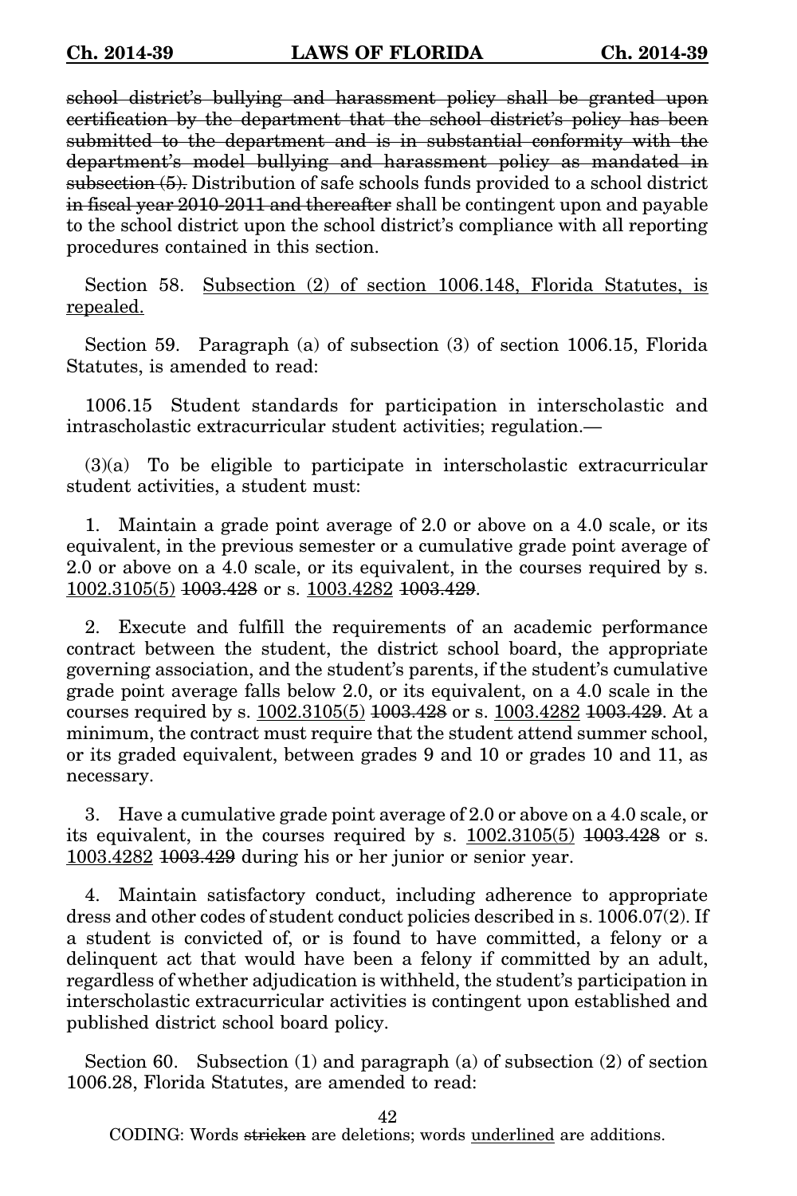~~school district's bullying and harassment policy shall be granted upon certification by the department that the school district's policy has been submitted to the department and is in substantial conformity with the department's model bullying and harassment policy as mandated in subsection (5).~~ Distribution of safe schools funds provided to a school district ~~in fiscal year 2010-2011 and thereafter~~ shall be contingent upon and payable to the school district upon the school district's compliance with all reporting procedures contained in this section.

Section 58. <u>Subsection (2) of section 1006.148, Florida Statutes, is repealed.</u>

Section 59. Paragraph (a) of subsection (3) of section 1006.15, Florida Statutes, is amended to read:

1006.15 Student standards for participation in interscholastic and intrascholastic extracurricular student activities; regulation.—

(3)(a) To be eligible to participate in interscholastic extracurricular student activities, a student must:

1. Maintain a grade point average of 2.0 or above on a 4.0 scale, or its equivalent, in the previous semester or a cumulative grade point average of 2.0 or above on a 4.0 scale, or its equivalent, in the courses required by s. <u>1002.3105(5)</u> ~~1003.428~~ or s. <u>1003.4282</u> ~~1003.429~~.

2. Execute and fulfill the requirements of an academic performance contract between the student, the district school board, the appropriate governing association, and the student's parents, if the student's cumulative grade point average falls below 2.0, or its equivalent, on a 4.0 scale in the courses required by s. <u>1002.3105(5)</u> ~~1003.428~~ or s. <u>1003.4282</u> ~~1003.429~~. At a minimum, the contract must require that the student attend summer school, or its graded equivalent, between grades 9 and 10 or grades 10 and 11, as necessary.

3. Have a cumulative grade point average of 2.0 or above on a 4.0 scale, or its equivalent, in the courses required by s. <u>1002.3105(5)</u> ~~1003.428~~ or s. <u>1003.4282</u> ~~1003.429~~ during his or her junior or senior year.

4. Maintain satisfactory conduct, including adherence to appropriate dress and other codes of student conduct policies described in s. 1006.07(2). If a student is convicted of, or is found to have committed, a felony or a delinquent act that would have been a felony if committed by an adult, regardless of whether adjudication is withheld, the student's participation in interscholastic extracurricular activities is contingent upon established and published district school board policy.

Section 60. Subsection (1) and paragraph (a) of subsection (2) of section 1006.28, Florida Statutes, are amended to read:

CODING: Words ~~stricken~~ are deletions; words <u>underlined</u> are additions.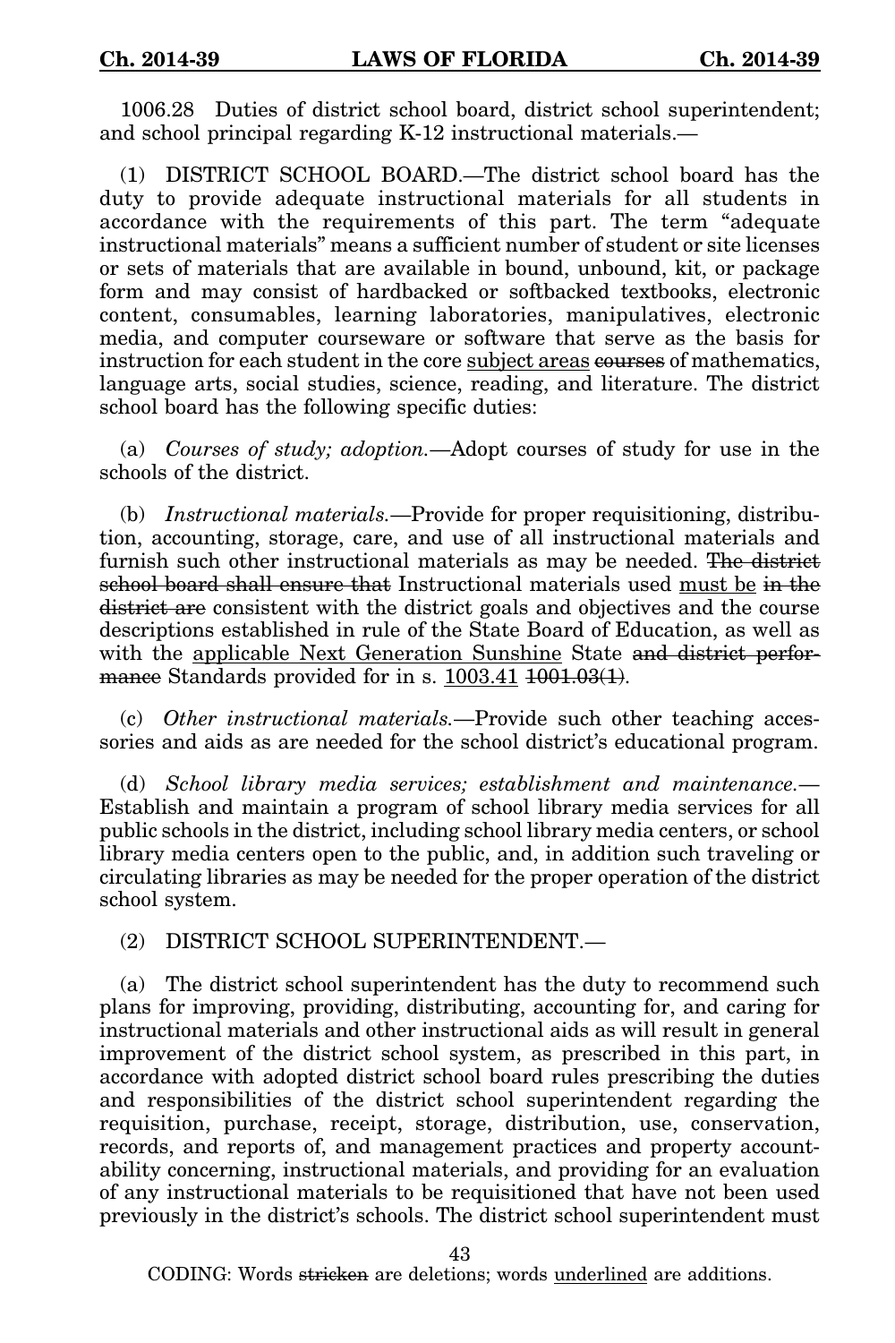1006.28 Duties of district school board, district school superintendent; and school principal regarding K-12 instructional materials.—

(1) DISTRICT SCHOOL BOARD.—The district school board has the duty to provide adequate instructional materials for all students in accordance with the requirements of this part. The term "adequate instructional materials" means a sufficient number of student or site licenses or sets of materials that are available in bound, unbound, kit, or package form and may consist of hardbacked or softbacked textbooks, electronic content, consumables, learning laboratories, manipulatives, electronic media, and computer courseware or software that serve as the basis for instruction for each student in the core <u>subject areas</u> ~~courses~~ of mathematics, language arts, social studies, science, reading, and literature. The district school board has the following specific duties:

(a) *Courses of study; adoption.*—Adopt courses of study for use in the schools of the district.

(b) *Instructional materials.*—Provide for proper requisitioning, distribution, accounting, storage, care, and use of all instructional materials and furnish such other instructional materials as may be needed. ~~The district school board shall ensure that~~ Instructional materials used <u>must be</u> ~~in the district are~~ consistent with the district goals and objectives and the course descriptions established in rule of the State Board of Education, as well as with the <u>applicable Next Generation Sunshine</u> State ~~and district performance~~ Standards provided for in s. <u>1003.41</u> ~~1001.03(1)~~.

(c) *Other instructional materials.*—Provide such other teaching accessories and aids as are needed for the school district's educational program.

(d) *School library media services; establishment and maintenance.*—Establish and maintain a program of school library media services for all public schools in the district, including school library media centers, or school library media centers open to the public, and, in addition such traveling or circulating libraries as may be needed for the proper operation of the district school system.

(2) DISTRICT SCHOOL SUPERINTENDENT.—

(a) The district school superintendent has the duty to recommend such plans for improving, providing, distributing, accounting for, and caring for instructional materials and other instructional aids as will result in general improvement of the district school system, as prescribed in this part, in accordance with adopted district school board rules prescribing the duties and responsibilities of the district school superintendent regarding the requisition, purchase, receipt, storage, distribution, use, conservation, records, and reports of, and management practices and property accountability concerning, instructional materials, and providing for an evaluation of any instructional materials to be requisitioned that have not been used previously in the district's schools. The district school superintendent must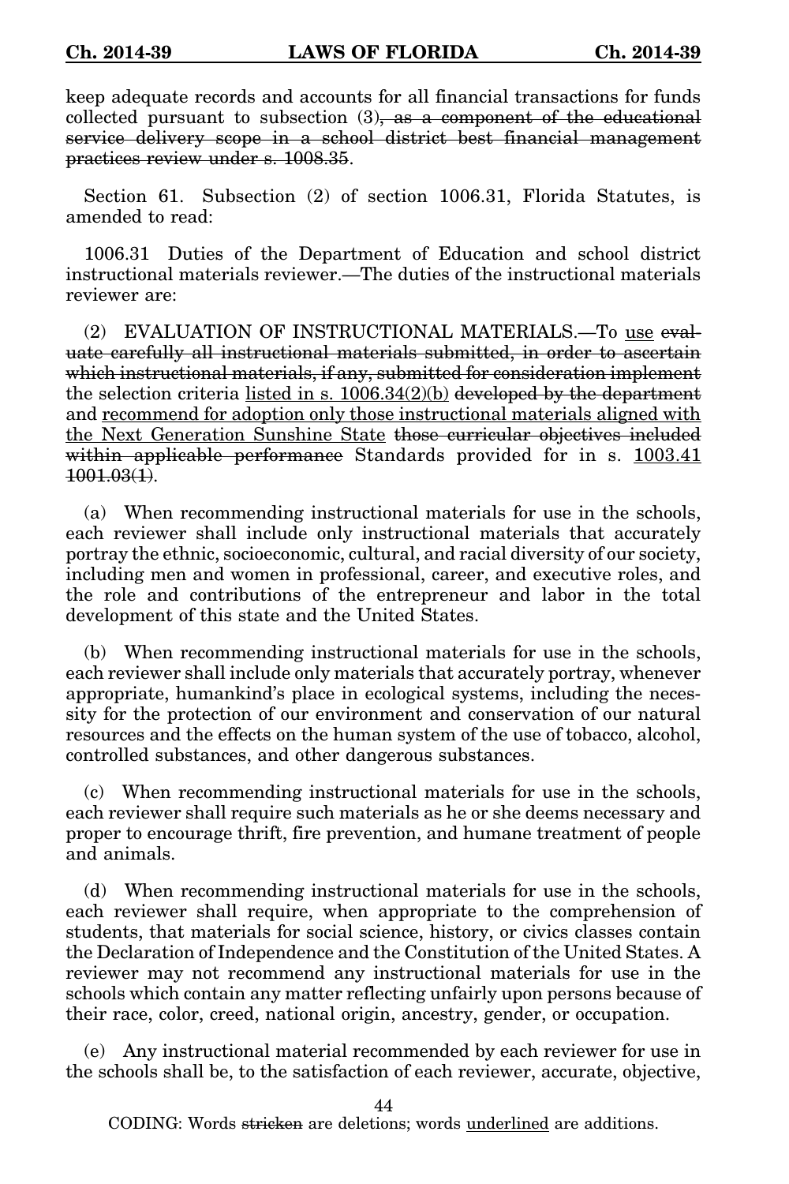keep adequate records and accounts for all financial transactions for funds collected pursuant to subsection (3)~~, as a component of the educational service delivery scope in a school district best financial management practices review under s. 1008.35~~.

Section 61. Subsection (2) of section 1006.31, Florida Statutes, is amended to read:

1006.31 Duties of the Department of Education and school district instructional materials reviewer.—The duties of the instructional materials reviewer are:

(2) EVALUATION OF INSTRUCTIONAL MATERIALS.—To <u>use</u> ~~evaluate carefully all instructional materials submitted, in order to ascertain which instructional materials, if any, submitted for consideration implement~~ the selection criteria <u>listed in s. 1006.34(2)(b)</u> ~~developed by the department~~ and <u>recommend for adoption only those instructional materials aligned with the Next Generation Sunshine State</u> ~~those curricular objectives included within applicable performance~~ Standards provided for in s. <u>1003.41</u> ~~1001.03(1)~~.

(a) When recommending instructional materials for use in the schools, each reviewer shall include only instructional materials that accurately portray the ethnic, socioeconomic, cultural, and racial diversity of our society, including men and women in professional, career, and executive roles, and the role and contributions of the entrepreneur and labor in the total development of this state and the United States.

(b) When recommending instructional materials for use in the schools, each reviewer shall include only materials that accurately portray, whenever appropriate, humankind's place in ecological systems, including the necessity for the protection of our environment and conservation of our natural resources and the effects on the human system of the use of tobacco, alcohol, controlled substances, and other dangerous substances.

(c) When recommending instructional materials for use in the schools, each reviewer shall require such materials as he or she deems necessary and proper to encourage thrift, fire prevention, and humane treatment of people and animals.

(d) When recommending instructional materials for use in the schools, each reviewer shall require, when appropriate to the comprehension of students, that materials for social science, history, or civics classes contain the Declaration of Independence and the Constitution of the United States. A reviewer may not recommend any instructional materials for use in the schools which contain any matter reflecting unfairly upon persons because of their race, color, creed, national origin, ancestry, gender, or occupation.

(e) Any instructional material recommended by each reviewer for use in the schools shall be, to the satisfaction of each reviewer, accurate, objective,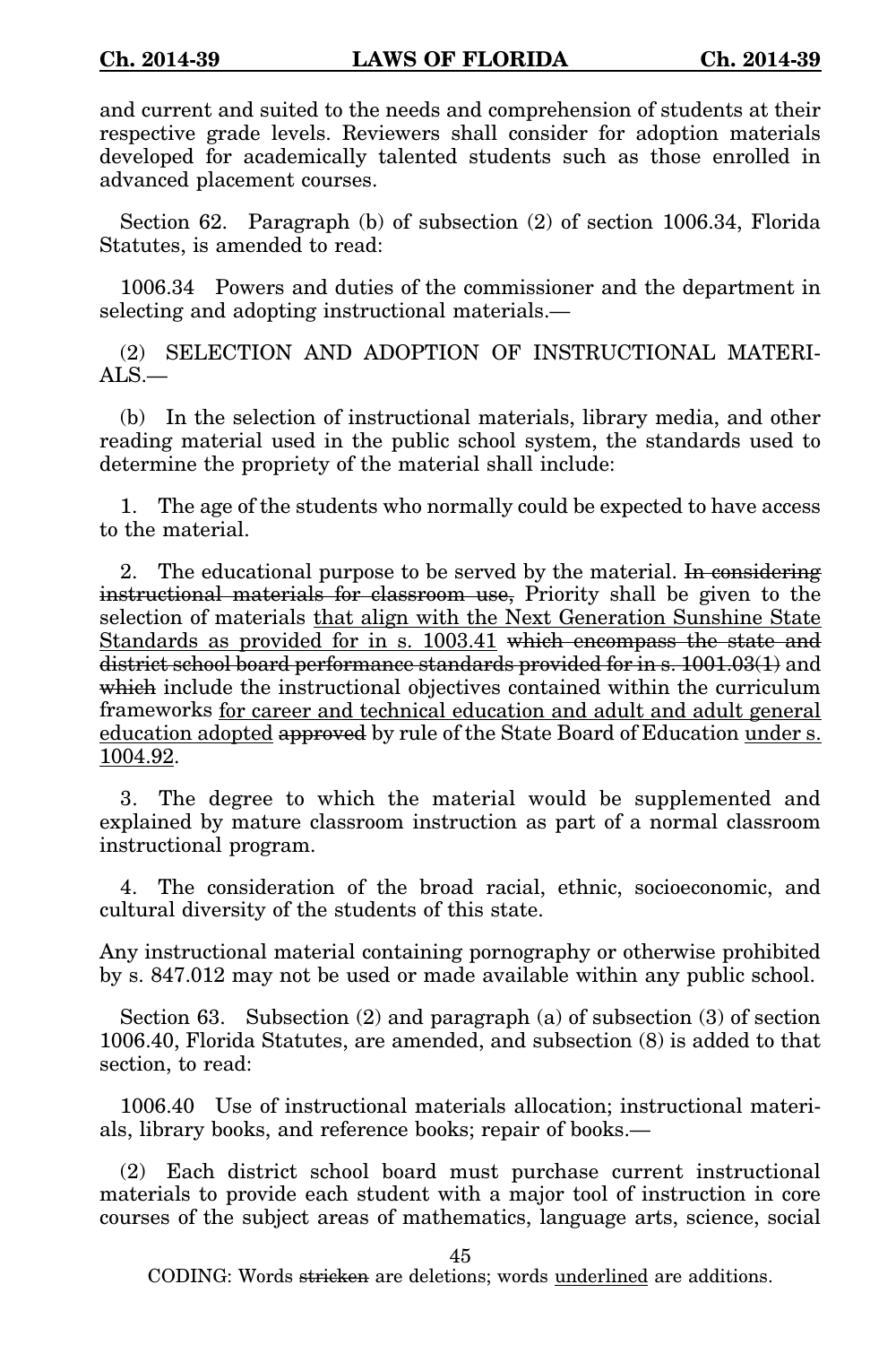and current and suited to the needs and comprehension of students at their respective grade levels. Reviewers shall consider for adoption materials developed for academically talented students such as those enrolled in advanced placement courses.

Section 62. Paragraph (b) of subsection (2) of section 1006.34, Florida Statutes, is amended to read:

1006.34 Powers and duties of the commissioner and the department in selecting and adopting instructional materials.—

(2) SELECTION AND ADOPTION OF INSTRUCTIONAL MATERIALS.—

(b) In the selection of instructional materials, library media, and other reading material used in the public school system, the standards used to determine the propriety of the material shall include:

1. The age of the students who normally could be expected to have access to the material.

2. The educational purpose to be served by the material. ~~In considering instructional materials for classroom use,~~ Priority shall be given to the selection of materials <u>that align with the Next Generation Sunshine State Standards as provided for in s. 1003.41</u> ~~which encompass the state and district school board performance standards provided for in s. 1001.03(1)~~ and ~~which~~ include the instructional objectives contained within the curriculum frameworks <u>for career and technical education and adult and adult general education adopted</u> ~~approved~~ by rule of the State Board of Education <u>under s. 1004.92</u>.

3. The degree to which the material would be supplemented and explained by mature classroom instruction as part of a normal classroom instructional program.

4. The consideration of the broad racial, ethnic, socioeconomic, and cultural diversity of the students of this state.

Any instructional material containing pornography or otherwise prohibited by s. 847.012 may not be used or made available within any public school.

Section 63. Subsection (2) and paragraph (a) of subsection (3) of section 1006.40, Florida Statutes, are amended, and subsection (8) is added to that section, to read:

1006.40 Use of instructional materials allocation; instructional materials, library books, and reference books; repair of books.—

(2) Each district school board must purchase current instructional materials to provide each student with a major tool of instruction in core courses of the subject areas of mathematics, language arts, science, social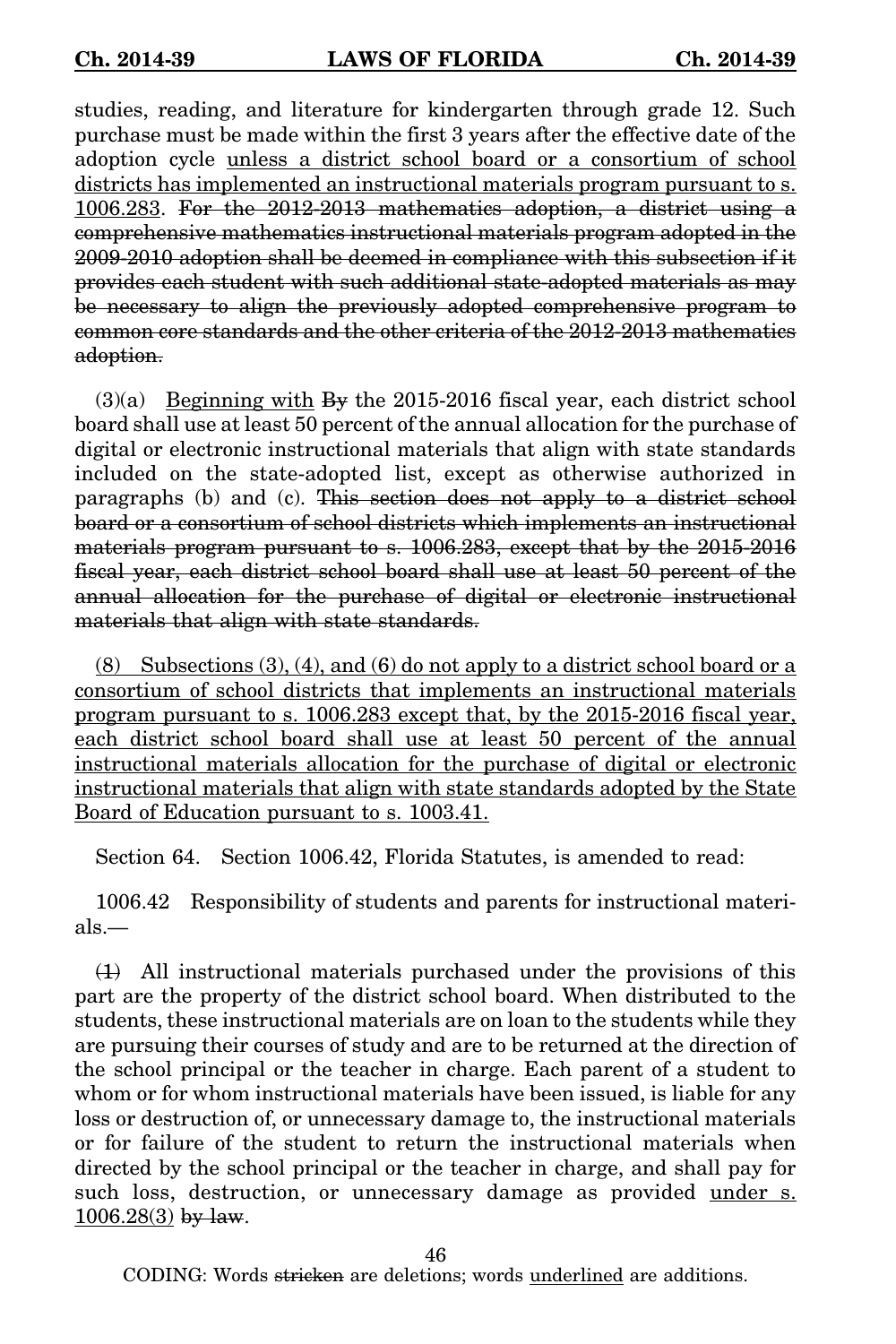studies, reading, and literature for kindergarten through grade 12. Such purchase must be made within the first 3 years after the effective date of the adoption cycle <u>unless a district school board or a consortium of school districts has implemented an instructional materials program pursuant to s. 1006.283</u>. ~~For the 2012-2013 mathematics adoption, a district using a comprehensive mathematics instructional materials program adopted in the 2009-2010 adoption shall be deemed in compliance with this subsection if it provides each student with such additional state-adopted materials as may be necessary to align the previously adopted comprehensive program to common core standards and the other criteria of the 2012-2013 mathematics adoption.~~

(3)(a) <u>Beginning with</u> ~~By~~ the 2015-2016 fiscal year, each district school board shall use at least 50 percent of the annual allocation for the purchase of digital or electronic instructional materials that align with state standards included on the state-adopted list, except as otherwise authorized in paragraphs (b) and (c). ~~This section does not apply to a district school board or a consortium of school districts which implements an instructional materials program pursuant to s. 1006.283, except that by the 2015-2016 fiscal year, each district school board shall use at least 50 percent of the annual allocation for the purchase of digital or electronic instructional materials that align with state standards.~~

<u>(8) Subsections (3), (4), and (6) do not apply to a district school board or a consortium of school districts that implements an instructional materials program pursuant to s. 1006.283 except that, by the 2015-2016 fiscal year, each district school board shall use at least 50 percent of the annual instructional materials allocation for the purchase of digital or electronic instructional materials that align with state standards adopted by the State Board of Education pursuant to s. 1003.41.</u>

Section 64. Section 1006.42, Florida Statutes, is amended to read:

1006.42 Responsibility of students and parents for instructional materials.—

~~(1)~~ All instructional materials purchased under the provisions of this part are the property of the district school board. When distributed to the students, these instructional materials are on loan to the students while they are pursuing their courses of study and are to be returned at the direction of the school principal or the teacher in charge. Each parent of a student to whom or for whom instructional materials have been issued, is liable for any loss or destruction of, or unnecessary damage to, the instructional materials or for failure of the student to return the instructional materials when directed by the school principal or the teacher in charge, and shall pay for such loss, destruction, or unnecessary damage as provided <u>under s. 1006.28(3)</u> ~~by law~~.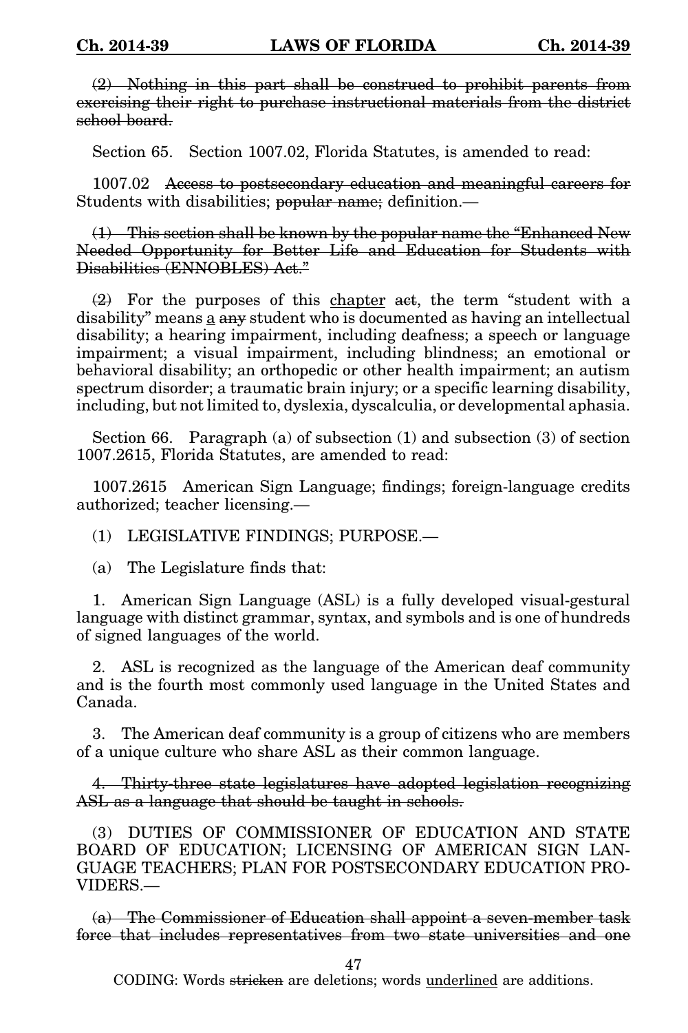~~(2) Nothing in this part shall be construed to prohibit parents from exercising their right to purchase instructional materials from the district school board.~~

Section 65. Section 1007.02, Florida Statutes, is amended to read:

1007.02 ~~Access to postsecondary education and meaningful careers for~~ Students with disabilities; ~~popular name;~~ definition.—

~~(1) This section shall be known by the popular name the "Enhanced New Needed Opportunity for Better Life and Education for Students with Disabilities (ENNOBLES) Act."~~

~~(2)~~ For the purposes of this <u>chapter</u> ~~act~~, the term "student with a disability" means <u>a</u> ~~any~~ student who is documented as having an intellectual disability; a hearing impairment, including deafness; a speech or language impairment; a visual impairment, including blindness; an emotional or behavioral disability; an orthopedic or other health impairment; an autism spectrum disorder; a traumatic brain injury; or a specific learning disability, including, but not limited to, dyslexia, dyscalculia, or developmental aphasia.

Section 66. Paragraph (a) of subsection (1) and subsection (3) of section 1007.2615, Florida Statutes, are amended to read:

1007.2615 American Sign Language; findings; foreign-language credits authorized; teacher licensing.—

(1) LEGISLATIVE FINDINGS; PURPOSE.—

(a) The Legislature finds that:

1. American Sign Language (ASL) is a fully developed visual-gestural language with distinct grammar, syntax, and symbols and is one of hundreds of signed languages of the world.

2. ASL is recognized as the language of the American deaf community and is the fourth most commonly used language in the United States and Canada.

3. The American deaf community is a group of citizens who are members of a unique culture who share ASL as their common language.

~~4. Thirty-three state legislatures have adopted legislation recognizing ASL as a language that should be taught in schools.~~

(3) DUTIES OF COMMISSIONER OF EDUCATION AND STATE BOARD OF EDUCATION; LICENSING OF AMERICAN SIGN LANGUAGE TEACHERS; PLAN FOR POSTSECONDARY EDUCATION PROVIDERS.—

~~(a) The Commissioner of Education shall appoint a seven-member task force that includes representatives from two state universities and one~~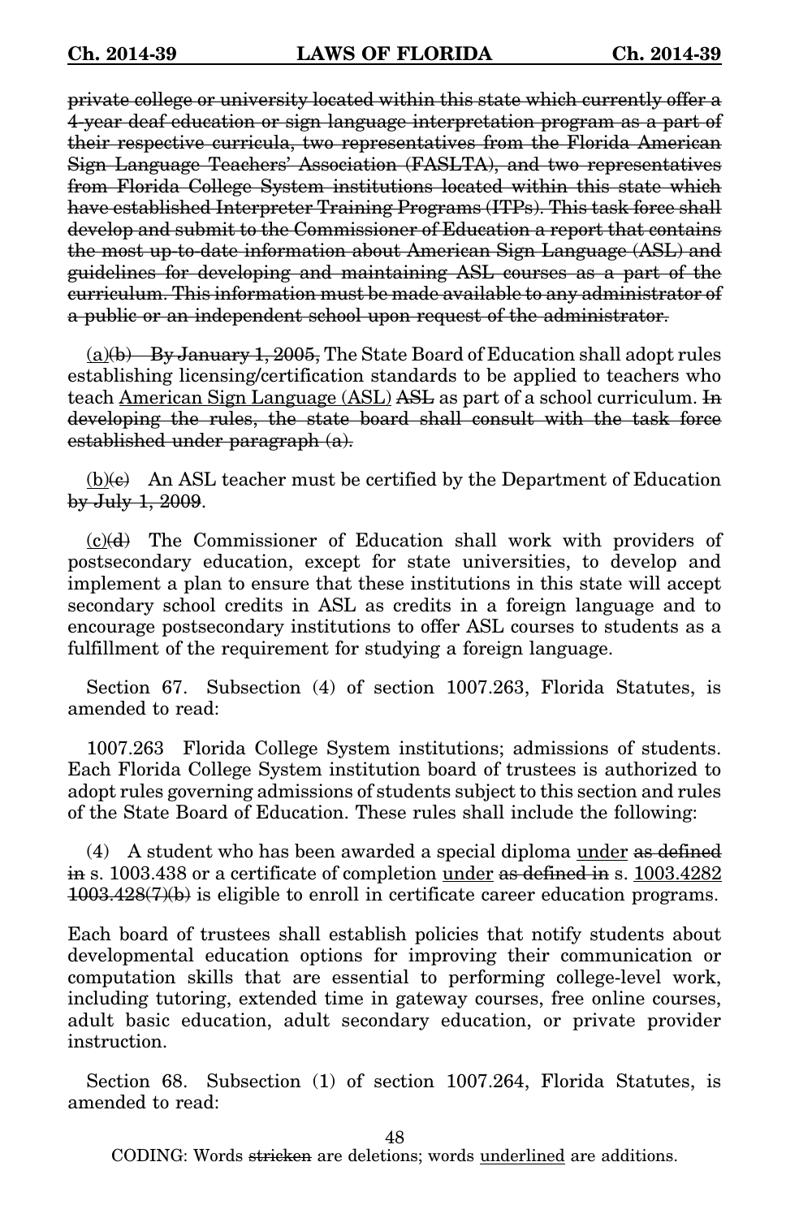~~private college or university located within this state which currently offer a 4-year deaf education or sign language interpretation program as a part of their respective curricula, two representatives from the Florida American Sign Language Teachers' Association (FASLTA), and two representatives from Florida College System institutions located within this state which have established Interpreter Training Programs (ITPs). This task force shall develop and submit to the Commissioner of Education a report that contains the most up-to-date information about American Sign Language (ASL) and guidelines for developing and maintaining ASL courses as a part of the curriculum. This information must be made available to any administrator of a public or an independent school upon request of the administrator.~~

<u>(a)</u>~~(b)~~ ~~By January 1, 2005,~~ The State Board of Education shall adopt rules establishing licensing/certification standards to be applied to teachers who teach <u>American Sign Language (ASL)</u> ~~ASL~~ as part of a school curriculum. ~~In developing the rules, the state board shall consult with the task force established under paragraph (a).~~

<u>(b)</u>~~(c)~~ An ASL teacher must be certified by the Department of Education ~~by July 1, 2009~~.

<u>(c)</u>~~(d)~~ The Commissioner of Education shall work with providers of postsecondary education, except for state universities, to develop and implement a plan to ensure that these institutions in this state will accept secondary school credits in ASL as credits in a foreign language and to encourage postsecondary institutions to offer ASL courses to students as a fulfillment of the requirement for studying a foreign language.

Section 67. Subsection (4) of section 1007.263, Florida Statutes, is amended to read:

1007.263 Florida College System institutions; admissions of students. Each Florida College System institution board of trustees is authorized to adopt rules governing admissions of students subject to this section and rules of the State Board of Education. These rules shall include the following:

(4) A student who has been awarded a special diploma <u>under</u> ~~as defined in~~ s. 1003.438 or a certificate of completion <u>under</u> ~~as defined in~~ s. <u>1003.4282</u> ~~1003.428(7)(b)~~ is eligible to enroll in certificate career education programs.

Each board of trustees shall establish policies that notify students about developmental education options for improving their communication or computation skills that are essential to performing college-level work, including tutoring, extended time in gateway courses, free online courses, adult basic education, adult secondary education, or private provider instruction.

Section 68. Subsection (1) of section 1007.264, Florida Statutes, is amended to read: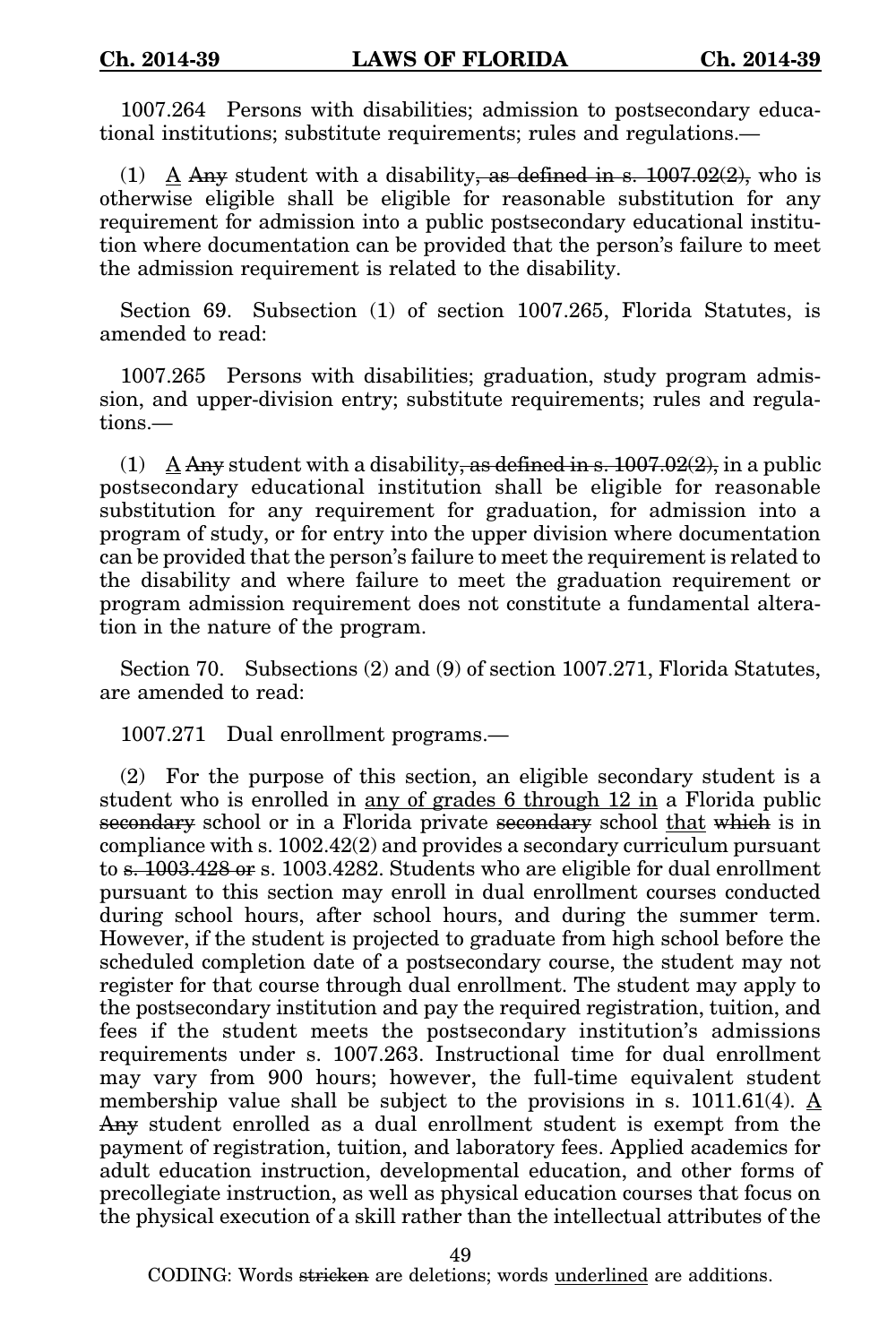1007.264 Persons with disabilities; admission to postsecondary educational institutions; substitute requirements; rules and regulations.—

(1) <u>A</u> ~~Any~~ student with a disability~~, as defined in s. 1007.02(2),~~ who is otherwise eligible shall be eligible for reasonable substitution for any requirement for admission into a public postsecondary educational institution where documentation can be provided that the person's failure to meet the admission requirement is related to the disability.

Section 69. Subsection (1) of section 1007.265, Florida Statutes, is amended to read:

1007.265 Persons with disabilities; graduation, study program admission, and upper-division entry; substitute requirements; rules and regulations.—

(1) <u>A</u> ~~Any~~ student with a disability~~, as defined in s. 1007.02(2),~~ in a public postsecondary educational institution shall be eligible for reasonable substitution for any requirement for graduation, for admission into a program of study, or for entry into the upper division where documentation can be provided that the person's failure to meet the requirement is related to the disability and where failure to meet the graduation requirement or program admission requirement does not constitute a fundamental alteration in the nature of the program.

Section 70. Subsections (2) and (9) of section 1007.271, Florida Statutes, are amended to read:

1007.271 Dual enrollment programs.—

(2) For the purpose of this section, an eligible secondary student is a student who is enrolled in <u>any of grades 6 through 12 in</u> a Florida public ~~secondary~~ school or in a Florida private ~~secondary~~ school <u>that</u> ~~which~~ is in compliance with s. 1002.42(2) and provides a secondary curriculum pursuant to ~~s. 1003.428 or~~ s. 1003.4282. Students who are eligible for dual enrollment pursuant to this section may enroll in dual enrollment courses conducted during school hours, after school hours, and during the summer term. However, if the student is projected to graduate from high school before the scheduled completion date of a postsecondary course, the student may not register for that course through dual enrollment. The student may apply to the postsecondary institution and pay the required registration, tuition, and fees if the student meets the postsecondary institution's admissions requirements under s. 1007.263. Instructional time for dual enrollment may vary from 900 hours; however, the full-time equivalent student membership value shall be subject to the provisions in s. 1011.61(4). <u>A</u> ~~Any~~ student enrolled as a dual enrollment student is exempt from the payment of registration, tuition, and laboratory fees. Applied academics for adult education instruction, developmental education, and other forms of precollegiate instruction, as well as physical education courses that focus on the physical execution of a skill rather than the intellectual attributes of the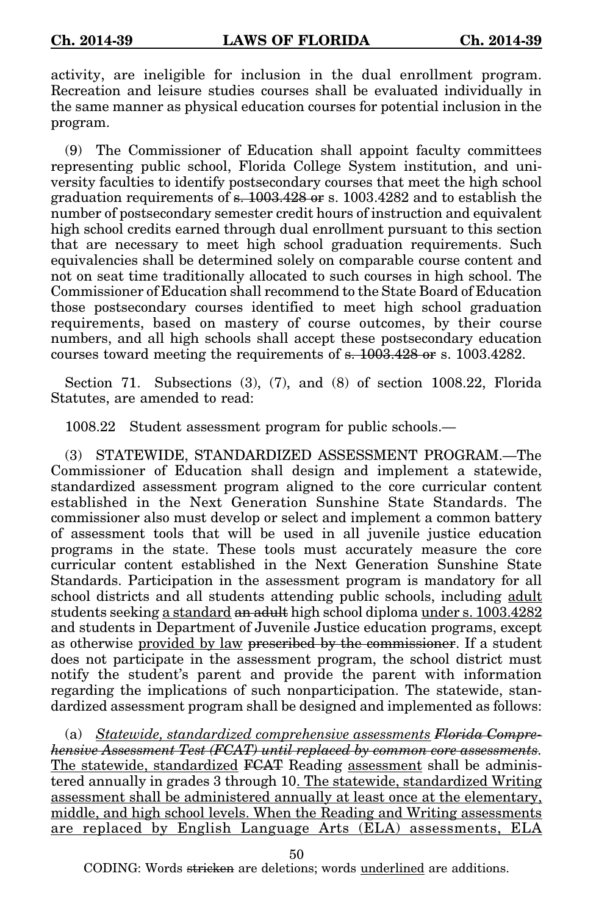activity, are ineligible for inclusion in the dual enrollment program. Recreation and leisure studies courses shall be evaluated individually in the same manner as physical education courses for potential inclusion in the program.

(9) The Commissioner of Education shall appoint faculty committees representing public school, Florida College System institution, and university faculties to identify postsecondary courses that meet the high school graduation requirements of ~~s. 1003.428 or~~ s. 1003.4282 and to establish the number of postsecondary semester credit hours of instruction and equivalent high school credits earned through dual enrollment pursuant to this section that are necessary to meet high school graduation requirements. Such equivalencies shall be determined solely on comparable course content and not on seat time traditionally allocated to such courses in high school. The Commissioner of Education shall recommend to the State Board of Education those postsecondary courses identified to meet high school graduation requirements, based on mastery of course outcomes, by their course numbers, and all high schools shall accept these postsecondary education courses toward meeting the requirements of ~~s. 1003.428 or~~ s. 1003.4282.

Section 71. Subsections (3), (7), and (8) of section 1008.22, Florida Statutes, are amended to read:

1008.22 Student assessment program for public schools.—

(3) STATEWIDE, STANDARDIZED ASSESSMENT PROGRAM.—The Commissioner of Education shall design and implement a statewide, standardized assessment program aligned to the core curricular content established in the Next Generation Sunshine State Standards. The commissioner also must develop or select and implement a common battery of assessment tools that will be used in all juvenile justice education programs in the state. These tools must accurately measure the core curricular content established in the Next Generation Sunshine State Standards. Participation in the assessment program is mandatory for all school districts and all students attending public schools, including <u>adult</u> students seeking <u>a standard</u> ~~an adult~~ high school diploma <u>under s. 1003.4282</u> and students in Department of Juvenile Justice education programs, except as otherwise <u>provided by law</u> ~~prescribed by the commissioner~~. If a student does not participate in the assessment program, the school district must notify the student's parent and provide the parent with information regarding the implications of such nonparticipation. The statewide, standardized assessment program shall be designed and implemented as follows:

(a) <u>*Statewide, standardized comprehensive assessments*</u> ~~*Florida Comprehensive Assessment Test (FCAT) until replaced by common core assessments*~~. <u>The statewide, standardized</u> ~~FCAT~~ Reading <u>assessment</u> shall be administered annually in grades 3 through 10<u>. The statewide, standardized Writing assessment shall be administered annually at least once at the elementary, middle, and high school levels. When the Reading and Writing assessments are replaced by English Language Arts (ELA) assessments, ELA</u>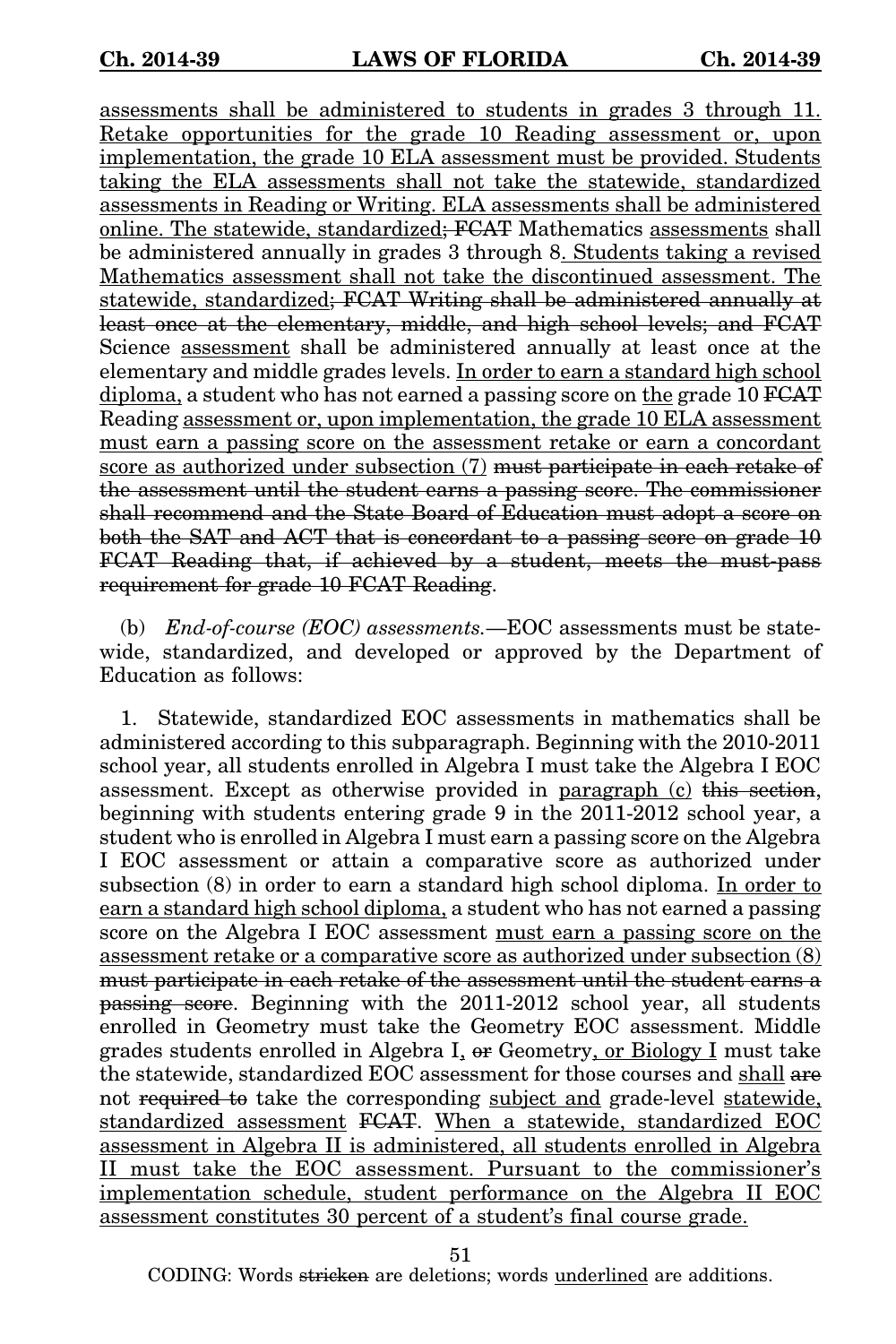<u>assessments shall be administered to students in grades 3 through 11. Retake opportunities for the grade 10 Reading assessment or, upon implementation, the grade 10 ELA assessment must be provided. Students taking the ELA assessments shall not take the statewide, standardized assessments in Reading or Writing. ELA assessments shall be administered online. The statewide, standardized</u>~~; FCAT~~ Mathematics <u>assessments</u> shall be administered annually in grades 3 through 8<u>. Students taking a revised Mathematics assessment shall not take the discontinued assessment. The statewide, standardized</u>~~; FCAT Writing shall be administered annually at least once at the elementary, middle, and high school levels; and FCAT~~ Science <u>assessment</u> shall be administered annually at least once at the elementary and middle grades levels. <u>In order to earn a standard high school diploma,</u> a student who has not earned a passing score on <u>the</u> grade 10 ~~FCAT~~ Reading <u>assessment or, upon implementation, the grade 10 ELA assessment must earn a passing score on the assessment retake or earn a concordant score as authorized under subsection (7)</u> ~~must participate in each retake of the assessment until the student earns a passing score. The commissioner shall recommend and the State Board of Education must adopt a score on both the SAT and ACT that is concordant to a passing score on grade 10 FCAT Reading that, if achieved by a student, meets the must-pass requirement for grade 10 FCAT Reading~~.

(b) *End-of-course (EOC) assessments.*—EOC assessments must be statewide, standardized, and developed or approved by the Department of Education as follows:

1. Statewide, standardized EOC assessments in mathematics shall be administered according to this subparagraph. Beginning with the 2010-2011 school year, all students enrolled in Algebra I must take the Algebra I EOC assessment. Except as otherwise provided in <u>paragraph (c)</u> ~~this section~~, beginning with students entering grade 9 in the 2011-2012 school year, a student who is enrolled in Algebra I must earn a passing score on the Algebra I EOC assessment or attain a comparative score as authorized under subsection (8) in order to earn a standard high school diploma. <u>In order to earn a standard high school diploma,</u> a student who has not earned a passing score on the Algebra I EOC assessment <u>must earn a passing score on the assessment retake or a comparative score as authorized under subsection (8)</u> ~~must participate in each retake of the assessment until the student earns a passing score~~. Beginning with the 2011-2012 school year, all students enrolled in Geometry must take the Geometry EOC assessment. Middle grades students enrolled in Algebra I<u>,</u> ~~or~~ Geometry<u>, or Biology I</u> must take the statewide, standardized EOC assessment for those courses and <u>shall</u> ~~are~~ not ~~required to~~ take the corresponding <u>subject and</u> grade-level <u>statewide, standardized assessment</u> ~~FCAT~~. <u>When a statewide, standardized EOC assessment in Algebra II is administered, all students enrolled in Algebra II must take the EOC assessment. Pursuant to the commissioner's implementation schedule, student performance on the Algebra II EOC assessment constitutes 30 percent of a student's final course grade.</u>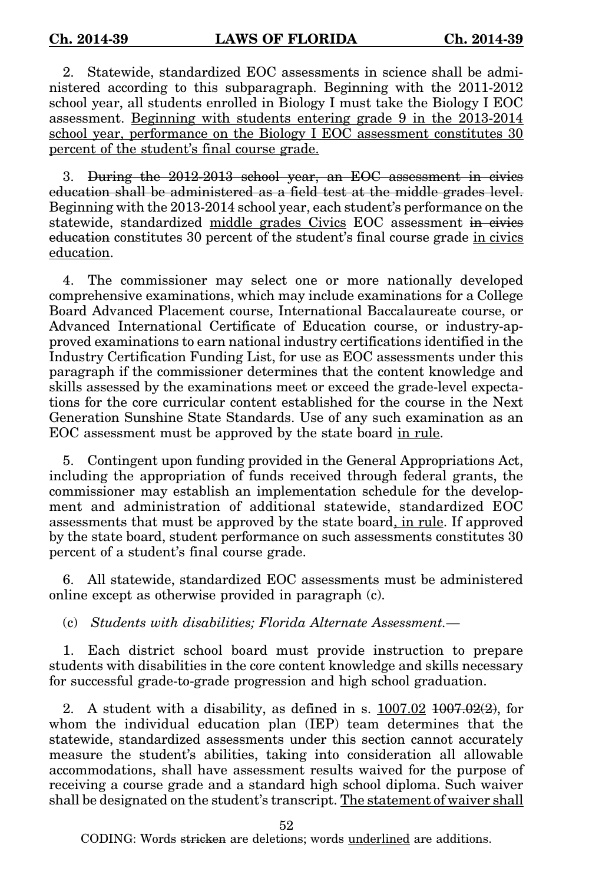2. Statewide, standardized EOC assessments in science shall be administered according to this subparagraph. Beginning with the 2011-2012 school year, all students enrolled in Biology I must take the Biology I EOC assessment. <u>Beginning with students entering grade 9 in the 2013-2014 school year, performance on the Biology I EOC assessment constitutes 30 percent of the student's final course grade.</u>

3. ~~During the 2012-2013 school year, an EOC assessment in civics education shall be administered as a field test at the middle grades level.~~ Beginning with the 2013-2014 school year, each student's performance on the statewide, standardized <u>middle grades Civics</u> EOC assessment ~~in civics education~~ constitutes 30 percent of the student's final course grade <u>in civics education</u>.

4. The commissioner may select one or more nationally developed comprehensive examinations, which may include examinations for a College Board Advanced Placement course, International Baccalaureate course, or Advanced International Certificate of Education course, or industry-approved examinations to earn national industry certifications identified in the Industry Certification Funding List, for use as EOC assessments under this paragraph if the commissioner determines that the content knowledge and skills assessed by the examinations meet or exceed the grade-level expectations for the core curricular content established for the course in the Next Generation Sunshine State Standards. Use of any such examination as an EOC assessment must be approved by the state board <u>in rule</u>.

5. Contingent upon funding provided in the General Appropriations Act, including the appropriation of funds received through federal grants, the commissioner may establish an implementation schedule for the development and administration of additional statewide, standardized EOC assessments that must be approved by the state board<u>, in rule</u>. If approved by the state board, student performance on such assessments constitutes 30 percent of a student's final course grade.

6. All statewide, standardized EOC assessments must be administered online except as otherwise provided in paragraph (c).

(c) *Students with disabilities; Florida Alternate Assessment.*—

1. Each district school board must provide instruction to prepare students with disabilities in the core content knowledge and skills necessary for successful grade-to-grade progression and high school graduation.

2. A student with a disability, as defined in s. <u>1007.02</u> ~~1007.02(2)~~, for whom the individual education plan (IEP) team determines that the statewide, standardized assessments under this section cannot accurately measure the student's abilities, taking into consideration all allowable accommodations, shall have assessment results waived for the purpose of receiving a course grade and a standard high school diploma. Such waiver shall be designated on the student's transcript. <u>The statement of waiver shall</u>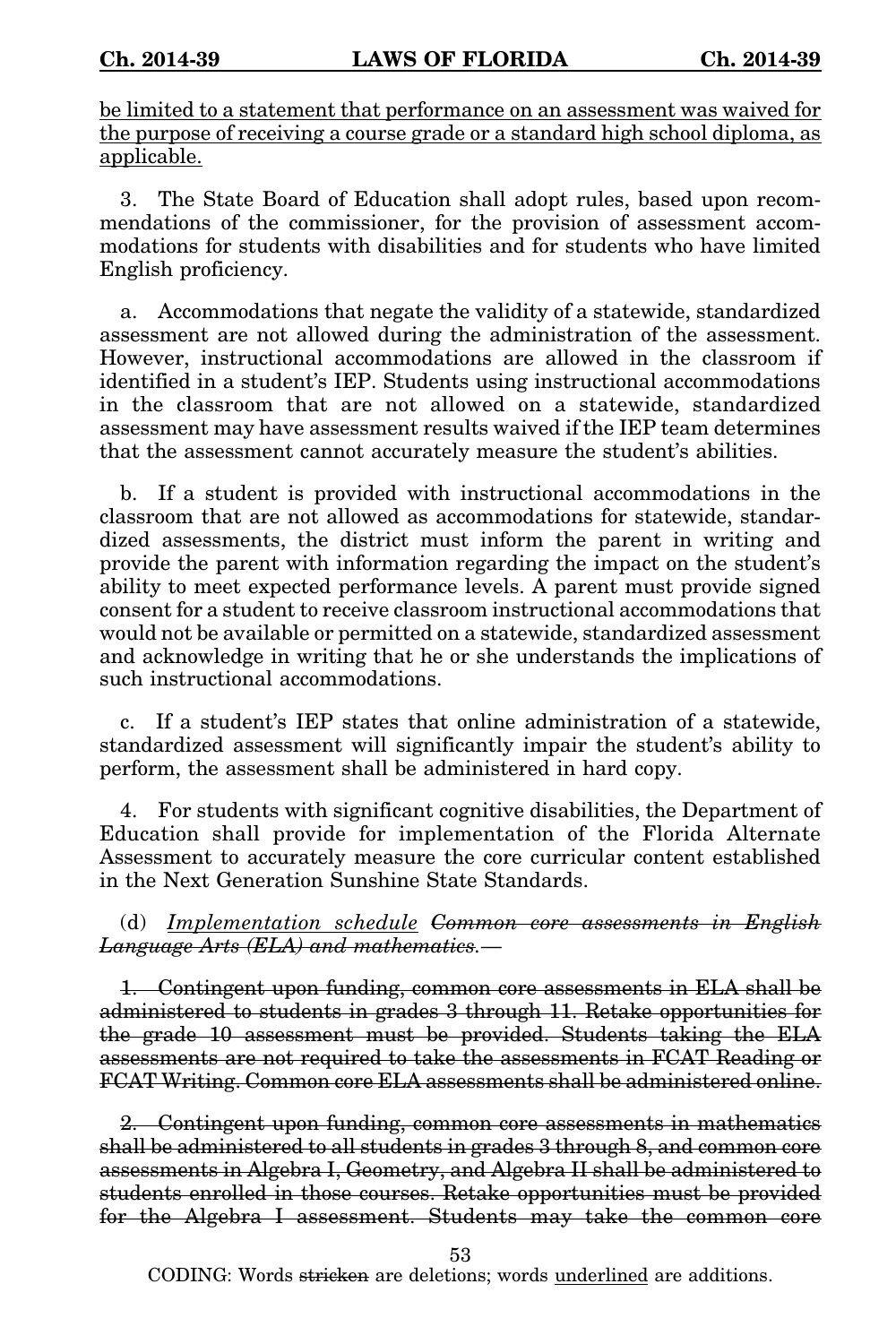<u>be limited to a statement that performance on an assessment was waived for the purpose of receiving a course grade or a standard high school diploma, as applicable.</u>

3. The State Board of Education shall adopt rules, based upon recommendations of the commissioner, for the provision of assessment accommodations for students with disabilities and for students who have limited English proficiency.

a. Accommodations that negate the validity of a statewide, standardized assessment are not allowed during the administration of the assessment. However, instructional accommodations are allowed in the classroom if identified in a student's IEP. Students using instructional accommodations in the classroom that are not allowed on a statewide, standardized assessment may have assessment results waived if the IEP team determines that the assessment cannot accurately measure the student's abilities.

b. If a student is provided with instructional accommodations in the classroom that are not allowed as accommodations for statewide, standardized assessments, the district must inform the parent in writing and provide the parent with information regarding the impact on the student's ability to meet expected performance levels. A parent must provide signed consent for a student to receive classroom instructional accommodations that would not be available or permitted on a statewide, standardized assessment and acknowledge in writing that he or she understands the implications of such instructional accommodations.

c. If a student's IEP states that online administration of a statewide, standardized assessment will significantly impair the student's ability to perform, the assessment shall be administered in hard copy.

4. For students with significant cognitive disabilities, the Department of Education shall provide for implementation of the Florida Alternate Assessment to accurately measure the core curricular content established in the Next Generation Sunshine State Standards.

(d) *<u>Implementation schedule</u>* ~~*Common core assessments in English Language Arts (ELA) and mathematics.*~~—

~~1. Contingent upon funding, common core assessments in ELA shall be administered to students in grades 3 through 11. Retake opportunities for the grade 10 assessment must be provided. Students taking the ELA assessments are not required to take the assessments in FCAT Reading or FCAT Writing. Common core ELA assessments shall be administered online.~~

~~2. Contingent upon funding, common core assessments in mathematics shall be administered to all students in grades 3 through 8, and common core assessments in Algebra I, Geometry, and Algebra II shall be administered to students enrolled in those courses. Retake opportunities must be provided for the Algebra I assessment. Students may take the common core~~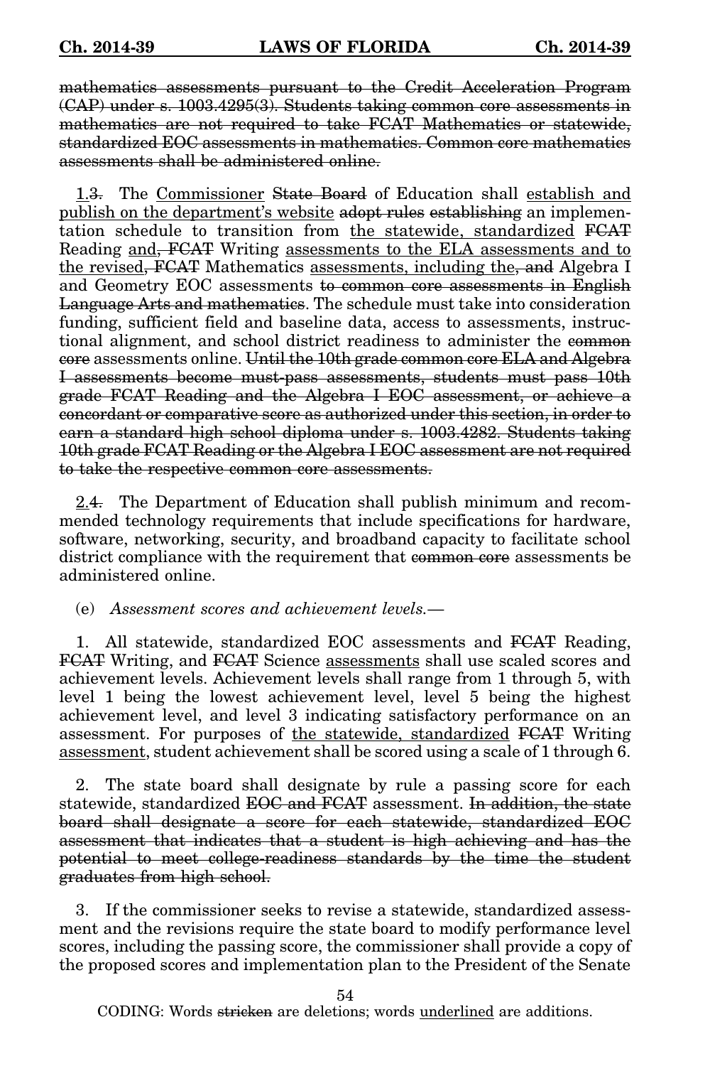~~mathematics assessments pursuant to the Credit Acceleration Program (CAP) under s. 1003.4295(3). Students taking common core assessments in mathematics are not required to take FCAT Mathematics or statewide, standardized EOC assessments in mathematics. Common core mathematics assessments shall be administered online.~~

<u>1.</u>~~3.~~ The <u>Commissioner</u> ~~State Board~~ of Education shall <u>establish and publish on the department's website</u> ~~adopt rules~~ ~~establishing~~ an implementation schedule to transition from <u>the statewide, standardized</u> ~~FCAT~~ Reading <u>and</u>~~, FCAT~~ Writing <u>assessments to the ELA assessments and to the revised</u>~~, FCAT~~ Mathematics <u>assessments, including the</u>~~, and~~ Algebra I and Geometry EOC assessments ~~to common core assessments in English Language Arts and mathematics~~. The schedule must take into consideration funding, sufficient field and baseline data, access to assessments, instructional alignment, and school district readiness to administer the ~~common core~~ assessments online. ~~Until the 10th grade common core ELA and Algebra I assessments become must-pass assessments, students must pass 10th grade FCAT Reading and the Algebra I EOC assessment, or achieve a concordant or comparative score as authorized under this section, in order to earn a standard high school diploma under s. 1003.4282. Students taking 10th grade FCAT Reading or the Algebra I EOC assessment are not required to take the respective common core assessments.~~

<u>2.</u>~~4.~~ The Department of Education shall publish minimum and recommended technology requirements that include specifications for hardware, software, networking, security, and broadband capacity to facilitate school district compliance with the requirement that ~~common core~~ assessments be administered online.

(e) *Assessment scores and achievement levels.*—

1. All statewide, standardized EOC assessments and ~~FCAT~~ Reading, ~~FCAT~~ Writing, and ~~FCAT~~ Science <u>assessments</u> shall use scaled scores and achievement levels. Achievement levels shall range from 1 through 5, with level 1 being the lowest achievement level, level 5 being the highest achievement level, and level 3 indicating satisfactory performance on an assessment. For purposes of <u>the statewide, standardized</u> ~~FCAT~~ Writing <u>assessment</u>, student achievement shall be scored using a scale of 1 through 6.

2. The state board shall designate by rule a passing score for each statewide, standardized ~~EOC and FCAT~~ assessment. ~~In addition, the state board shall designate a score for each statewide, standardized EOC assessment that indicates that a student is high achieving and has the potential to meet college-readiness standards by the time the student graduates from high school.~~

3. If the commissioner seeks to revise a statewide, standardized assessment and the revisions require the state board to modify performance level scores, including the passing score, the commissioner shall provide a copy of the proposed scores and implementation plan to the President of the Senate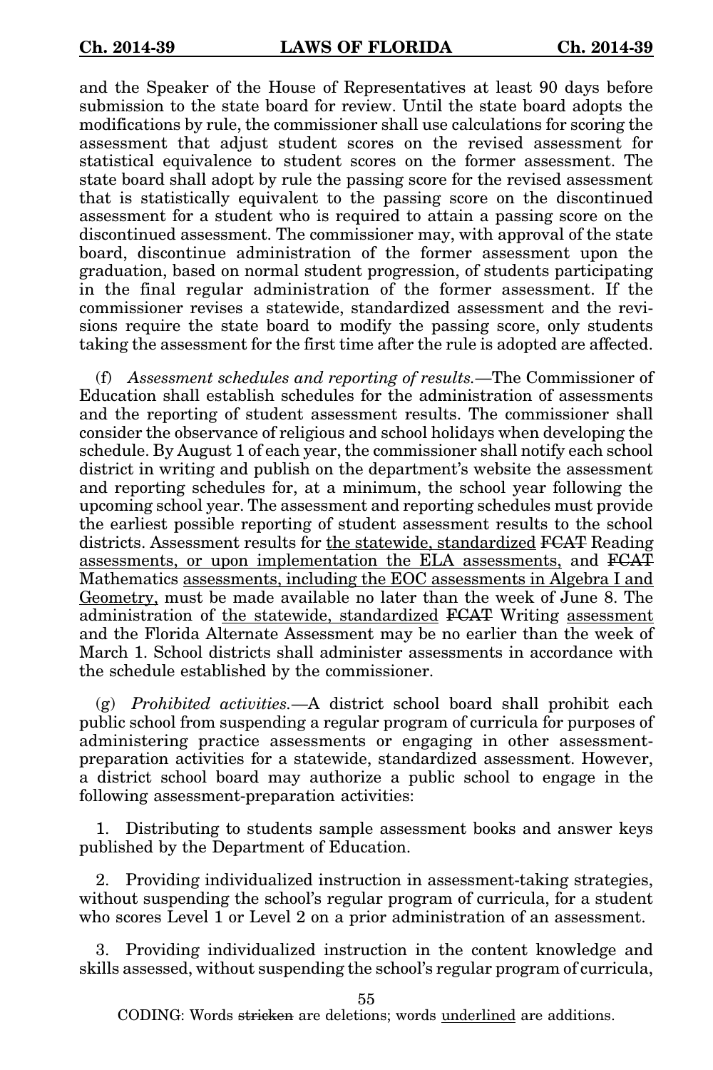and the Speaker of the House of Representatives at least 90 days before submission to the state board for review. Until the state board adopts the modifications by rule, the commissioner shall use calculations for scoring the assessment that adjust student scores on the revised assessment for statistical equivalence to student scores on the former assessment. The state board shall adopt by rule the passing score for the revised assessment that is statistically equivalent to the passing score on the discontinued assessment for a student who is required to attain a passing score on the discontinued assessment. The commissioner may, with approval of the state board, discontinue administration of the former assessment upon the graduation, based on normal student progression, of students participating in the final regular administration of the former assessment. If the commissioner revises a statewide, standardized assessment and the revisions require the state board to modify the passing score, only students taking the assessment for the first time after the rule is adopted are affected.

(f) *Assessment schedules and reporting of results.*—The Commissioner of Education shall establish schedules for the administration of assessments and the reporting of student assessment results. The commissioner shall consider the observance of religious and school holidays when developing the schedule. By August 1 of each year, the commissioner shall notify each school district in writing and publish on the department's website the assessment and reporting schedules for, at a minimum, the school year following the upcoming school year. The assessment and reporting schedules must provide the earliest possible reporting of student assessment results to the school districts. Assessment results for <u>the statewide, standardized</u> ~~FCAT~~ Reading <u>assessments, or upon implementation the ELA assessments,</u> and ~~FCAT~~ Mathematics <u>assessments, including the EOC assessments in Algebra I and Geometry,</u> must be made available no later than the week of June 8. The administration of <u>the statewide, standardized</u> ~~FCAT~~ Writing <u>assessment</u> and the Florida Alternate Assessment may be no earlier than the week of March 1. School districts shall administer assessments in accordance with the schedule established by the commissioner.

(g) *Prohibited activities.*—A district school board shall prohibit each public school from suspending a regular program of curricula for purposes of administering practice assessments or engaging in other assessment-preparation activities for a statewide, standardized assessment. However, a district school board may authorize a public school to engage in the following assessment-preparation activities:

1. Distributing to students sample assessment books and answer keys published by the Department of Education.

2. Providing individualized instruction in assessment-taking strategies, without suspending the school's regular program of curricula, for a student who scores Level 1 or Level 2 on a prior administration of an assessment.

3. Providing individualized instruction in the content knowledge and skills assessed, without suspending the school's regular program of curricula,

CODING: Words ~~stricken~~ are deletions; words <u>underlined</u> are additions.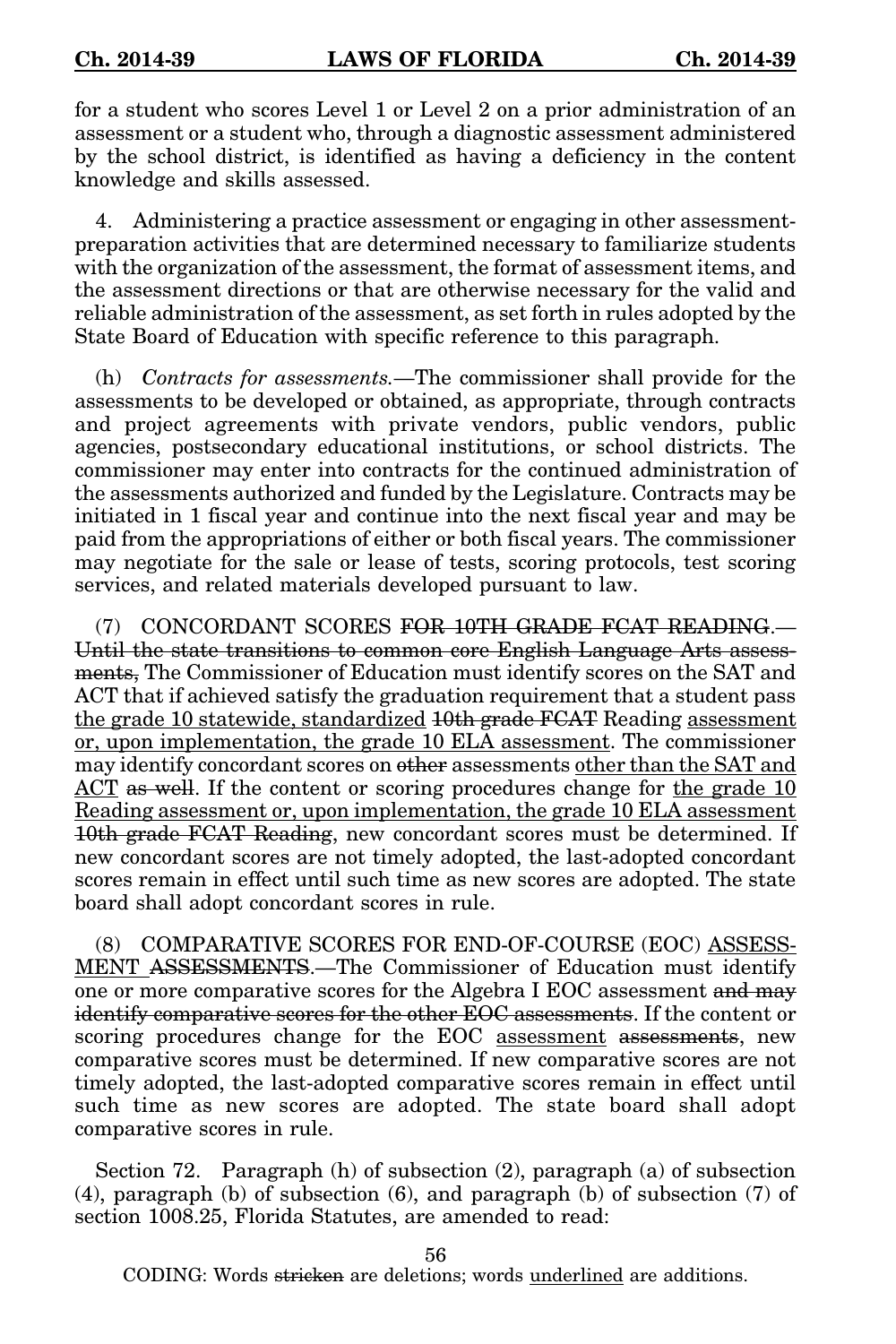for a student who scores Level 1 or Level 2 on a prior administration of an assessment or a student who, through a diagnostic assessment administered by the school district, is identified as having a deficiency in the content knowledge and skills assessed.

4. Administering a practice assessment or engaging in other assessment-preparation activities that are determined necessary to familiarize students with the organization of the assessment, the format of assessment items, and the assessment directions or that are otherwise necessary for the valid and reliable administration of the assessment, as set forth in rules adopted by the State Board of Education with specific reference to this paragraph.

(h) *Contracts for assessments.*—The commissioner shall provide for the assessments to be developed or obtained, as appropriate, through contracts and project agreements with private vendors, public vendors, public agencies, postsecondary educational institutions, or school districts. The commissioner may enter into contracts for the continued administration of the assessments authorized and funded by the Legislature. Contracts may be initiated in 1 fiscal year and continue into the next fiscal year and may be paid from the appropriations of either or both fiscal years. The commissioner may negotiate for the sale or lease of tests, scoring protocols, test scoring services, and related materials developed pursuant to law.

(7) CONCORDANT SCORES ~~FOR 10TH GRADE FCAT READING~~.—~~Until the state transitions to common core English Language Arts assessments,~~ The Commissioner of Education must identify scores on the SAT and ACT that if achieved satisfy the graduation requirement that a student pass <u>the grade 10 statewide, standardized</u> ~~10th grade FCAT~~ Reading <u>assessment or, upon implementation, the grade 10 ELA assessment</u>. The commissioner may identify concordant scores on ~~other~~ assessments <u>other than the SAT and ACT</u> ~~as well~~. If the content or scoring procedures change for <u>the grade 10 Reading assessment or, upon implementation, the grade 10 ELA assessment</u> ~~10th grade FCAT Reading~~, new concordant scores must be determined. If new concordant scores are not timely adopted, the last-adopted concordant scores remain in effect until such time as new scores are adopted. The state board shall adopt concordant scores in rule.

(8) COMPARATIVE SCORES FOR END-OF-COURSE (EOC) <u>ASSESSMENT</u> ~~ASSESSMENTS~~.—The Commissioner of Education must identify one or more comparative scores for the Algebra I EOC assessment ~~and may identify comparative scores for the other EOC assessments~~. If the content or scoring procedures change for the EOC <u>assessment</u> ~~assessments~~, new comparative scores must be determined. If new comparative scores are not timely adopted, the last-adopted comparative scores remain in effect until such time as new scores are adopted. The state board shall adopt comparative scores in rule.

Section 72. Paragraph (h) of subsection (2), paragraph (a) of subsection (4), paragraph (b) of subsection (6), and paragraph (b) of subsection (7) of section 1008.25, Florida Statutes, are amended to read: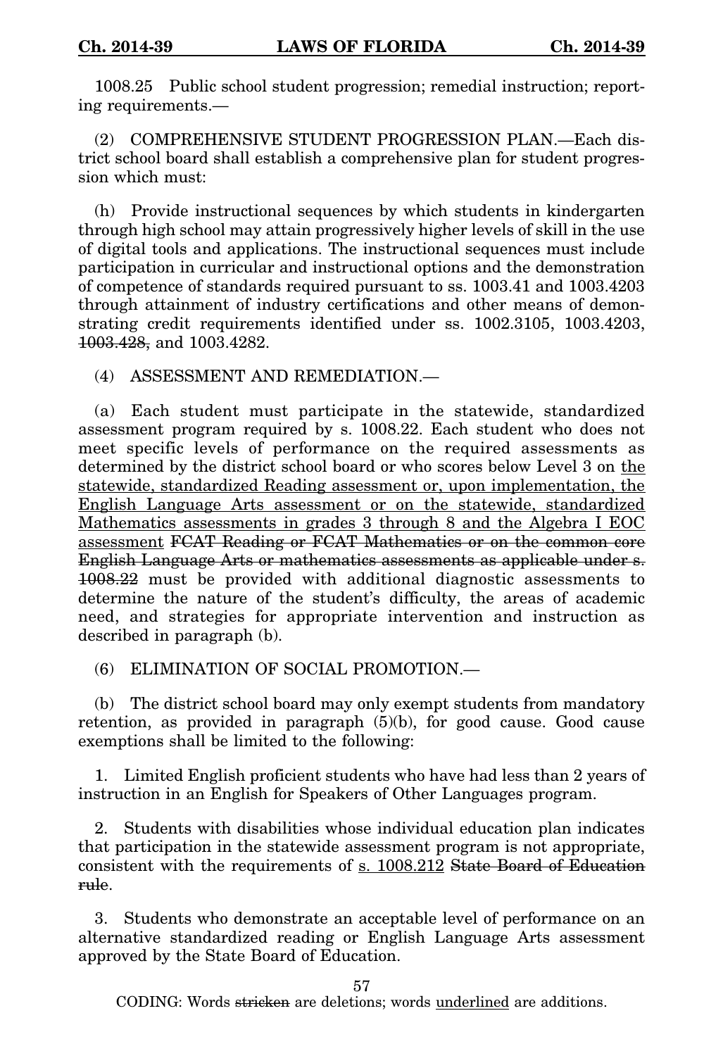1008.25 Public school student progression; remedial instruction; reporting requirements.—

(2) COMPREHENSIVE STUDENT PROGRESSION PLAN.—Each district school board shall establish a comprehensive plan for student progression which must:

(h) Provide instructional sequences by which students in kindergarten through high school may attain progressively higher levels of skill in the use of digital tools and applications. The instructional sequences must include participation in curricular and instructional options and the demonstration of competence of standards required pursuant to ss. 1003.41 and 1003.4203 through attainment of industry certifications and other means of demonstrating credit requirements identified under ss. 1002.3105, 1003.4203, ~~1003.428,~~ and 1003.4282.

(4) ASSESSMENT AND REMEDIATION.—

(a) Each student must participate in the statewide, standardized assessment program required by s. 1008.22. Each student who does not meet specific levels of performance on the required assessments as determined by the district school board or who scores below Level 3 on <u>the statewide, standardized Reading assessment or, upon implementation, the English Language Arts assessment or on the statewide, standardized Mathematics assessments in grades 3 through 8 and the Algebra I EOC assessment</u> ~~FCAT Reading or FCAT Mathematics or on the common core English Language Arts or mathematics assessments as applicable under s. 1008.22~~ must be provided with additional diagnostic assessments to determine the nature of the student's difficulty, the areas of academic need, and strategies for appropriate intervention and instruction as described in paragraph (b).

(6) ELIMINATION OF SOCIAL PROMOTION.—

(b) The district school board may only exempt students from mandatory retention, as provided in paragraph (5)(b), for good cause. Good cause exemptions shall be limited to the following:

1. Limited English proficient students who have had less than 2 years of instruction in an English for Speakers of Other Languages program.

2. Students with disabilities whose individual education plan indicates that participation in the statewide assessment program is not appropriate, consistent with the requirements of <u>s. 1008.212</u> ~~State Board of Education rule~~.

3. Students who demonstrate an acceptable level of performance on an alternative standardized reading or English Language Arts assessment approved by the State Board of Education.

CODING: Words ~~stricken~~ are deletions; words <u>underlined</u> are additions.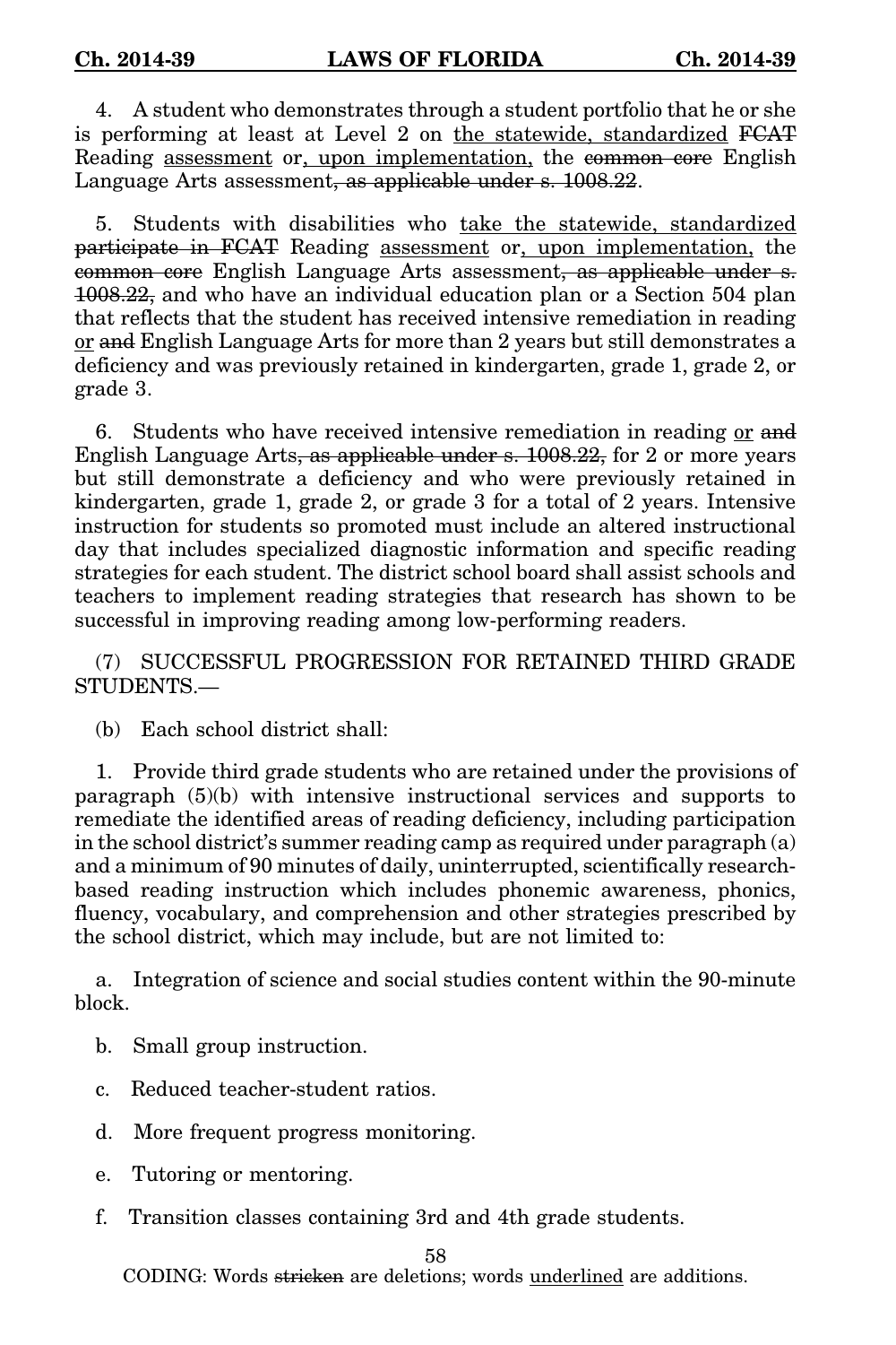4. A student who demonstrates through a student portfolio that he or she is performing at least at Level 2 on <u>the statewide, standardized</u> ~~FCAT~~ Reading <u>assessment</u> or<u>, upon implementation,</u> the ~~common core~~ English Language Arts assessment~~, as applicable under s. 1008.22~~.

5. Students with disabilities who <u>take the statewide, standardized</u> ~~participate in FCAT~~ Reading <u>assessment</u> or<u>, upon implementation,</u> the ~~common core~~ English Language Arts assessment~~, as applicable under s. 1008.22,~~ and who have an individual education plan or a Section 504 plan that reflects that the student has received intensive remediation in reading <u>or</u> ~~and~~ English Language Arts for more than 2 years but still demonstrates a deficiency and was previously retained in kindergarten, grade 1, grade 2, or grade 3.

6. Students who have received intensive remediation in reading <u>or</u> ~~and~~ English Language Arts~~, as applicable under s. 1008.22,~~ for 2 or more years but still demonstrate a deficiency and who were previously retained in kindergarten, grade 1, grade 2, or grade 3 for a total of 2 years. Intensive instruction for students so promoted must include an altered instructional day that includes specialized diagnostic information and specific reading strategies for each student. The district school board shall assist schools and teachers to implement reading strategies that research has shown to be successful in improving reading among low-performing readers.

(7) SUCCESSFUL PROGRESSION FOR RETAINED THIRD GRADE STUDENTS.—

(b) Each school district shall:

1. Provide third grade students who are retained under the provisions of paragraph (5)(b) with intensive instructional services and supports to remediate the identified areas of reading deficiency, including participation in the school district's summer reading camp as required under paragraph (a) and a minimum of 90 minutes of daily, uninterrupted, scientifically research-based reading instruction which includes phonemic awareness, phonics, fluency, vocabulary, and comprehension and other strategies prescribed by the school district, which may include, but are not limited to:

a. Integration of science and social studies content within the 90-minute block.

b. Small group instruction.

c. Reduced teacher-student ratios.

d. More frequent progress monitoring.

e. Tutoring or mentoring.

f. Transition classes containing 3rd and 4th grade students.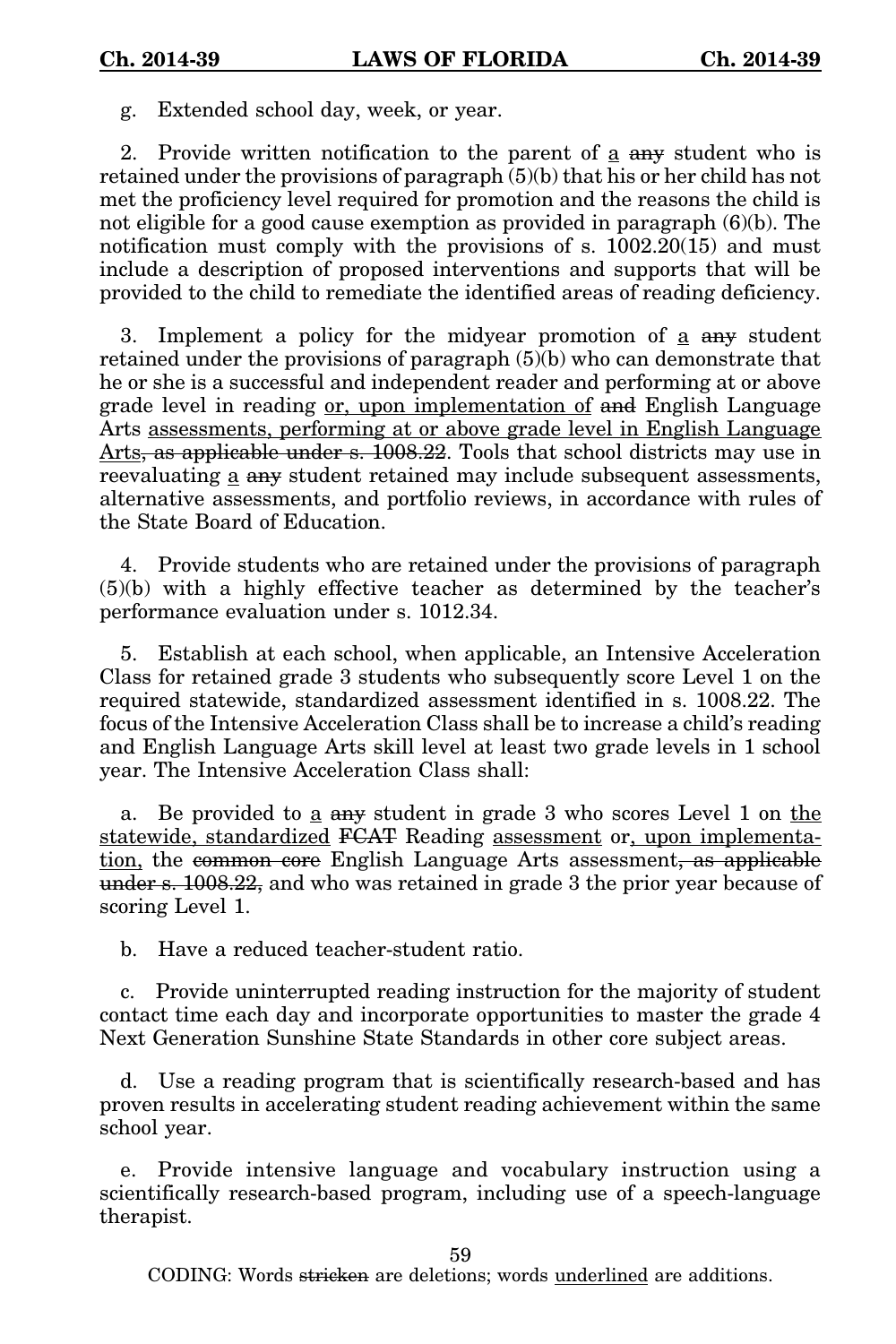g. Extended school day, week, or year.

2. Provide written notification to the parent of <u>a</u> ~~any~~ student who is retained under the provisions of paragraph (5)(b) that his or her child has not met the proficiency level required for promotion and the reasons the child is not eligible for a good cause exemption as provided in paragraph (6)(b). The notification must comply with the provisions of s. 1002.20(15) and must include a description of proposed interventions and supports that will be provided to the child to remediate the identified areas of reading deficiency.

3. Implement a policy for the midyear promotion of <u>a</u> ~~any~~ student retained under the provisions of paragraph (5)(b) who can demonstrate that he or she is a successful and independent reader and performing at or above grade level in reading <u>or, upon implementation of</u> ~~and~~ English Language Arts <u>assessments, performing at or above grade level in English Language Arts</u>~~, as applicable under s. 1008.22~~. Tools that school districts may use in reevaluating <u>a</u> ~~any~~ student retained may include subsequent assessments, alternative assessments, and portfolio reviews, in accordance with rules of the State Board of Education.

4. Provide students who are retained under the provisions of paragraph (5)(b) with a highly effective teacher as determined by the teacher's performance evaluation under s. 1012.34.

5. Establish at each school, when applicable, an Intensive Acceleration Class for retained grade 3 students who subsequently score Level 1 on the required statewide, standardized assessment identified in s. 1008.22. The focus of the Intensive Acceleration Class shall be to increase a child's reading and English Language Arts skill level at least two grade levels in 1 school year. The Intensive Acceleration Class shall:

a. Be provided to <u>a</u> ~~any~~ student in grade 3 who scores Level 1 on <u>the statewide, standardized</u> ~~FCAT~~ Reading <u>assessment</u> or<u>, upon implementation,</u> the ~~common core~~ English Language Arts assessment~~, as applicable under s. 1008.22,~~ and who was retained in grade 3 the prior year because of scoring Level 1.

b. Have a reduced teacher-student ratio.

c. Provide uninterrupted reading instruction for the majority of student contact time each day and incorporate opportunities to master the grade 4 Next Generation Sunshine State Standards in other core subject areas.

d. Use a reading program that is scientifically research-based and has proven results in accelerating student reading achievement within the same school year.

e. Provide intensive language and vocabulary instruction using a scientifically research-based program, including use of a speech-language therapist.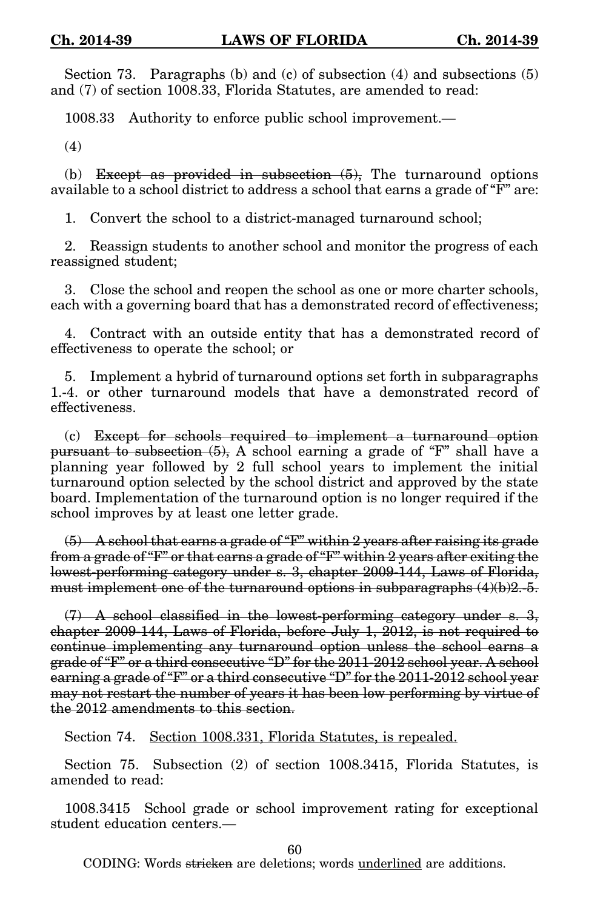Section 73. Paragraphs (b) and (c) of subsection (4) and subsections (5) and (7) of section 1008.33, Florida Statutes, are amended to read:

1008.33 Authority to enforce public school improvement.—

(4)

(b) ~~Except as provided in subsection (5),~~ The turnaround options available to a school district to address a school that earns a grade of "F" are:

1. Convert the school to a district-managed turnaround school;

2. Reassign students to another school and monitor the progress of each reassigned student;

3. Close the school and reopen the school as one or more charter schools, each with a governing board that has a demonstrated record of effectiveness;

4. Contract with an outside entity that has a demonstrated record of effectiveness to operate the school; or

5. Implement a hybrid of turnaround options set forth in subparagraphs 1.-4. or other turnaround models that have a demonstrated record of effectiveness.

(c) ~~Except for schools required to implement a turnaround option pursuant to subsection (5),~~ A school earning a grade of "F" shall have a planning year followed by 2 full school years to implement the initial turnaround option selected by the school district and approved by the state board. Implementation of the turnaround option is no longer required if the school improves by at least one letter grade.

~~(5) A school that earns a grade of "F" within 2 years after raising its grade from a grade of "F" or that earns a grade of "F" within 2 years after exiting the lowest-performing category under s. 3, chapter 2009-144, Laws of Florida, must implement one of the turnaround options in subparagraphs (4)(b)2.-5.~~

~~(7) A school classified in the lowest-performing category under s. 3, chapter 2009-144, Laws of Florida, before July 1, 2012, is not required to continue implementing any turnaround option unless the school earns a grade of "F" or a third consecutive "D" for the 2011-2012 school year. A school earning a grade of "F" or a third consecutive "D" for the 2011-2012 school year may not restart the number of years it has been low performing by virtue of the 2012 amendments to this section.~~

Section 74. <u>Section 1008.331, Florida Statutes, is repealed.</u>

Section 75. Subsection (2) of section 1008.3415, Florida Statutes, is amended to read:

1008.3415 School grade or school improvement rating for exceptional student education centers.—

CODING: Words ~~stricken~~ are deletions; words <u>underlined</u> are additions.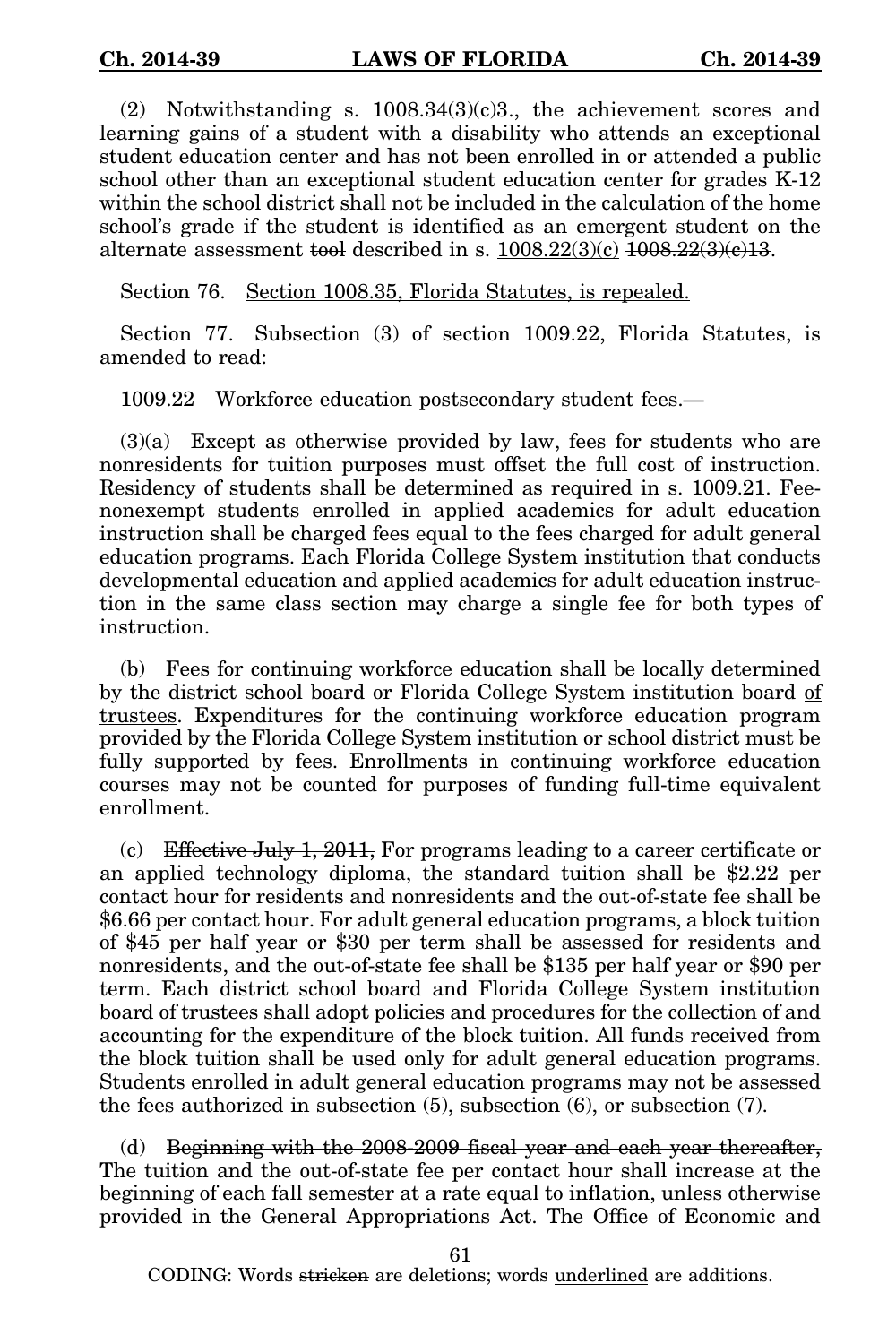(2) Notwithstanding s. 1008.34(3)(c)3., the achievement scores and learning gains of a student with a disability who attends an exceptional student education center and has not been enrolled in or attended a public school other than an exceptional student education center for grades K-12 within the school district shall not be included in the calculation of the home school's grade if the student is identified as an emergent student on the alternate assessment ~~tool~~ described in s. <u>1008.22(3)(c)</u> ~~1008.22(3)(c)13~~.

Section 76. <u>Section 1008.35, Florida Statutes, is repealed.</u>

Section 77. Subsection (3) of section 1009.22, Florida Statutes, is amended to read:

1009.22 Workforce education postsecondary student fees.—

(3)(a) Except as otherwise provided by law, fees for students who are nonresidents for tuition purposes must offset the full cost of instruction. Residency of students shall be determined as required in s. 1009.21. Fee-nonexempt students enrolled in applied academics for adult education instruction shall be charged fees equal to the fees charged for adult general education programs. Each Florida College System institution that conducts developmental education and applied academics for adult education instruction in the same class section may charge a single fee for both types of instruction.

(b) Fees for continuing workforce education shall be locally determined by the district school board or Florida College System institution board <u>of trustees</u>. Expenditures for the continuing workforce education program provided by the Florida College System institution or school district must be fully supported by fees. Enrollments in continuing workforce education courses may not be counted for purposes of funding full-time equivalent enrollment.

(c) ~~Effective July 1, 2011,~~ For programs leading to a career certificate or an applied technology diploma, the standard tuition shall be $2.22 per contact hour for residents and nonresidents and the out-of-state fee shall be $6.66 per contact hour. For adult general education programs, a block tuition of $45 per half year or $30 per term shall be assessed for residents and nonresidents, and the out-of-state fee shall be $135 per half year or $90 per term. Each district school board and Florida College System institution board of trustees shall adopt policies and procedures for the collection of and accounting for the expenditure of the block tuition. All funds received from the block tuition shall be used only for adult general education programs. Students enrolled in adult general education programs may not be assessed the fees authorized in subsection (5), subsection (6), or subsection (7).

(d) ~~Beginning with the 2008-2009 fiscal year and each year thereafter,~~ The tuition and the out-of-state fee per contact hour shall increase at the beginning of each fall semester at a rate equal to inflation, unless otherwise provided in the General Appropriations Act. The Office of Economic and

CODING: Words ~~stricken~~ are deletions; words <u>underlined</u> are additions.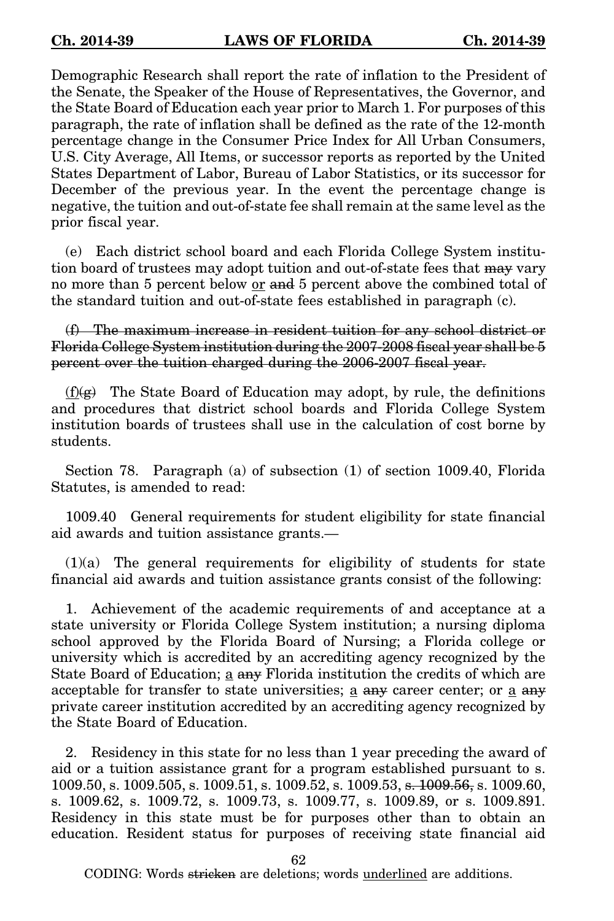Demographic Research shall report the rate of inflation to the President of the Senate, the Speaker of the House of Representatives, the Governor, and the State Board of Education each year prior to March 1. For purposes of this paragraph, the rate of inflation shall be defined as the rate of the 12-month percentage change in the Consumer Price Index for All Urban Consumers, U.S. City Average, All Items, or successor reports as reported by the United States Department of Labor, Bureau of Labor Statistics, or its successor for December of the previous year. In the event the percentage change is negative, the tuition and out-of-state fee shall remain at the same level as the prior fiscal year.

(e) Each district school board and each Florida College System institution board of trustees may adopt tuition and out-of-state fees that ~~may~~ vary no more than 5 percent below <u>or</u> ~~and~~ 5 percent above the combined total of the standard tuition and out-of-state fees established in paragraph (c).

~~(f) The maximum increase in resident tuition for any school district or Florida College System institution during the 2007-2008 fiscal year shall be 5 percent over the tuition charged during the 2006-2007 fiscal year.~~

<u>(f)</u>~~(g)~~ The State Board of Education may adopt, by rule, the definitions and procedures that district school boards and Florida College System institution boards of trustees shall use in the calculation of cost borne by students.

Section 78. Paragraph (a) of subsection (1) of section 1009.40, Florida Statutes, is amended to read:

1009.40 General requirements for student eligibility for state financial aid awards and tuition assistance grants.—

(1)(a) The general requirements for eligibility of students for state financial aid awards and tuition assistance grants consist of the following:

1. Achievement of the academic requirements of and acceptance at a state university or Florida College System institution; a nursing diploma school approved by the Florida Board of Nursing; a Florida college or university which is accredited by an accrediting agency recognized by the State Board of Education; <u>a</u> ~~any~~ Florida institution the credits of which are acceptable for transfer to state universities; <u>a</u> ~~any~~ career center; or <u>a</u> ~~any~~ private career institution accredited by an accrediting agency recognized by the State Board of Education.

2. Residency in this state for no less than 1 year preceding the award of aid or a tuition assistance grant for a program established pursuant to s. 1009.50, s. 1009.505, s. 1009.51, s. 1009.52, s. 1009.53, ~~s. 1009.56,~~ s. 1009.60, s. 1009.62, s. 1009.72, s. 1009.73, s. 1009.77, s. 1009.89, or s. 1009.891. Residency in this state must be for purposes other than to obtain an education. Resident status for purposes of receiving state financial aid

CODING: Words ~~stricken~~ are deletions; words <u>underlined</u> are additions.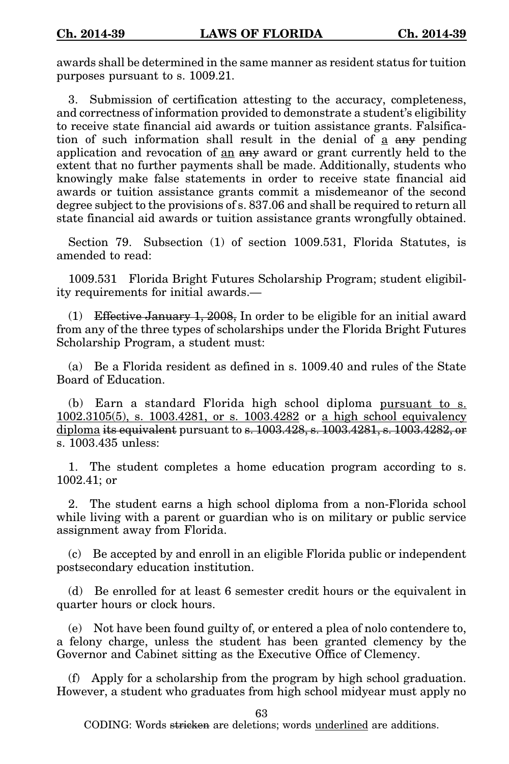awards shall be determined in the same manner as resident status for tuition purposes pursuant to s. 1009.21.

3. Submission of certification attesting to the accuracy, completeness, and correctness of information provided to demonstrate a student's eligibility to receive state financial aid awards or tuition assistance grants. Falsification of such information shall result in the denial of <u>a</u> ~~any~~ pending application and revocation of <u>an</u> ~~any~~ award or grant currently held to the extent that no further payments shall be made. Additionally, students who knowingly make false statements in order to receive state financial aid awards or tuition assistance grants commit a misdemeanor of the second degree subject to the provisions of s. 837.06 and shall be required to return all state financial aid awards or tuition assistance grants wrongfully obtained.

Section 79. Subsection (1) of section 1009.531, Florida Statutes, is amended to read:

1009.531 Florida Bright Futures Scholarship Program; student eligibility requirements for initial awards.—

(1) ~~Effective January 1, 2008,~~ In order to be eligible for an initial award from any of the three types of scholarships under the Florida Bright Futures Scholarship Program, a student must:

(a) Be a Florida resident as defined in s. 1009.40 and rules of the State Board of Education.

(b) Earn a standard Florida high school diploma <u>pursuant to s. 1002.3105(5), s. 1003.4281, or s. 1003.4282</u> or <u>a high school equivalency diploma</u> ~~its equivalent~~ pursuant to ~~s. 1003.428, s. 1003.4281, s. 1003.4282, or~~ s. 1003.435 unless:

1. The student completes a home education program according to s. 1002.41; or

2. The student earns a high school diploma from a non-Florida school while living with a parent or guardian who is on military or public service assignment away from Florida.

(c) Be accepted by and enroll in an eligible Florida public or independent postsecondary education institution.

(d) Be enrolled for at least 6 semester credit hours or the equivalent in quarter hours or clock hours.

(e) Not have been found guilty of, or entered a plea of nolo contendere to, a felony charge, unless the student has been granted clemency by the Governor and Cabinet sitting as the Executive Office of Clemency.

(f) Apply for a scholarship from the program by high school graduation. However, a student who graduates from high school midyear must apply no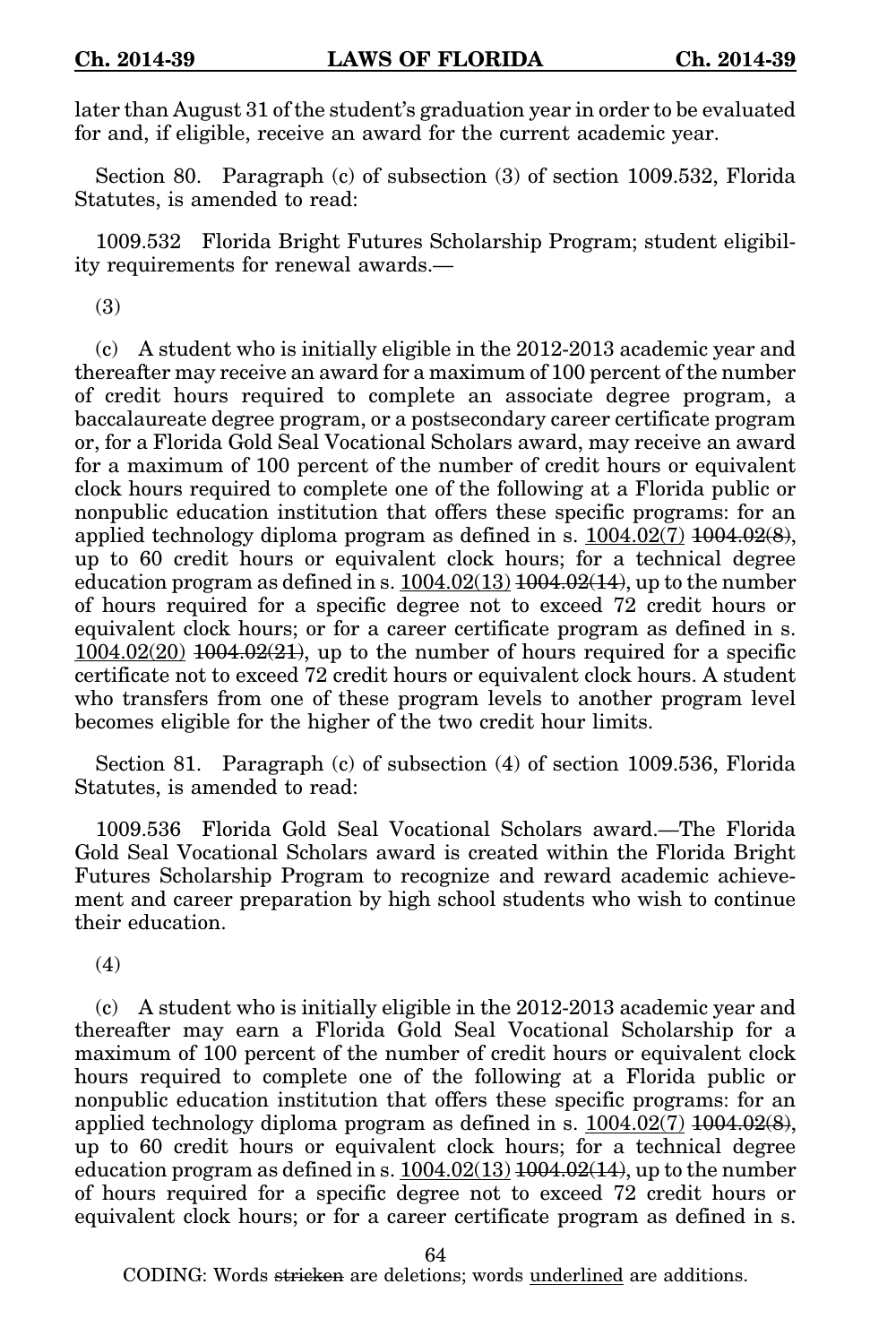later than August 31 of the student's graduation year in order to be evaluated for and, if eligible, receive an award for the current academic year.

Section 80. Paragraph (c) of subsection (3) of section 1009.532, Florida Statutes, is amended to read:

1009.532 Florida Bright Futures Scholarship Program; student eligibility requirements for renewal awards.—

(3)

(c) A student who is initially eligible in the 2012-2013 academic year and thereafter may receive an award for a maximum of 100 percent of the number of credit hours required to complete an associate degree program, a baccalaureate degree program, or a postsecondary career certificate program or, for a Florida Gold Seal Vocational Scholars award, may receive an award for a maximum of 100 percent of the number of credit hours or equivalent clock hours required to complete one of the following at a Florida public or nonpublic education institution that offers these specific programs: for an applied technology diploma program as defined in s. <u>1004.02(7)</u> ~~1004.02(8)~~, up to 60 credit hours or equivalent clock hours; for a technical degree education program as defined in s. <u>1004.02(13)</u> ~~1004.02(14)~~, up to the number of hours required for a specific degree not to exceed 72 credit hours or equivalent clock hours; or for a career certificate program as defined in s. <u>1004.02(20)</u> ~~1004.02(21)~~, up to the number of hours required for a specific certificate not to exceed 72 credit hours or equivalent clock hours. A student who transfers from one of these program levels to another program level becomes eligible for the higher of the two credit hour limits.

Section 81. Paragraph (c) of subsection (4) of section 1009.536, Florida Statutes, is amended to read:

1009.536 Florida Gold Seal Vocational Scholars award.—The Florida Gold Seal Vocational Scholars award is created within the Florida Bright Futures Scholarship Program to recognize and reward academic achievement and career preparation by high school students who wish to continue their education.

(4)

(c) A student who is initially eligible in the 2012-2013 academic year and thereafter may earn a Florida Gold Seal Vocational Scholarship for a maximum of 100 percent of the number of credit hours or equivalent clock hours required to complete one of the following at a Florida public or nonpublic education institution that offers these specific programs: for an applied technology diploma program as defined in s. <u>1004.02(7)</u> ~~1004.02(8)~~, up to 60 credit hours or equivalent clock hours; for a technical degree education program as defined in s. <u>1004.02(13)</u> ~~1004.02(14)~~, up to the number of hours required for a specific degree not to exceed 72 credit hours or equivalent clock hours; or for a career certificate program as defined in s.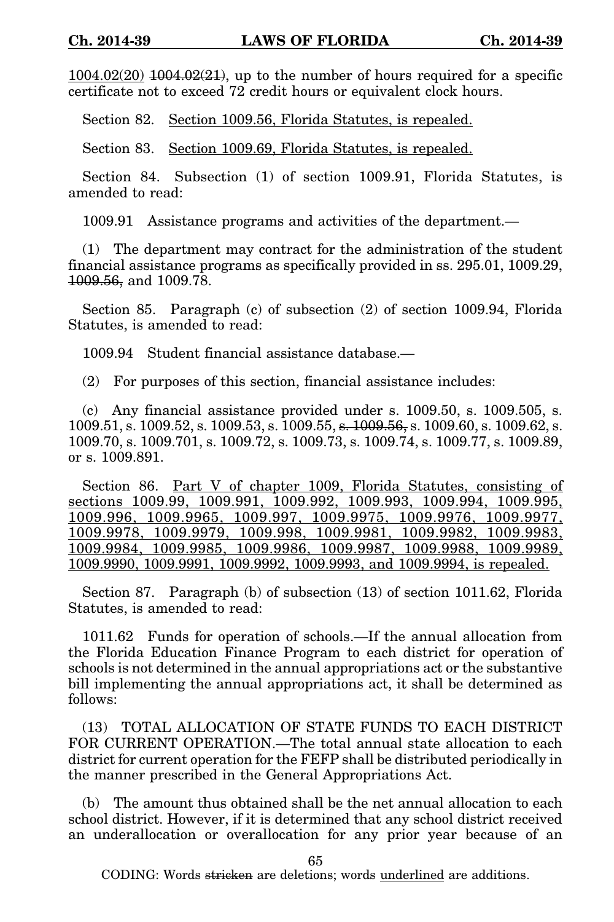<u>1004.02(20)</u> ~~1004.02(21)~~, up to the number of hours required for a specific certificate not to exceed 72 credit hours or equivalent clock hours.

Section 82. <u>Section 1009.56, Florida Statutes, is repealed.</u>

Section 83. <u>Section 1009.69, Florida Statutes, is repealed.</u>

Section 84. Subsection (1) of section 1009.91, Florida Statutes, is amended to read:

1009.91 Assistance programs and activities of the department.—

(1) The department may contract for the administration of the student financial assistance programs as specifically provided in ss. 295.01, 1009.29, ~~1009.56,~~ and 1009.78.

Section 85. Paragraph (c) of subsection (2) of section 1009.94, Florida Statutes, is amended to read:

1009.94 Student financial assistance database.—

(2) For purposes of this section, financial assistance includes:

(c) Any financial assistance provided under s. 1009.50, s. 1009.505, s. 1009.51, s. 1009.52, s. 1009.53, s. 1009.55, ~~s. 1009.56,~~ s. 1009.60, s. 1009.62, s. 1009.70, s. 1009.701, s. 1009.72, s. 1009.73, s. 1009.74, s. 1009.77, s. 1009.89, or s. 1009.891.

Section 86. <u>Part V of chapter 1009, Florida Statutes, consisting of sections 1009.99, 1009.991, 1009.992, 1009.993, 1009.994, 1009.995, 1009.996, 1009.9965, 1009.997, 1009.9975, 1009.9976, 1009.9977, 1009.9978, 1009.9979, 1009.998, 1009.9981, 1009.9982, 1009.9983, 1009.9984, 1009.9985, 1009.9986, 1009.9987, 1009.9988, 1009.9989, 1009.9990, 1009.9991, 1009.9992, 1009.9993, and 1009.9994, is repealed.</u>

Section 87. Paragraph (b) of subsection (13) of section 1011.62, Florida Statutes, is amended to read:

1011.62 Funds for operation of schools.—If the annual allocation from the Florida Education Finance Program to each district for operation of schools is not determined in the annual appropriations act or the substantive bill implementing the annual appropriations act, it shall be determined as follows:

(13) TOTAL ALLOCATION OF STATE FUNDS TO EACH DISTRICT FOR CURRENT OPERATION.—The total annual state allocation to each district for current operation for the FEFP shall be distributed periodically in the manner prescribed in the General Appropriations Act.

(b) The amount thus obtained shall be the net annual allocation to each school district. However, if it is determined that any school district received an underallocation or overallocation for any prior year because of an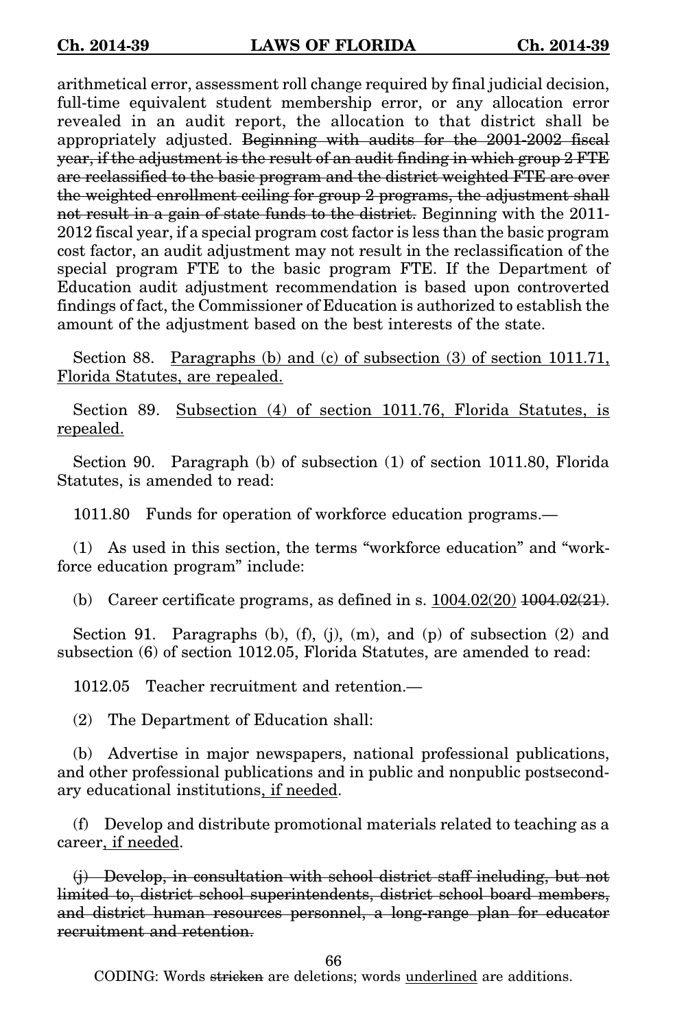arithmetical error, assessment roll change required by final judicial decision, full-time equivalent student membership error, or any allocation error revealed in an audit report, the allocation to that district shall be appropriately adjusted. ~~Beginning with audits for the 2001-2002 fiscal year, if the adjustment is the result of an audit finding in which group 2 FTE are reclassified to the basic program and the district weighted FTE are over the weighted enrollment ceiling for group 2 programs, the adjustment shall not result in a gain of state funds to the district.~~ Beginning with the 2011-2012 fiscal year, if a special program cost factor is less than the basic program cost factor, an audit adjustment may not result in the reclassification of the special program FTE to the basic program FTE. If the Department of Education audit adjustment recommendation is based upon controverted findings of fact, the Commissioner of Education is authorized to establish the amount of the adjustment based on the best interests of the state.

Section 88. <u>Paragraphs (b) and (c) of subsection (3) of section 1011.71, Florida Statutes, are repealed.</u>

Section 89. <u>Subsection (4) of section 1011.76, Florida Statutes, is repealed.</u>

Section 90. Paragraph (b) of subsection (1) of section 1011.80, Florida Statutes, is amended to read:

1011.80 Funds for operation of workforce education programs.—

(1) As used in this section, the terms "workforce education" and "workforce education program" include:

(b) Career certificate programs, as defined in s. <u>1004.02(20)</u> ~~1004.02(21)~~.

Section 91. Paragraphs (b), (f), (j), (m), and (p) of subsection (2) and subsection (6) of section 1012.05, Florida Statutes, are amended to read:

1012.05 Teacher recruitment and retention.—

(2) The Department of Education shall:

(b) Advertise in major newspapers, national professional publications, and other professional publications and in public and nonpublic postsecondary educational institutions<u>, if needed</u>.

(f) Develop and distribute promotional materials related to teaching as a career<u>, if needed</u>.

~~(j) Develop, in consultation with school district staff including, but not limited to, district school superintendents, district school board members, and district human resources personnel, a long-range plan for educator recruitment and retention.~~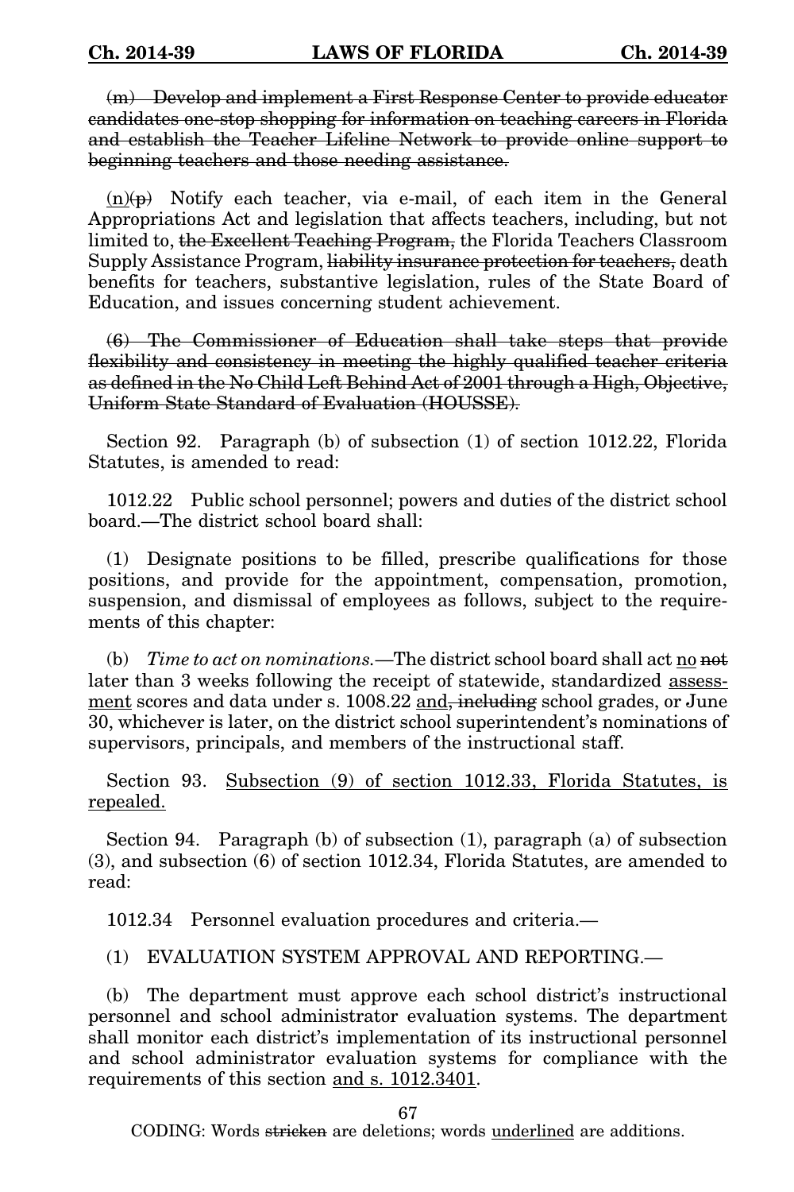~~(m) Develop and implement a First Response Center to provide educator candidates one-stop shopping for information on teaching careers in Florida and establish the Teacher Lifeline Network to provide online support to beginning teachers and those needing assistance.~~

<u>(n)</u>~~(p)~~ Notify each teacher, via e-mail, of each item in the General Appropriations Act and legislation that affects teachers, including, but not limited to, ~~the Excellent Teaching Program,~~ the Florida Teachers Classroom Supply Assistance Program, ~~liability insurance protection for teachers,~~ death benefits for teachers, substantive legislation, rules of the State Board of Education, and issues concerning student achievement.

~~(6) The Commissioner of Education shall take steps that provide flexibility and consistency in meeting the highly qualified teacher criteria as defined in the No Child Left Behind Act of 2001 through a High, Objective, Uniform State Standard of Evaluation (HOUSSE).~~

Section 92. Paragraph (b) of subsection (1) of section 1012.22, Florida Statutes, is amended to read:

1012.22 Public school personnel; powers and duties of the district school board.—The district school board shall:

(1) Designate positions to be filled, prescribe qualifications for those positions, and provide for the appointment, compensation, promotion, suspension, and dismissal of employees as follows, subject to the requirements of this chapter:

(b) *Time to act on nominations.*—The district school board shall act <u>no</u> ~~not~~ later than 3 weeks following the receipt of statewide, standardized <u>assessment</u> scores and data under s. 1008.22 <u>and</u>~~, including~~ school grades, or June 30, whichever is later, on the district school superintendent's nominations of supervisors, principals, and members of the instructional staff.

Section 93. <u>Subsection (9) of section 1012.33, Florida Statutes, is repealed.</u>

Section 94. Paragraph (b) of subsection (1), paragraph (a) of subsection (3), and subsection (6) of section 1012.34, Florida Statutes, are amended to read:

1012.34 Personnel evaluation procedures and criteria.—

(1) EVALUATION SYSTEM APPROVAL AND REPORTING.—

(b) The department must approve each school district's instructional personnel and school administrator evaluation systems. The department shall monitor each district's implementation of its instructional personnel and school administrator evaluation systems for compliance with the requirements of this section <u>and s. 1012.3401</u>.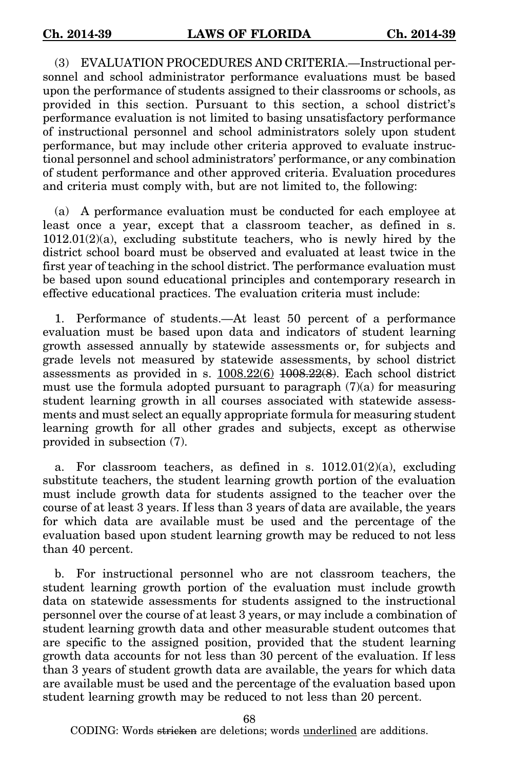(3) EVALUATION PROCEDURES AND CRITERIA.—Instructional personnel and school administrator performance evaluations must be based upon the performance of students assigned to their classrooms or schools, as provided in this section. Pursuant to this section, a school district's performance evaluation is not limited to basing unsatisfactory performance of instructional personnel and school administrators solely upon student performance, but may include other criteria approved to evaluate instructional personnel and school administrators' performance, or any combination of student performance and other approved criteria. Evaluation procedures and criteria must comply with, but are not limited to, the following:

(a) A performance evaluation must be conducted for each employee at least once a year, except that a classroom teacher, as defined in s. 1012.01(2)(a), excluding substitute teachers, who is newly hired by the district school board must be observed and evaluated at least twice in the first year of teaching in the school district. The performance evaluation must be based upon sound educational principles and contemporary research in effective educational practices. The evaluation criteria must include:

1. Performance of students.—At least 50 percent of a performance evaluation must be based upon data and indicators of student learning growth assessed annually by statewide assessments or, for subjects and grade levels not measured by statewide assessments, by school district assessments as provided in s. <u>1008.22(6)</u> ~~1008.22(8)~~. Each school district must use the formula adopted pursuant to paragraph (7)(a) for measuring student learning growth in all courses associated with statewide assessments and must select an equally appropriate formula for measuring student learning growth for all other grades and subjects, except as otherwise provided in subsection (7).

a. For classroom teachers, as defined in s. 1012.01(2)(a), excluding substitute teachers, the student learning growth portion of the evaluation must include growth data for students assigned to the teacher over the course of at least 3 years. If less than 3 years of data are available, the years for which data are available must be used and the percentage of the evaluation based upon student learning growth may be reduced to not less than 40 percent.

b. For instructional personnel who are not classroom teachers, the student learning growth portion of the evaluation must include growth data on statewide assessments for students assigned to the instructional personnel over the course of at least 3 years, or may include a combination of student learning growth data and other measurable student outcomes that are specific to the assigned position, provided that the student learning growth data accounts for not less than 30 percent of the evaluation. If less than 3 years of student growth data are available, the years for which data are available must be used and the percentage of the evaluation based upon student learning growth may be reduced to not less than 20 percent.

CODING: Words ~~stricken~~ are deletions; words <u>underlined</u> are additions.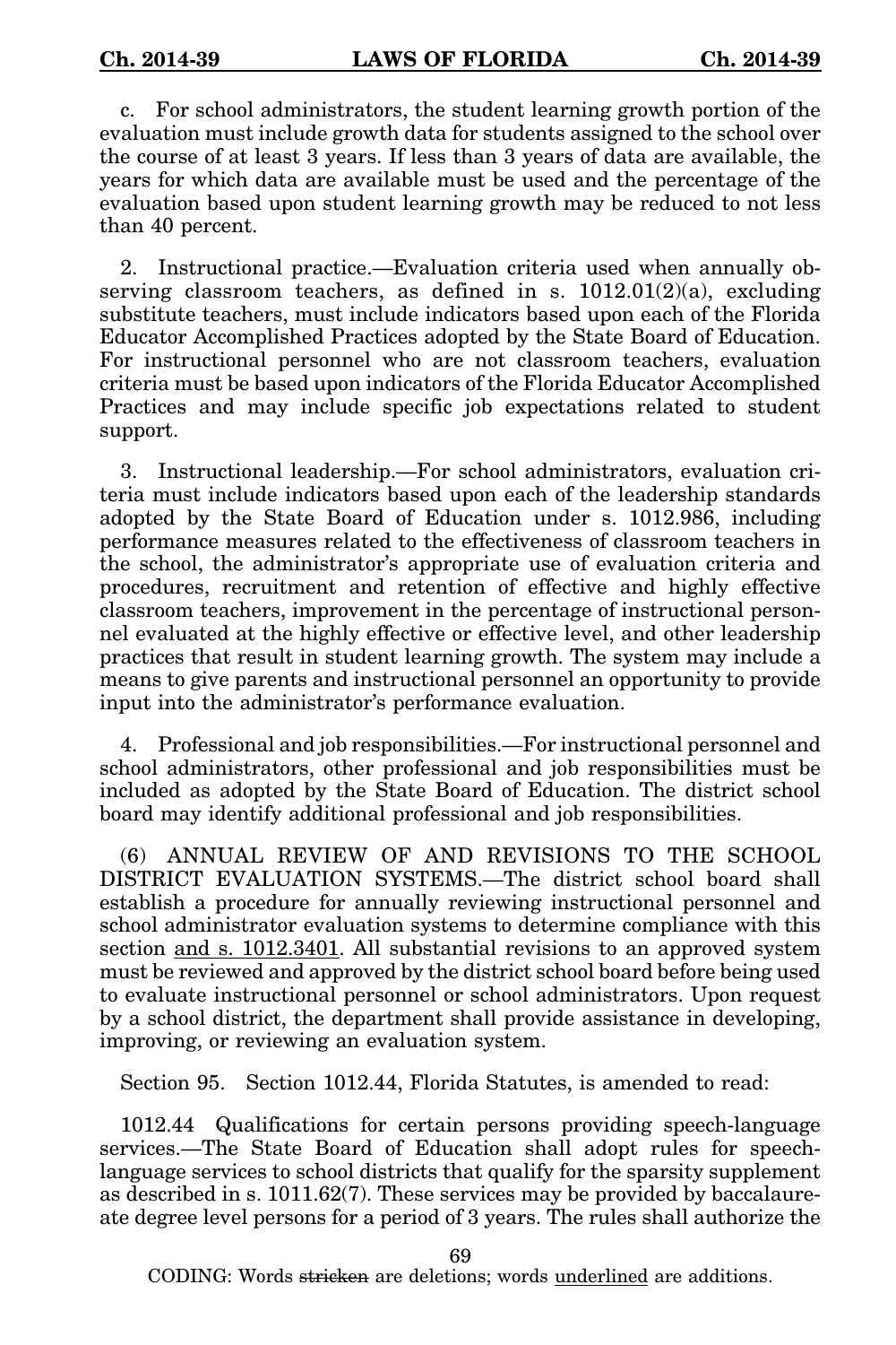c. For school administrators, the student learning growth portion of the evaluation must include growth data for students assigned to the school over the course of at least 3 years. If less than 3 years of data are available, the years for which data are available must be used and the percentage of the evaluation based upon student learning growth may be reduced to not less than 40 percent.

2. Instructional practice.—Evaluation criteria used when annually observing classroom teachers, as defined in s. 1012.01(2)(a), excluding substitute teachers, must include indicators based upon each of the Florida Educator Accomplished Practices adopted by the State Board of Education. For instructional personnel who are not classroom teachers, evaluation criteria must be based upon indicators of the Florida Educator Accomplished Practices and may include specific job expectations related to student support.

3. Instructional leadership.—For school administrators, evaluation criteria must include indicators based upon each of the leadership standards adopted by the State Board of Education under s. 1012.986, including performance measures related to the effectiveness of classroom teachers in the school, the administrator's appropriate use of evaluation criteria and procedures, recruitment and retention of effective and highly effective classroom teachers, improvement in the percentage of instructional personnel evaluated at the highly effective or effective level, and other leadership practices that result in student learning growth. The system may include a means to give parents and instructional personnel an opportunity to provide input into the administrator's performance evaluation.

4. Professional and job responsibilities.—For instructional personnel and school administrators, other professional and job responsibilities must be included as adopted by the State Board of Education. The district school board may identify additional professional and job responsibilities.

(6) ANNUAL REVIEW OF AND REVISIONS TO THE SCHOOL DISTRICT EVALUATION SYSTEMS.—The district school board shall establish a procedure for annually reviewing instructional personnel and school administrator evaluation systems to determine compliance with this section <u>and s. 1012.3401</u>. All substantial revisions to an approved system must be reviewed and approved by the district school board before being used to evaluate instructional personnel or school administrators. Upon request by a school district, the department shall provide assistance in developing, improving, or reviewing an evaluation system.

Section 95. Section 1012.44, Florida Statutes, is amended to read:

1012.44 Qualifications for certain persons providing speech-language services.—The State Board of Education shall adopt rules for speech-language services to school districts that qualify for the sparsity supplement as described in s. 1011.62(7). These services may be provided by baccalaureate degree level persons for a period of 3 years. The rules shall authorize the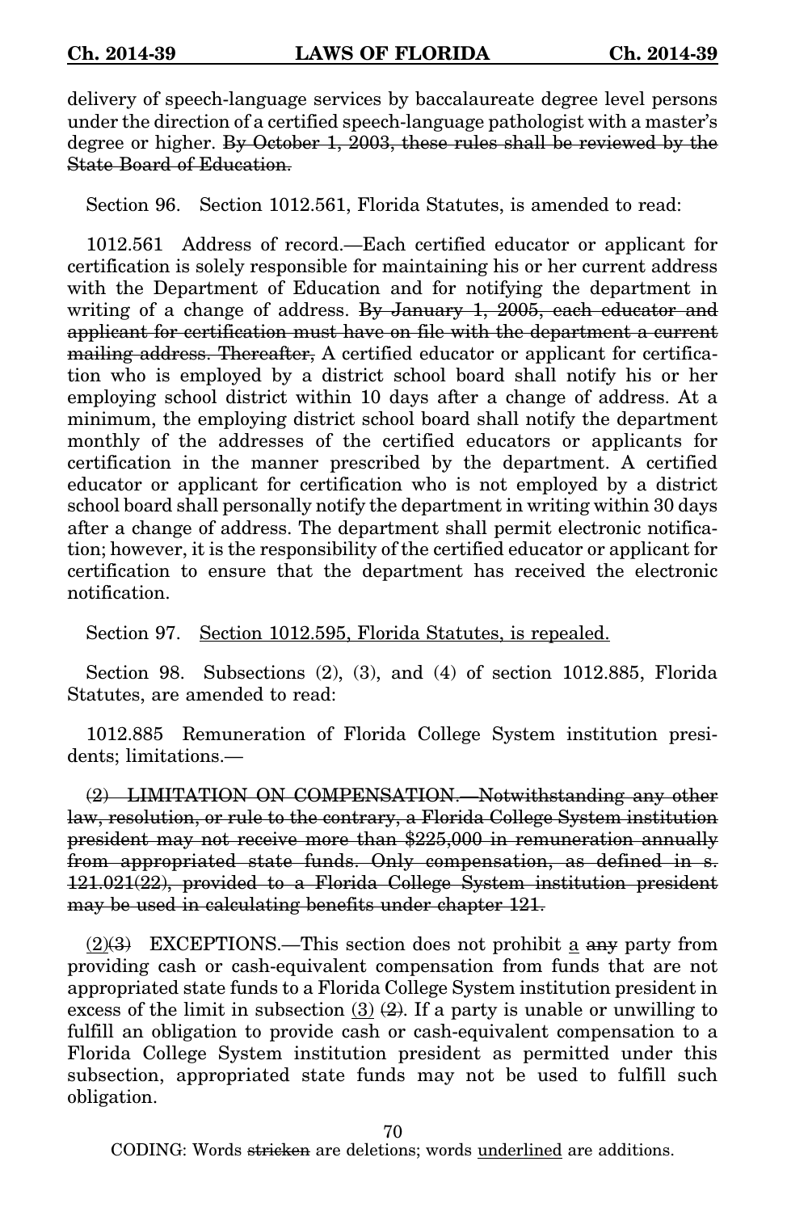delivery of speech-language services by baccalaureate degree level persons under the direction of a certified speech-language pathologist with a master's degree or higher. ~~By October 1, 2003, these rules shall be reviewed by the State Board of Education.~~

Section 96. Section 1012.561, Florida Statutes, is amended to read:

1012.561 Address of record.—Each certified educator or applicant for certification is solely responsible for maintaining his or her current address with the Department of Education and for notifying the department in writing of a change of address. ~~By January 1, 2005, each educator and applicant for certification must have on file with the department a current mailing address. Thereafter,~~ A certified educator or applicant for certification who is employed by a district school board shall notify his or her employing school district within 10 days after a change of address. At a minimum, the employing district school board shall notify the department monthly of the addresses of the certified educators or applicants for certification in the manner prescribed by the department. A certified educator or applicant for certification who is not employed by a district school board shall personally notify the department in writing within 30 days after a change of address. The department shall permit electronic notification; however, it is the responsibility of the certified educator or applicant for certification to ensure that the department has received the electronic notification.

Section 97. <u>Section 1012.595, Florida Statutes, is repealed.</u>

Section 98. Subsections (2), (3), and (4) of section 1012.885, Florida Statutes, are amended to read:

1012.885 Remuneration of Florida College System institution presidents; limitations.—

~~(2) LIMITATION ON COMPENSATION.—Notwithstanding any other law, resolution, or rule to the contrary, a Florida College System institution president may not receive more than $225,000 in remuneration annually from appropriated state funds. Only compensation, as defined in s. 121.021(22), provided to a Florida College System institution president may be used in calculating benefits under chapter 121.~~

<u>(2)</u>~~(3)~~ EXCEPTIONS.—This section does not prohibit <u>a</u> ~~any~~ party from providing cash or cash-equivalent compensation from funds that are not appropriated state funds to a Florida College System institution president in excess of the limit in subsection <u>(3)</u> ~~(2)~~. If a party is unable or unwilling to fulfill an obligation to provide cash or cash-equivalent compensation to a Florida College System institution president as permitted under this subsection, appropriated state funds may not be used to fulfill such obligation.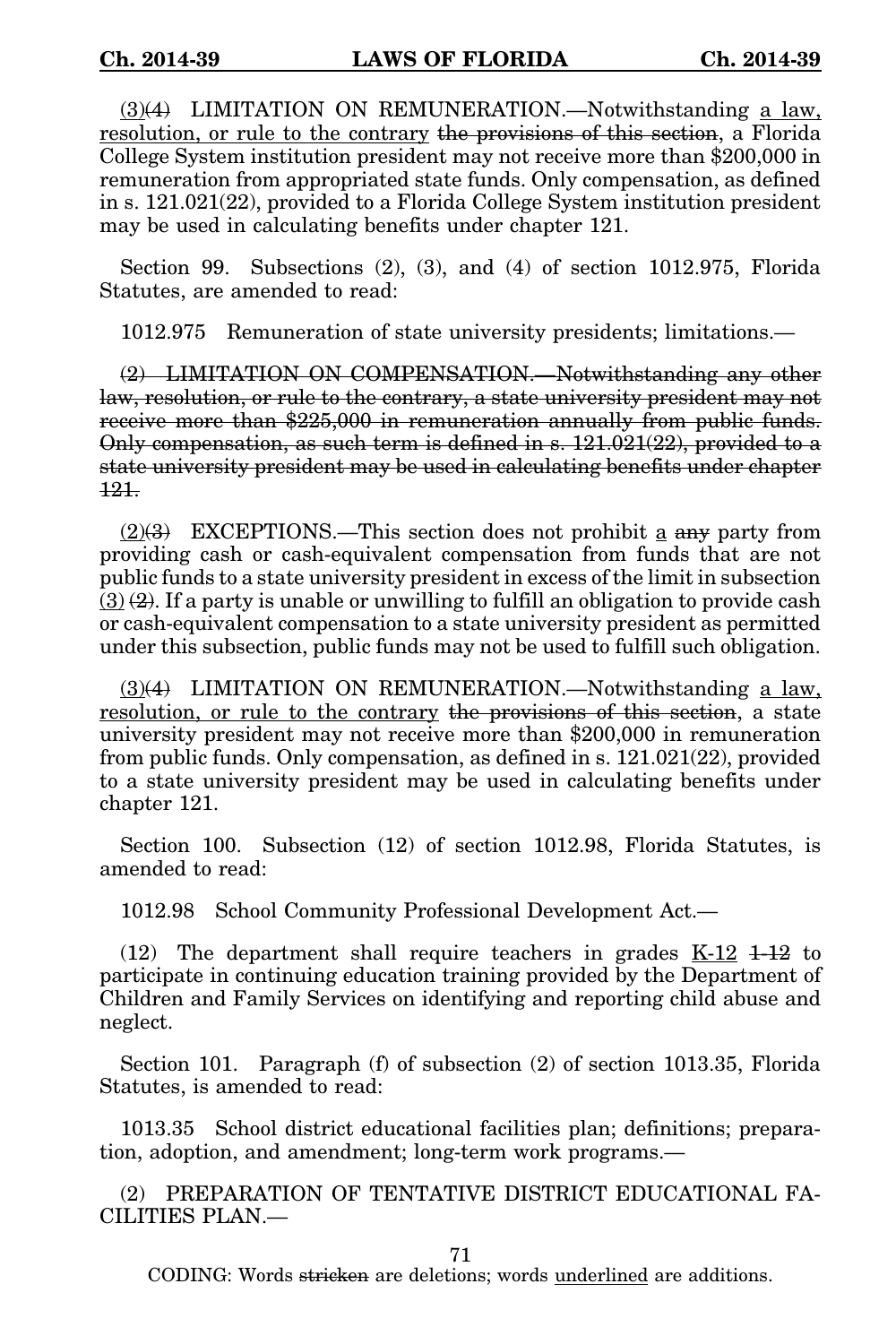<u>(3)</u>~~(4)~~ LIMITATION ON REMUNERATION.—Notwithstanding <u>a law, resolution, or rule to the contrary</u> ~~the provisions of this section~~, a Florida College System institution president may not receive more than $200,000 in remuneration from appropriated state funds. Only compensation, as defined in s. 121.021(22), provided to a Florida College System institution president may be used in calculating benefits under chapter 121.

Section 99. Subsections (2), (3), and (4) of section 1012.975, Florida Statutes, are amended to read:

1012.975 Remuneration of state university presidents; limitations.—

~~(2) LIMITATION ON COMPENSATION.—Notwithstanding any other law, resolution, or rule to the contrary, a state university president may not receive more than $225,000 in remuneration annually from public funds. Only compensation, as such term is defined in s. 121.021(22), provided to a state university president may be used in calculating benefits under chapter 121.~~

<u>(2)</u>~~(3)~~ EXCEPTIONS.—This section does not prohibit <u>a</u> ~~any~~ party from providing cash or cash-equivalent compensation from funds that are not public funds to a state university president in excess of the limit in subsection <u>(3)</u> ~~(2)~~. If a party is unable or unwilling to fulfill an obligation to provide cash or cash-equivalent compensation to a state university president as permitted under this subsection, public funds may not be used to fulfill such obligation.

<u>(3)</u>~~(4)~~ LIMITATION ON REMUNERATION.—Notwithstanding <u>a law, resolution, or rule to the contrary</u> ~~the provisions of this section~~, a state university president may not receive more than $200,000 in remuneration from public funds. Only compensation, as defined in s. 121.021(22), provided to a state university president may be used in calculating benefits under chapter 121.

Section 100. Subsection (12) of section 1012.98, Florida Statutes, is amended to read:

1012.98 School Community Professional Development Act.—

(12) The department shall require teachers in grades <u>K-12</u> ~~1-12~~ to participate in continuing education training provided by the Department of Children and Family Services on identifying and reporting child abuse and neglect.

Section 101. Paragraph (f) of subsection (2) of section 1013.35, Florida Statutes, is amended to read:

1013.35 School district educational facilities plan; definitions; preparation, adoption, and amendment; long-term work programs.—

(2) PREPARATION OF TENTATIVE DISTRICT EDUCATIONAL FACILITIES PLAN.—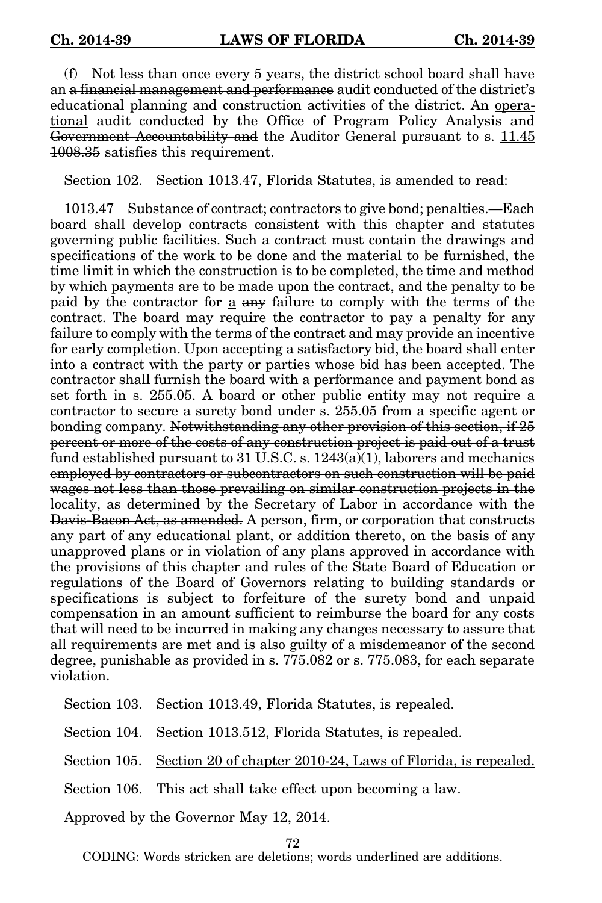(f) Not less than once every 5 years, the district school board shall have <u>an</u> ~~a financial management and performance~~ audit conducted of the <u>district's</u> educational planning and construction activities ~~of the district~~. An <u>operational</u> audit conducted by ~~the Office of Program Policy Analysis and Government Accountability and~~ the Auditor General pursuant to s. <u>11.45</u> ~~1008.35~~ satisfies this requirement.

Section 102. Section 1013.47, Florida Statutes, is amended to read:

1013.47 Substance of contract; contractors to give bond; penalties.—Each board shall develop contracts consistent with this chapter and statutes governing public facilities. Such a contract must contain the drawings and specifications of the work to be done and the material to be furnished, the time limit in which the construction is to be completed, the time and method by which payments are to be made upon the contract, and the penalty to be paid by the contractor for <u>a</u> ~~any~~ failure to comply with the terms of the contract. The board may require the contractor to pay a penalty for any failure to comply with the terms of the contract and may provide an incentive for early completion. Upon accepting a satisfactory bid, the board shall enter into a contract with the party or parties whose bid has been accepted. The contractor shall furnish the board with a performance and payment bond as set forth in s. 255.05. A board or other public entity may not require a contractor to secure a surety bond under s. 255.05 from a specific agent or bonding company. ~~Notwithstanding any other provision of this section, if 25 percent or more of the costs of any construction project is paid out of a trust fund established pursuant to 31 U.S.C. s. 1243(a)(1), laborers and mechanics employed by contractors or subcontractors on such construction will be paid wages not less than those prevailing on similar construction projects in the locality, as determined by the Secretary of Labor in accordance with the Davis-Bacon Act, as amended.~~ A person, firm, or corporation that constructs any part of any educational plant, or addition thereto, on the basis of any unapproved plans or in violation of any plans approved in accordance with the provisions of this chapter and rules of the State Board of Education or regulations of the Board of Governors relating to building standards or specifications is subject to forfeiture of <u>the surety</u> bond and unpaid compensation in an amount sufficient to reimburse the board for any costs that will need to be incurred in making any changes necessary to assure that all requirements are met and is also guilty of a misdemeanor of the second degree, punishable as provided in s. 775.082 or s. 775.083, for each separate violation.

Section 103. <u>Section 1013.49, Florida Statutes, is repealed.</u>

Section 104. <u>Section 1013.512, Florida Statutes, is repealed.</u>

Section 105. <u>Section 20 of chapter 2010-24, Laws of Florida, is repealed.</u>

Section 106. This act shall take effect upon becoming a law.

Approved by the Governor May 12, 2014.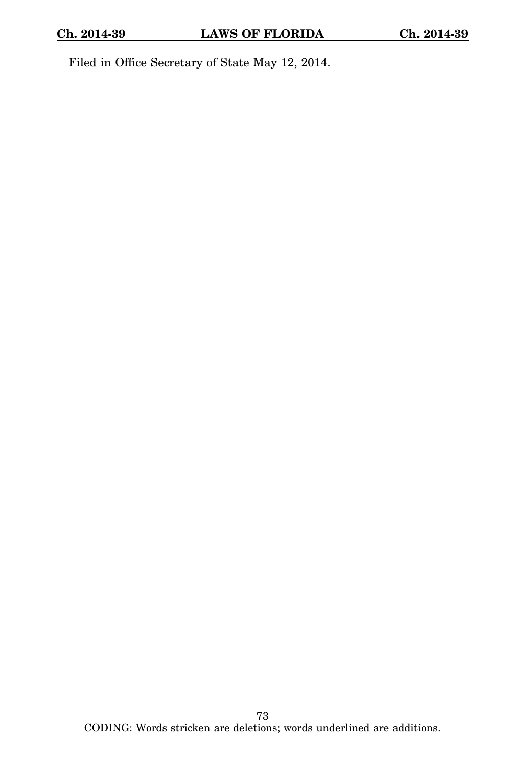Filed in Office Secretary of State May 12, 2014.